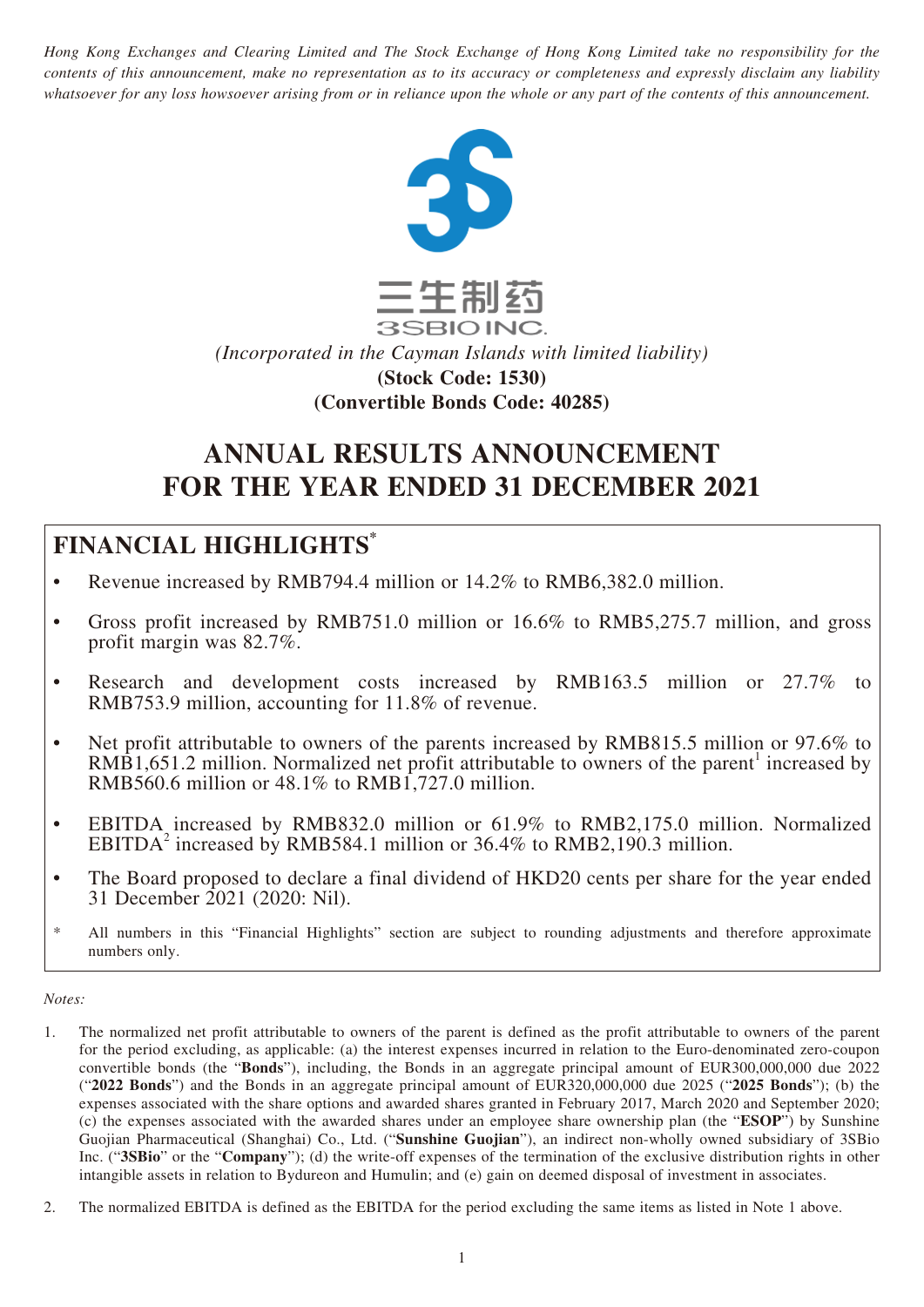*Hong Kong Exchanges and Clearing Limited and The Stock Exchange of Hong Kong Limited take no responsibility for the contents of this announcement, make no representation as to its accuracy or completeness and expressly disclaim any liability whatsoever for any loss howsoever arising from or in reliance upon the whole or any part of the contents of this announcement.*

三生制药
3SBIO INC.

*(Incorporated in the Cayman Islands with limited liability)*

**(Stock Code: 1530)**

**(Convertible Bonds Code: 40285)**

# ANNUAL RESULTS ANNOUNCEMENT FOR THE YEAR ENDED 31 DECEMBER 2021

## FINANCIAL HIGHLIGHTS*

- Revenue increased by RMB794.4 million or 14.2% to RMB6,382.0 million.
- Gross profit increased by RMB751.0 million or 16.6% to RMB5,275.7 million, and gross profit margin was 82.7%.
- Research and development costs increased by RMB163.5 million or 27.7% to RMB753.9 million, accounting for 11.8% of revenue.
- Net profit attributable to owners of the parents increased by RMB815.5 million or 97.6% to RMB1,651.2 million. Normalized net profit attributable to owners of the parent[1] increased by RMB560.6 million or 48.1% to RMB1,727.0 million.
- EBITDA increased by RMB832.0 million or 61.9% to RMB2,175.0 million. Normalized EBITDA[2] increased by RMB584.1 million or 36.4% to RMB2,190.3 million.
- The Board proposed to declare a final dividend of HKD20 cents per share for the year ended 31 December 2021 (2020: Nil).

\* All numbers in this "Financial Highlights" section are subject to rounding adjustments and therefore approximate numbers only.

*Notes:*

1. The normalized net profit attributable to owners of the parent is defined as the profit attributable to owners of the parent for the period excluding, as applicable: (a) the interest expenses incurred in relation to the Euro-denominated zero-coupon convertible bonds (the "**Bonds**"), including, the Bonds in an aggregate principal amount of EUR300,000,000 due 2022 ("**2022 Bonds**") and the Bonds in an aggregate principal amount of EUR320,000,000 due 2025 ("**2025 Bonds**"); (b) the expenses associated with the share options and awarded shares granted in February 2017, March 2020 and September 2020; (c) the expenses associated with the awarded shares under an employee share ownership plan (the "**ESOP**") by Sunshine Guojian Pharmaceutical (Shanghai) Co., Ltd. ("**Sunshine Guojian**"), an indirect non-wholly owned subsidiary of 3SBio Inc. ("**3SBio**" or the "**Company**"); (d) the write-off expenses of the termination of the exclusive distribution rights in other intangible assets in relation to Bydureon and Humulin; and (e) gain on deemed disposal of investment in associates.

2. The normalized EBITDA is defined as the EBITDA for the period excluding the same items as listed in Note 1 above.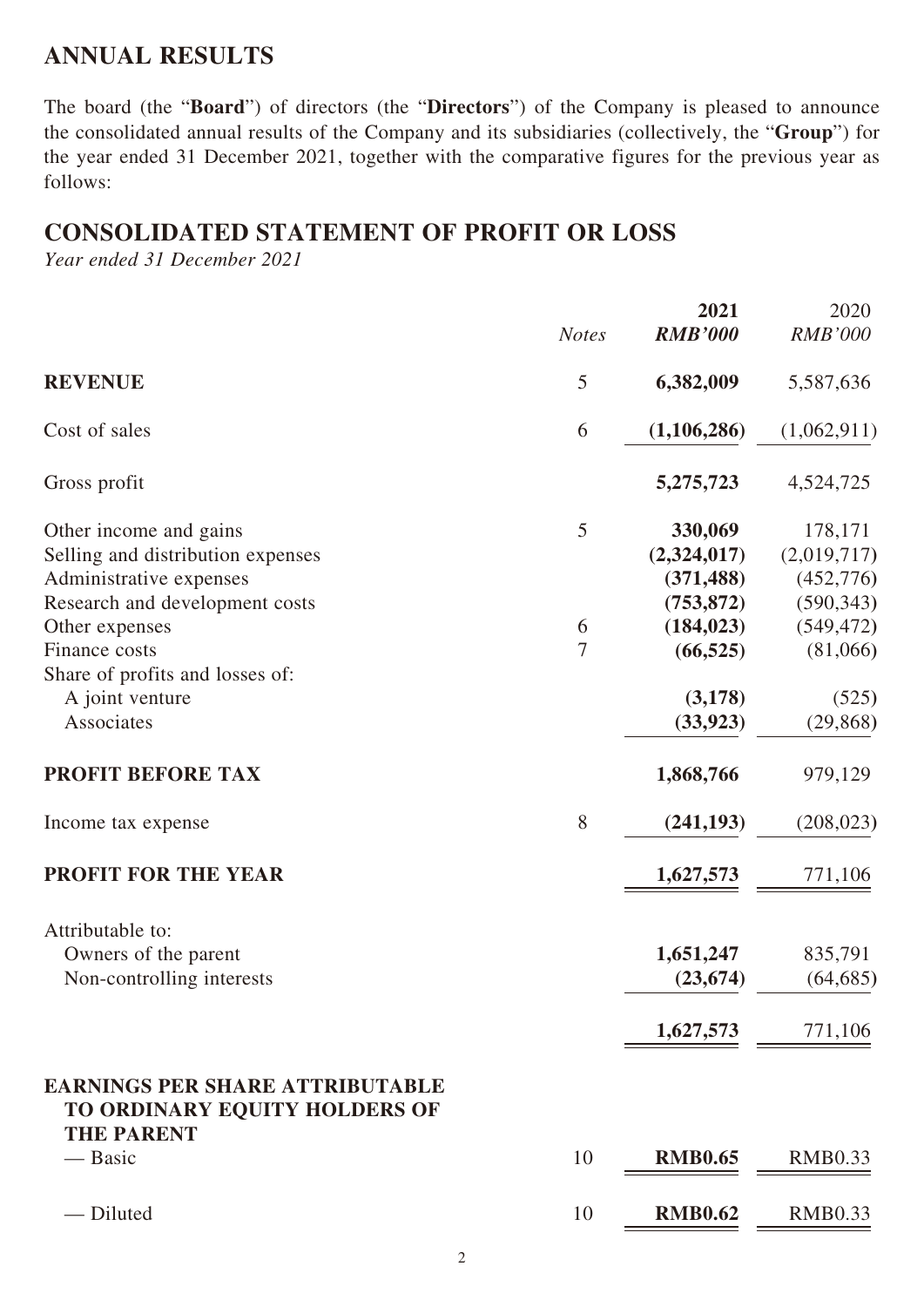# ANNUAL RESULTS

The board (the "**Board**") of directors (the "**Directors**") of the Company is pleased to announce the consolidated annual results of the Company and its subsidiaries (collectively, the "**Group**") for the year ended 31 December 2021, together with the comparative figures for the previous year as follows:

# CONSOLIDATED STATEMENT OF PROFIT OR LOSS

*Year ended 31 December 2021*

| | *Notes* | **2021** <br> ***RMB'000*** | 2020 <br> *RMB'000* |
|---|---|---|---|
| **REVENUE** | 5 | **6,382,009** | 5,587,636 |
| Cost of sales | 6 | **(1,106,286)** | (1,062,911) |
| Gross profit | | **5,275,723** | 4,524,725 |
| Other income and gains | 5 | **330,069** | 178,171 |
| Selling and distribution expenses | | **(2,324,017)** | (2,019,717) |
| Administrative expenses | | **(371,488)** | (452,776) |
| Research and development costs | | **(753,872)** | (590,343) |
| Other expenses | 6 | **(184,023)** | (549,472) |
| Finance costs | 7 | **(66,525)** | (81,066) |
| Share of profits and losses of: | | | |
| A joint venture | | **(3,178)** | (525) |
| Associates | | **(33,923)** | (29,868) |
| **PROFIT BEFORE TAX** | | **1,868,766** | 979,129 |
| Income tax expense | 8 | **(241,193)** | (208,023) |
| **PROFIT FOR THE YEAR** | | **1,627,573** | 771,106 |
| Attributable to: | | | |
| Owners of the parent | | **1,651,247** | 835,791 |
| Non-controlling interests | | **(23,674)** | (64,685) |
| | | **1,627,573** | 771,106 |
| **EARNINGS PER SHARE ATTRIBUTABLE TO ORDINARY EQUITY HOLDERS OF THE PARENT** | | | |
| — Basic | 10 | **RMB0.65** | RMB0.33 |
| — Diluted | 10 | **RMB0.62** | RMB0.33 |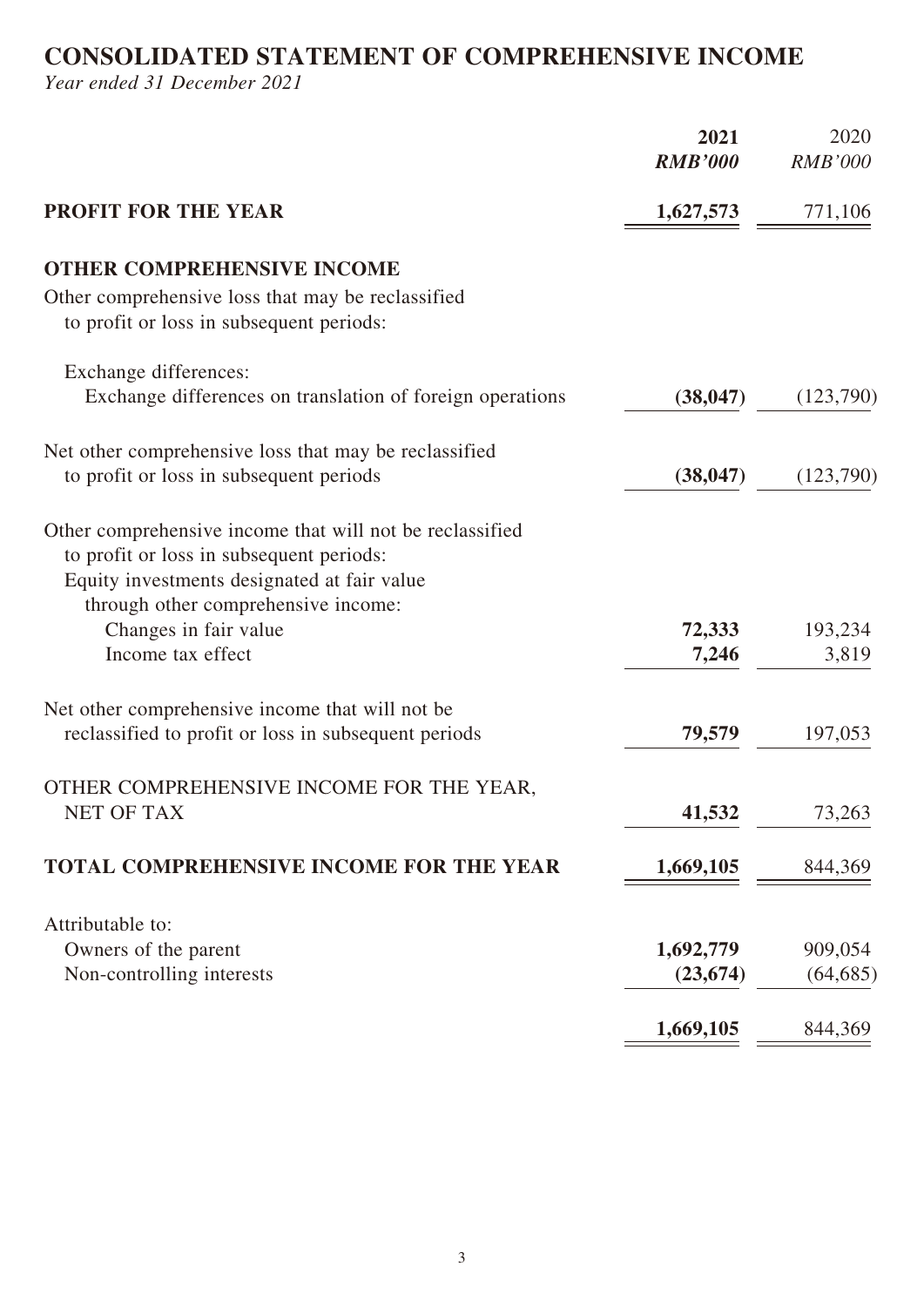# CONSOLIDATED STATEMENT OF COMPREHENSIVE INCOME

*Year ended 31 December 2021*

| | 2021 *RMB'000* | 2020 *RMB'000* |
|---|---|---|
| **PROFIT FOR THE YEAR** | **1,627,573** | 771,106 |
| **OTHER COMPREHENSIVE INCOME** | | |
| Other comprehensive loss that may be reclassified to profit or loss in subsequent periods: | | |
| Exchange differences: | | |
| Exchange differences on translation of foreign operations | **(38,047)** | (123,790) |
| Net other comprehensive loss that may be reclassified to profit or loss in subsequent periods | **(38,047)** | (123,790) |
| Other comprehensive income that will not be reclassified to profit or loss in subsequent periods: | | |
| Equity investments designated at fair value through other comprehensive income: | | |
| Changes in fair value | **72,333** | 193,234 |
| Income tax effect | **7,246** | 3,819 |
| Net other comprehensive income that will not be reclassified to profit or loss in subsequent periods | **79,579** | 197,053 |
| OTHER COMPREHENSIVE INCOME FOR THE YEAR, NET OF TAX | **41,532** | 73,263 |
| **TOTAL COMPREHENSIVE INCOME FOR THE YEAR** | **1,669,105** | 844,369 |
| Attributable to: | | |
| Owners of the parent | **1,692,779** | 909,054 |
| Non-controlling interests | **(23,674)** | (64,685) |
| | **1,669,105** | 844,369 |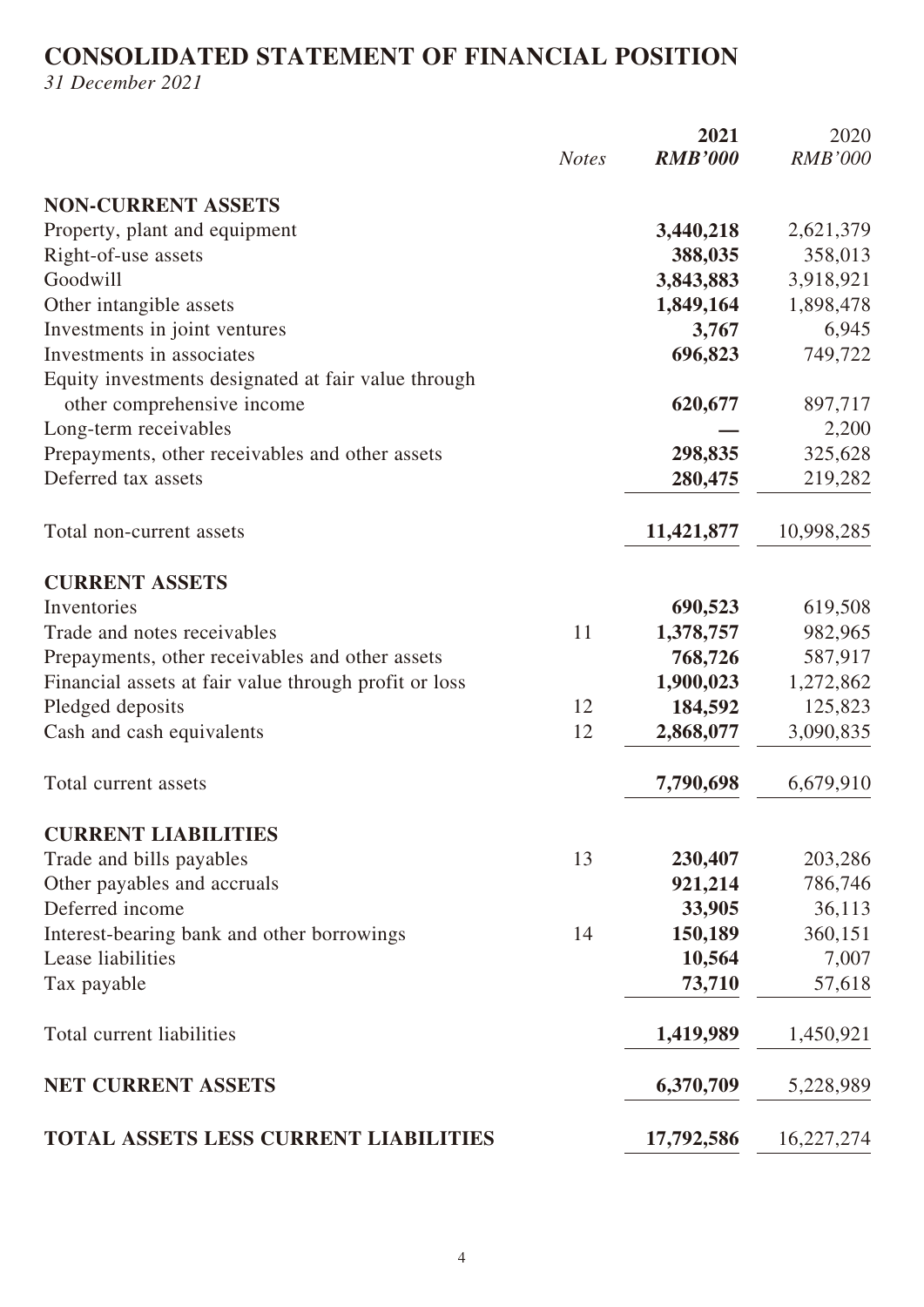# CONSOLIDATED STATEMENT OF FINANCIAL POSITION

*31 December 2021*

| | *Notes* | **2021** **RMB'000** | 2020 *RMB'000* |
|---|---|---|---|
| **NON-CURRENT ASSETS** | | | |
| Property, plant and equipment | | **3,440,218** | 2,621,379 |
| Right-of-use assets | | **388,035** | 358,013 |
| Goodwill | | **3,843,883** | 3,918,921 |
| Other intangible assets | | **1,849,164** | 1,898,478 |
| Investments in joint ventures | | **3,767** | 6,945 |
| Investments in associates | | **696,823** | 749,722 |
| Equity investments designated at fair value through other comprehensive income | | **620,677** | 897,717 |
| Long-term receivables | | **—** | 2,200 |
| Prepayments, other receivables and other assets | | **298,835** | 325,628 |
| Deferred tax assets | | **280,475** | 219,282 |
| Total non-current assets | | **11,421,877** | 10,998,285 |
| **CURRENT ASSETS** | | | |
| Inventories | | **690,523** | 619,508 |
| Trade and notes receivables | 11 | **1,378,757** | 982,965 |
| Prepayments, other receivables and other assets | | **768,726** | 587,917 |
| Financial assets at fair value through profit or loss | | **1,900,023** | 1,272,862 |
| Pledged deposits | 12 | **184,592** | 125,823 |
| Cash and cash equivalents | 12 | **2,868,077** | 3,090,835 |
| Total current assets | | **7,790,698** | 6,679,910 |
| **CURRENT LIABILITIES** | | | |
| Trade and bills payables | 13 | **230,407** | 203,286 |
| Other payables and accruals | | **921,214** | 786,746 |
| Deferred income | | **33,905** | 36,113 |
| Interest-bearing bank and other borrowings | 14 | **150,189** | 360,151 |
| Lease liabilities | | **10,564** | 7,007 |
| Tax payable | | **73,710** | 57,618 |
| Total current liabilities | | **1,419,989** | 1,450,921 |
| **NET CURRENT ASSETS** | | **6,370,709** | 5,228,989 |
| **TOTAL ASSETS LESS CURRENT LIABILITIES** | | **17,792,586** | 16,227,274 |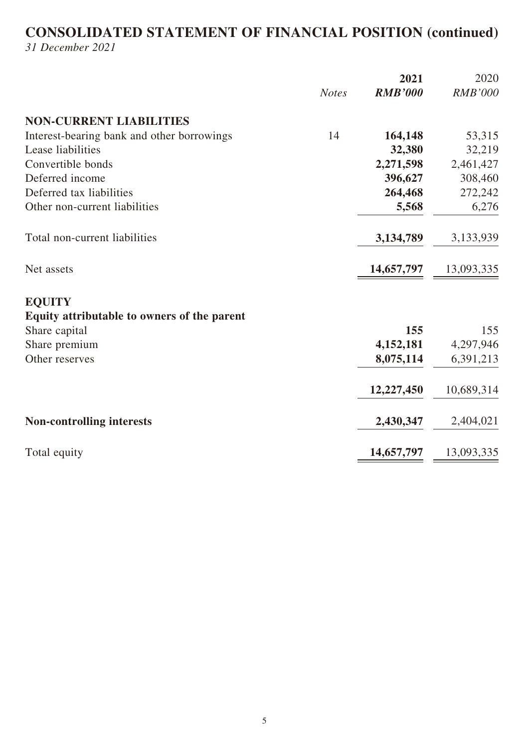# CONSOLIDATED STATEMENT OF FINANCIAL POSITION (continued)

*31 December 2021*

| | *Notes* | **2021** ***RMB'000*** | 2020 *RMB'000* |
|---|---|---|---|
| **NON-CURRENT LIABILITIES** | | | |
| Interest-bearing bank and other borrowings | 14 | **164,148** | 53,315 |
| Lease liabilities | | **32,380** | 32,219 |
| Convertible bonds | | **2,271,598** | 2,461,427 |
| Deferred income | | **396,627** | 308,460 |
| Deferred tax liabilities | | **264,468** | 272,242 |
| Other non-current liabilities | | **5,568** | 6,276 |
| Total non-current liabilities | | **3,134,789** | 3,133,939 |
| Net assets | | **14,657,797** | 13,093,335 |
| **EQUITY** | | | |
| **Equity attributable to owners of the parent** | | | |
| Share capital | | **155** | 155 |
| Share premium | | **4,152,181** | 4,297,946 |
| Other reserves | | **8,075,114** | 6,391,213 |
| | | **12,227,450** | 10,689,314 |
| **Non-controlling interests** | | **2,430,347** | 2,404,021 |
| Total equity | | **14,657,797** | 13,093,335 |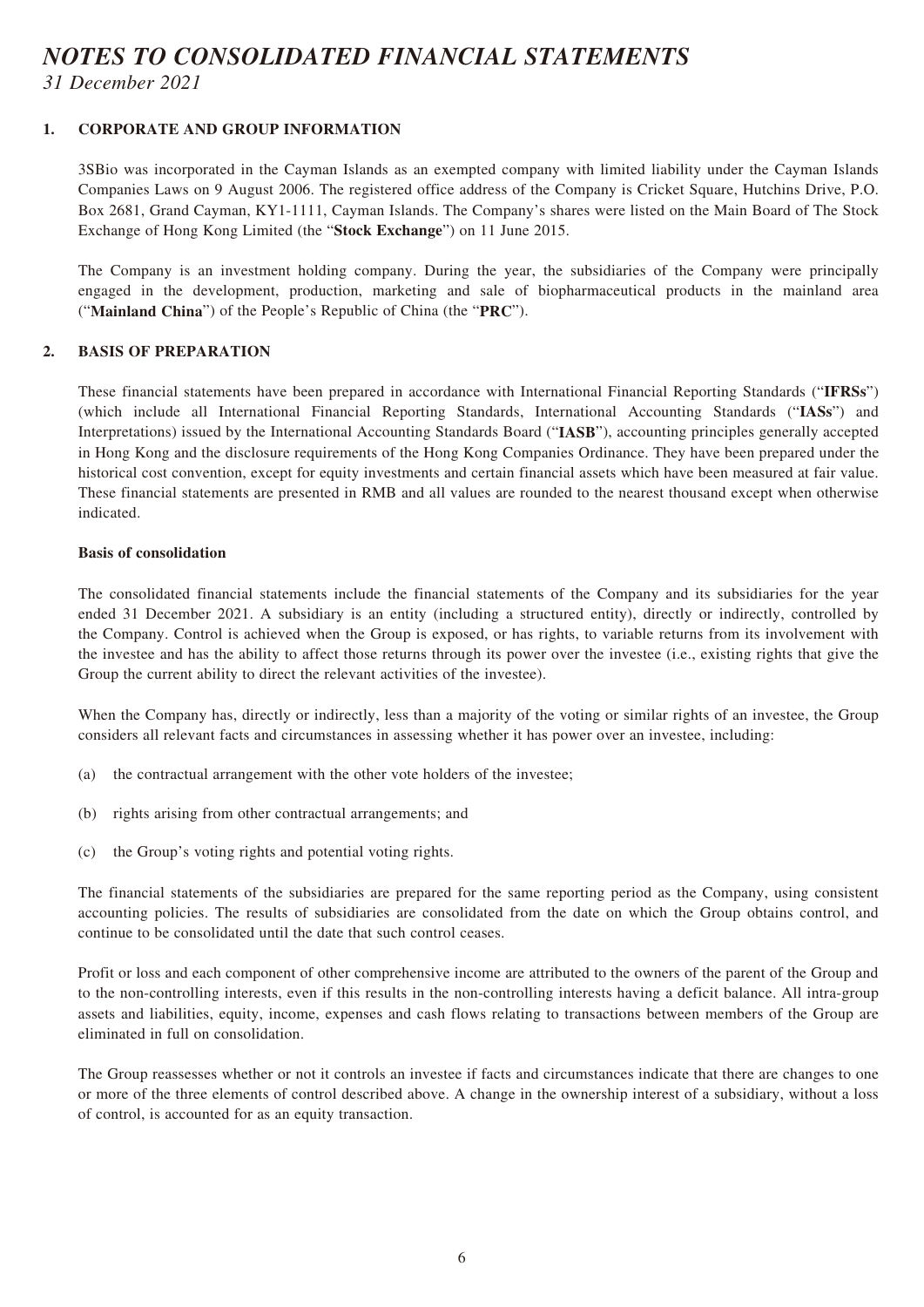# *NOTES TO CONSOLIDATED FINANCIAL STATEMENTS*

*31 December 2021*

## 1. CORPORATE AND GROUP INFORMATION

3SBio was incorporated in the Cayman Islands as an exempted company with limited liability under the Cayman Islands Companies Laws on 9 August 2006. The registered office address of the Company is Cricket Square, Hutchins Drive, P.O. Box 2681, Grand Cayman, KY1-1111, Cayman Islands. The Company's shares were listed on the Main Board of The Stock Exchange of Hong Kong Limited (the "**Stock Exchange**") on 11 June 2015.

The Company is an investment holding company. During the year, the subsidiaries of the Company were principally engaged in the development, production, marketing and sale of biopharmaceutical products in the mainland area ("**Mainland China**") of the People's Republic of China (the "**PRC**").

## 2. BASIS OF PREPARATION

These financial statements have been prepared in accordance with International Financial Reporting Standards ("**IFRSs**") (which include all International Financial Reporting Standards, International Accounting Standards ("**IASs**") and Interpretations) issued by the International Accounting Standards Board ("**IASB**"), accounting principles generally accepted in Hong Kong and the disclosure requirements of the Hong Kong Companies Ordinance. They have been prepared under the historical cost convention, except for equity investments and certain financial assets which have been measured at fair value. These financial statements are presented in RMB and all values are rounded to the nearest thousand except when otherwise indicated.

### Basis of consolidation

The consolidated financial statements include the financial statements of the Company and its subsidiaries for the year ended 31 December 2021. A subsidiary is an entity (including a structured entity), directly or indirectly, controlled by the Company. Control is achieved when the Group is exposed, or has rights, to variable returns from its involvement with the investee and has the ability to affect those returns through its power over the investee (i.e., existing rights that give the Group the current ability to direct the relevant activities of the investee).

When the Company has, directly or indirectly, less than a majority of the voting or similar rights of an investee, the Group considers all relevant facts and circumstances in assessing whether it has power over an investee, including:

(a) the contractual arrangement with the other vote holders of the investee;

(b) rights arising from other contractual arrangements; and

(c) the Group's voting rights and potential voting rights.

The financial statements of the subsidiaries are prepared for the same reporting period as the Company, using consistent accounting policies. The results of subsidiaries are consolidated from the date on which the Group obtains control, and continue to be consolidated until the date that such control ceases.

Profit or loss and each component of other comprehensive income are attributed to the owners of the parent of the Group and to the non-controlling interests, even if this results in the non-controlling interests having a deficit balance. All intra-group assets and liabilities, equity, income, expenses and cash flows relating to transactions between members of the Group are eliminated in full on consolidation.

The Group reassesses whether or not it controls an investee if facts and circumstances indicate that there are changes to one or more of the three elements of control described above. A change in the ownership interest of a subsidiary, without a loss of control, is accounted for as an equity transaction.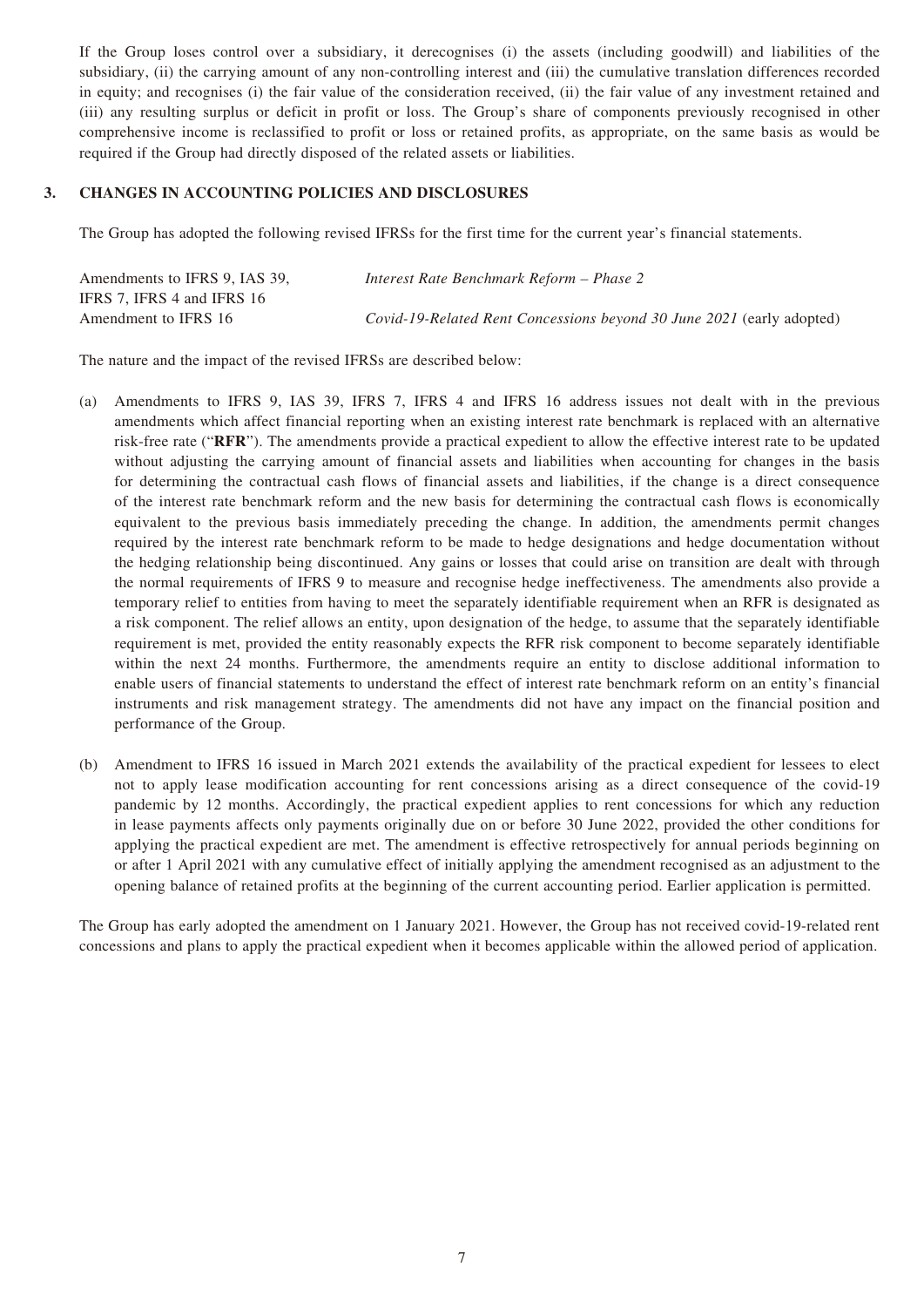If the Group loses control over a subsidiary, it derecognises (i) the assets (including goodwill) and liabilities of the subsidiary, (ii) the carrying amount of any non-controlling interest and (iii) the cumulative translation differences recorded in equity; and recognises (i) the fair value of the consideration received, (ii) the fair value of any investment retained and (iii) any resulting surplus or deficit in profit or loss. The Group's share of components previously recognised in other comprehensive income is reclassified to profit or loss or retained profits, as appropriate, on the same basis as would be required if the Group had directly disposed of the related assets or liabilities.

## 3. CHANGES IN ACCOUNTING POLICIES AND DISCLOSURES

The Group has adopted the following revised IFRSs for the first time for the current year's financial statements.

| | |
|---|---|
| Amendments to IFRS 9, IAS 39, IFRS 7, IFRS 4 and IFRS 16 | *Interest Rate Benchmark Reform – Phase 2* |
| Amendment to IFRS 16 | *Covid-19-Related Rent Concessions beyond 30 June 2021* (early adopted) |

The nature and the impact of the revised IFRSs are described below:

(a) Amendments to IFRS 9, IAS 39, IFRS 7, IFRS 4 and IFRS 16 address issues not dealt with in the previous amendments which affect financial reporting when an existing interest rate benchmark is replaced with an alternative risk-free rate ("**RFR**"). The amendments provide a practical expedient to allow the effective interest rate to be updated without adjusting the carrying amount of financial assets and liabilities when accounting for changes in the basis for determining the contractual cash flows of financial assets and liabilities, if the change is a direct consequence of the interest rate benchmark reform and the new basis for determining the contractual cash flows is economically equivalent to the previous basis immediately preceding the change. In addition, the amendments permit changes required by the interest rate benchmark reform to be made to hedge designations and hedge documentation without the hedging relationship being discontinued. Any gains or losses that could arise on transition are dealt with through the normal requirements of IFRS 9 to measure and recognise hedge ineffectiveness. The amendments also provide a temporary relief to entities from having to meet the separately identifiable requirement when an RFR is designated as a risk component. The relief allows an entity, upon designation of the hedge, to assume that the separately identifiable requirement is met, provided the entity reasonably expects the RFR risk component to become separately identifiable within the next 24 months. Furthermore, the amendments require an entity to disclose additional information to enable users of financial statements to understand the effect of interest rate benchmark reform on an entity's financial instruments and risk management strategy. The amendments did not have any impact on the financial position and performance of the Group.

(b) Amendment to IFRS 16 issued in March 2021 extends the availability of the practical expedient for lessees to elect not to apply lease modification accounting for rent concessions arising as a direct consequence of the covid-19 pandemic by 12 months. Accordingly, the practical expedient applies to rent concessions for which any reduction in lease payments affects only payments originally due on or before 30 June 2022, provided the other conditions for applying the practical expedient are met. The amendment is effective retrospectively for annual periods beginning on or after 1 April 2021 with any cumulative effect of initially applying the amendment recognised as an adjustment to the opening balance of retained profits at the beginning of the current accounting period. Earlier application is permitted.

The Group has early adopted the amendment on 1 January 2021. However, the Group has not received covid-19-related rent concessions and plans to apply the practical expedient when it becomes applicable within the allowed period of application.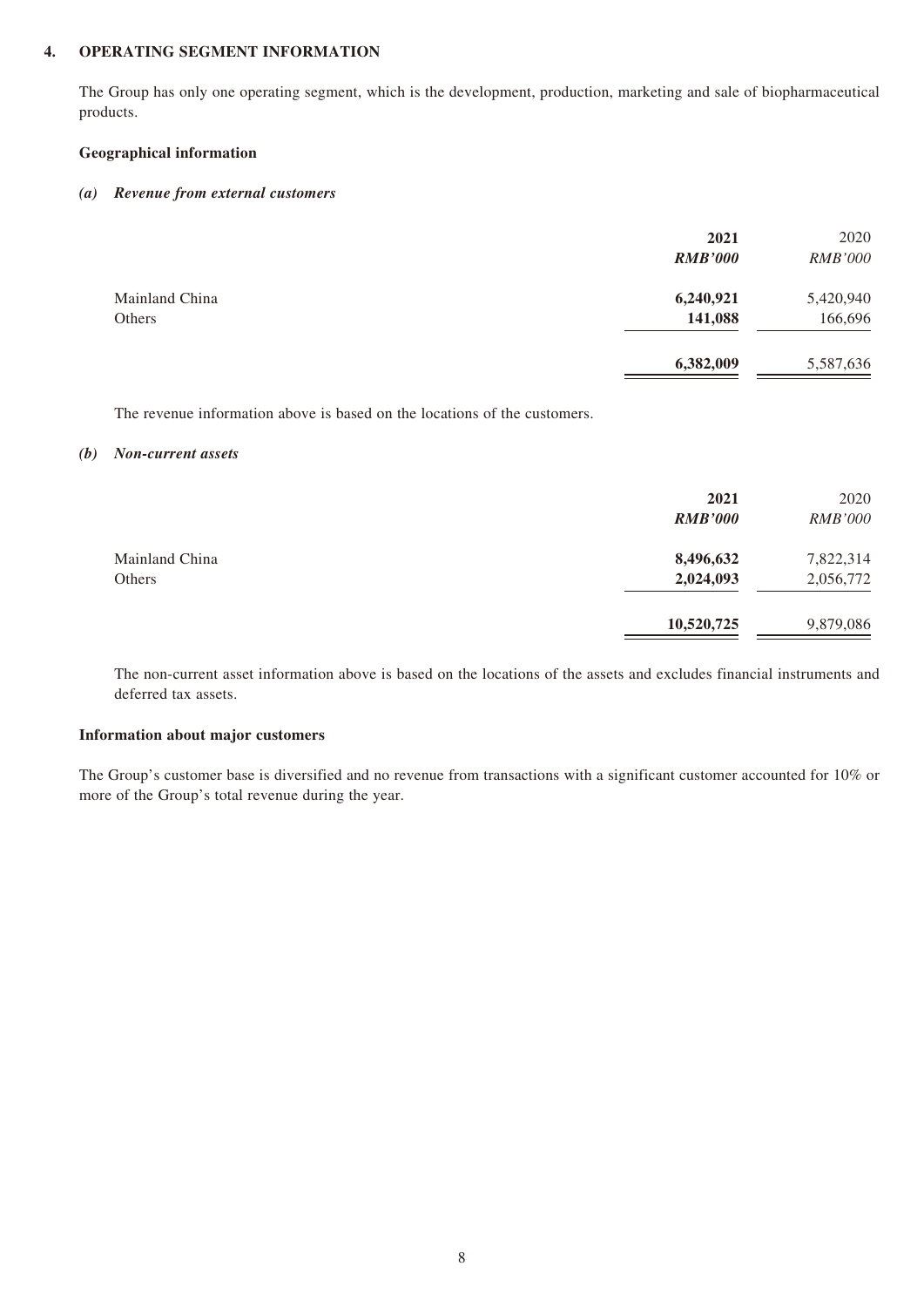## 4. OPERATING SEGMENT INFORMATION

The Group has only one operating segment, which is the development, production, marketing and sale of biopharmaceutical products.

### Geographical information

***(a) Revenue from external customers***

| | **2021** | 2020 |
|---|---|---|
| | ***RMB'000*** | *RMB'000* |
| Mainland China | **6,240,921** | 5,420,940 |
| Others | **141,088** | 166,696 |
| | **6,382,009** | 5,587,636 |

The revenue information above is based on the locations of the customers.

***(b) Non-current assets***

| | **2021** | 2020 |
|---|---|---|
| | ***RMB'000*** | *RMB'000* |
| Mainland China | **8,496,632** | 7,822,314 |
| Others | **2,024,093** | 2,056,772 |
| | **10,520,725** | 9,879,086 |

The non-current asset information above is based on the locations of the assets and excludes financial instruments and deferred tax assets.

### Information about major customers

The Group's customer base is diversified and no revenue from transactions with a significant customer accounted for 10% or more of the Group's total revenue during the year.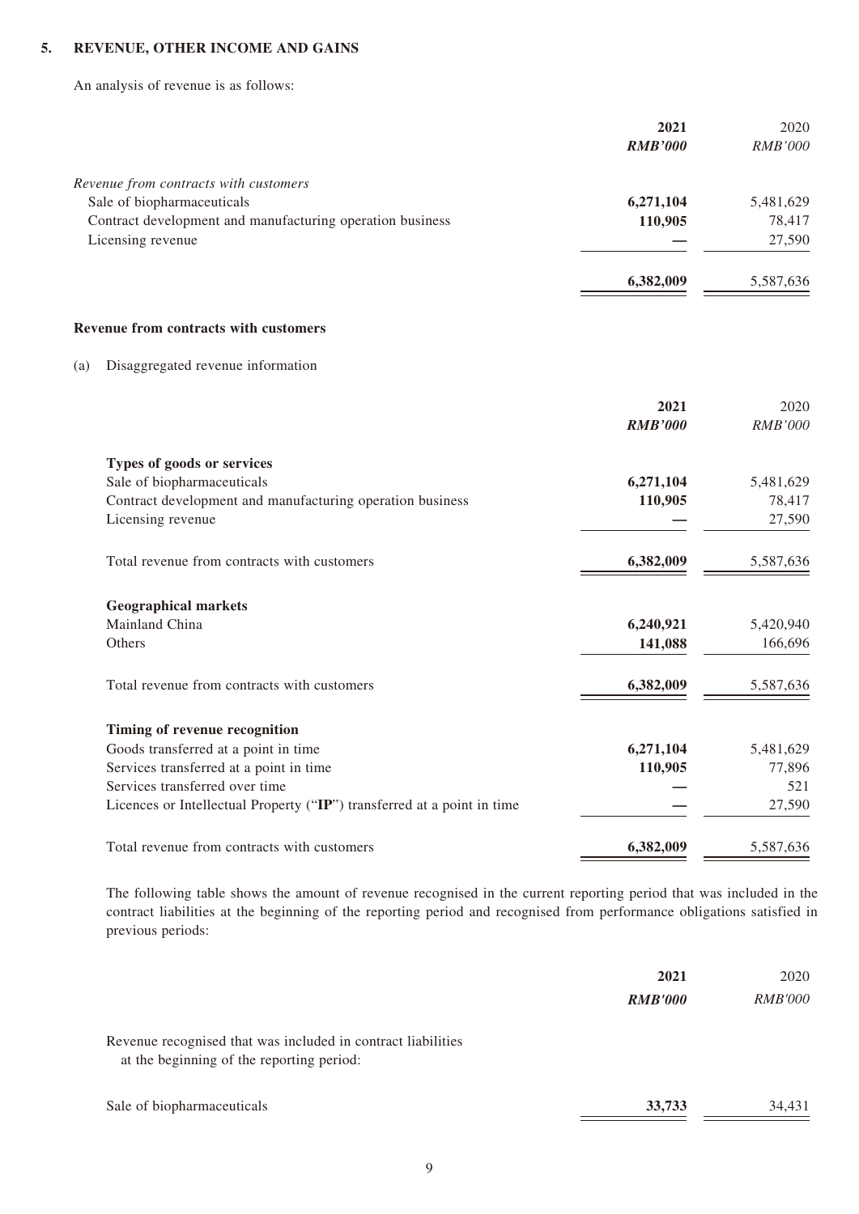## 5. REVENUE, OTHER INCOME AND GAINS

An analysis of revenue is as follows:

| | **2021** | 2020 |
|---|---|---|
| | ***RMB'000*** | *RMB'000* |
| *Revenue from contracts with customers* | | |
| Sale of biopharmaceuticals | **6,271,104** | 5,481,629 |
| Contract development and manufacturing operation business | **110,905** | 78,417 |
| Licensing revenue | **—** | 27,590 |
| | **6,382,009** | 5,587,636 |

### Revenue from contracts with customers

(a) Disaggregated revenue information

| | **2021** | 2020 |
|---|---|---|
| | ***RMB'000*** | *RMB'000* |
| **Types of goods or services** | | |
| Sale of biopharmaceuticals | **6,271,104** | 5,481,629 |
| Contract development and manufacturing operation business | **110,905** | 78,417 |
| Licensing revenue | **—** | 27,590 |
| Total revenue from contracts with customers | **6,382,009** | 5,587,636 |
| **Geographical markets** | | |
| Mainland China | **6,240,921** | 5,420,940 |
| Others | **141,088** | 166,696 |
| Total revenue from contracts with customers | **6,382,009** | 5,587,636 |
| **Timing of revenue recognition** | | |
| Goods transferred at a point in time | **6,271,104** | 5,481,629 |
| Services transferred at a point in time | **110,905** | 77,896 |
| Services transferred over time | **—** | 521 |
| Licences or Intellectual Property ("**IP**") transferred at a point in time | **—** | 27,590 |
| Total revenue from contracts with customers | **6,382,009** | 5,587,636 |

The following table shows the amount of revenue recognised in the current reporting period that was included in the contract liabilities at the beginning of the reporting period and recognised from performance obligations satisfied in previous periods:

| | **2021** | 2020 |
|---|---|---|
| | ***RMB'000*** | *RMB'000* |
| Revenue recognised that was included in contract liabilities at the beginning of the reporting period: | | |
| Sale of biopharmaceuticals | **33,733** | 34,431 |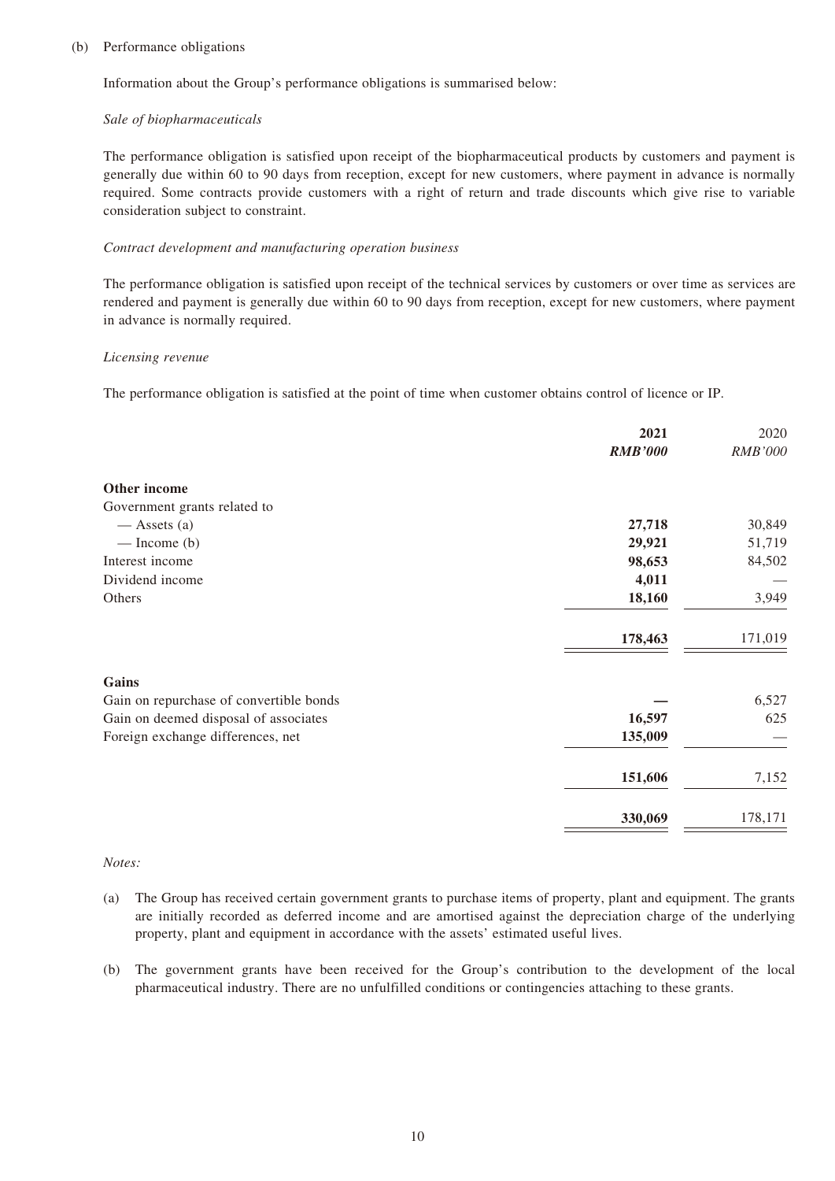(b) Performance obligations

Information about the Group's performance obligations is summarised below:

*Sale of biopharmaceuticals*

The performance obligation is satisfied upon receipt of the biopharmaceutical products by customers and payment is generally due within 60 to 90 days from reception, except for new customers, where payment in advance is normally required. Some contracts provide customers with a right of return and trade discounts which give rise to variable consideration subject to constraint.

*Contract development and manufacturing operation business*

The performance obligation is satisfied upon receipt of the technical services by customers or over time as services are rendered and payment is generally due within 60 to 90 days from reception, except for new customers, where payment in advance is normally required.

*Licensing revenue*

The performance obligation is satisfied at the point of time when customer obtains control of licence or IP.

| | **2021** | 2020 |
|---|---|---|
| | ***RMB'000*** | *RMB'000* |
| **Other income** | | |
| Government grants related to | | |
| — Assets (a) | **27,718** | 30,849 |
| — Income (b) | **29,921** | 51,719 |
| Interest income | **98,653** | 84,502 |
| Dividend income | **4,011** | — |
| Others | **18,160** | 3,949 |
| | **178,463** | 171,019 |
| **Gains** | | |
| Gain on repurchase of convertible bonds | **—** | 6,527 |
| Gain on deemed disposal of associates | **16,597** | 625 |
| Foreign exchange differences, net | **135,009** | — |
| | **151,606** | 7,152 |
| | **330,069** | 178,171 |

*Notes:*

(a) The Group has received certain government grants to purchase items of property, plant and equipment. The grants are initially recorded as deferred income and are amortised against the depreciation charge of the underlying property, plant and equipment in accordance with the assets' estimated useful lives.

(b) The government grants have been received for the Group's contribution to the development of the local pharmaceutical industry. There are no unfulfilled conditions or contingencies attaching to these grants.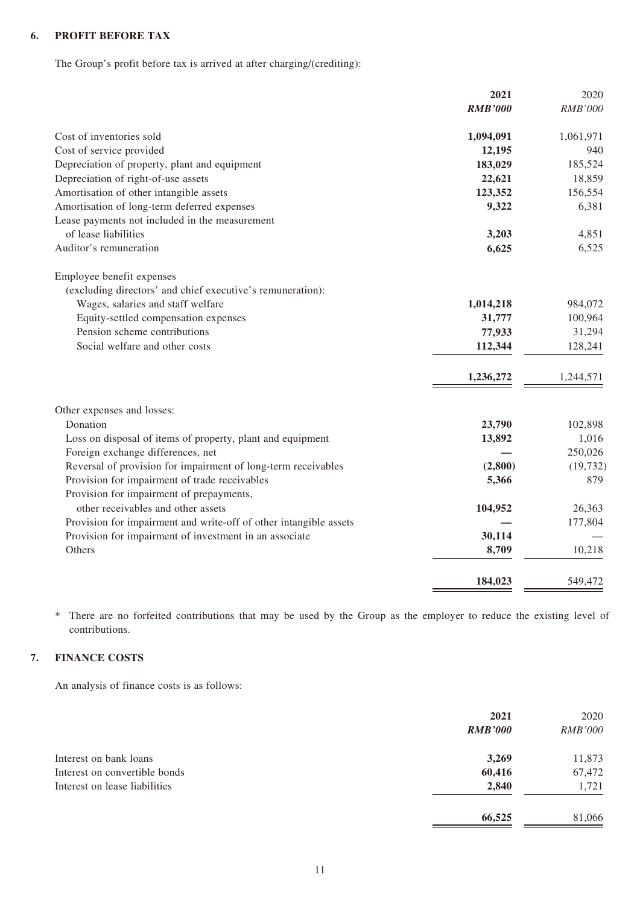## 6. PROFIT BEFORE TAX

The Group's profit before tax is arrived at after charging/(crediting):

| | 2021 *RMB'000* | 2020 *RMB'000* |
|---|---|---|
| Cost of inventories sold | **1,094,091** | 1,061,971 |
| Cost of service provided | **12,195** | 940 |
| Depreciation of property, plant and equipment | **183,029** | 185,524 |
| Depreciation of right-of-use assets | **22,621** | 18,859 |
| Amortisation of other intangible assets | **123,352** | 156,554 |
| Amortisation of long-term deferred expenses | **9,322** | 6,381 |
| Lease payments not included in the measurement of lease liabilities | **3,203** | 4,851 |
| Auditor's remuneration | **6,625** | 6,525 |
| Employee benefit expenses (excluding directors' and chief executive's remuneration): | | |
| Wages, salaries and staff welfare | **1,014,218** | 984,072 |
| Equity-settled compensation expenses | **31,777** | 100,964 |
| Pension scheme contributions | **77,933** | 31,294 |
| Social welfare and other costs | **112,344** | 128,241 |
| | **1,236,272** | 1,244,571 |
| Other expenses and losses: | | |
| Donation | **23,790** | 102,898 |
| Loss on disposal of items of property, plant and equipment | **13,892** | 1,016 |
| Foreign exchange differences, net | **—** | 250,026 |
| Reversal of provision for impairment of long-term receivables | **(2,800)** | (19,732) |
| Provision for impairment of trade receivables | **5,366** | 879 |
| Provision for impairment of prepayments, other receivables and other assets | **104,952** | 26,363 |
| Provision for impairment and write-off of other intangible assets | **—** | 177,804 |
| Provision for impairment of investment in an associate | **30,114** | — |
| Others | **8,709** | 10,218 |
| | **184,023** | 549,472 |

\* There are no forfeited contributions that may be used by the Group as the employer to reduce the existing level of contributions.

## 7. FINANCE COSTS

An analysis of finance costs is as follows:

| | 2021 *RMB'000* | 2020 *RMB'000* |
|---|---|---|
| Interest on bank loans | **3,269** | 11,873 |
| Interest on convertible bonds | **60,416** | 67,472 |
| Interest on lease liabilities | **2,840** | 1,721 |
| | **66,525** | 81,066 |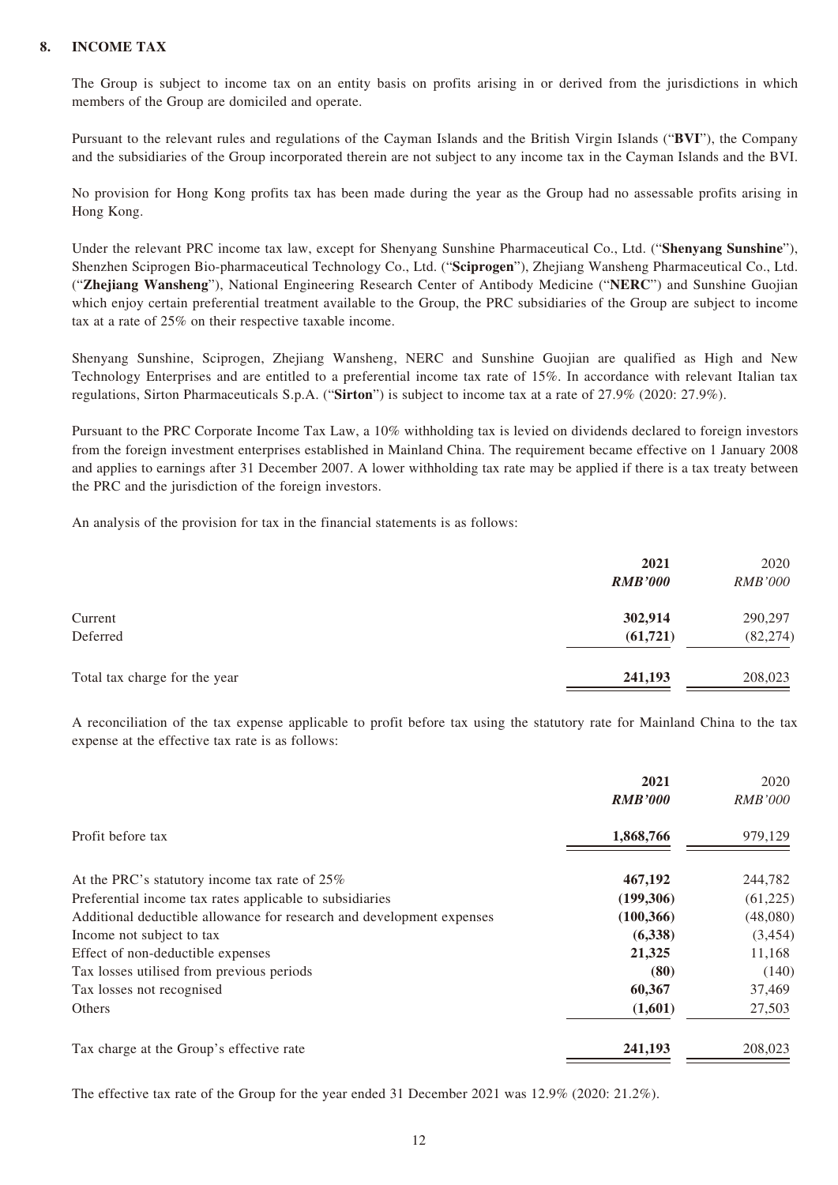## 8. INCOME TAX

The Group is subject to income tax on an entity basis on profits arising in or derived from the jurisdictions in which members of the Group are domiciled and operate.

Pursuant to the relevant rules and regulations of the Cayman Islands and the British Virgin Islands ("**BVI**"), the Company and the subsidiaries of the Group incorporated therein are not subject to any income tax in the Cayman Islands and the BVI.

No provision for Hong Kong profits tax has been made during the year as the Group had no assessable profits arising in Hong Kong.

Under the relevant PRC income tax law, except for Shenyang Sunshine Pharmaceutical Co., Ltd. ("**Shenyang Sunshine**"), Shenzhen Sciprogen Bio-pharmaceutical Technology Co., Ltd. ("**Sciprogen**"), Zhejiang Wansheng Pharmaceutical Co., Ltd. ("**Zhejiang Wansheng**"), National Engineering Research Center of Antibody Medicine ("**NERC**") and Sunshine Guojian which enjoy certain preferential treatment available to the Group, the PRC subsidiaries of the Group are subject to income tax at a rate of 25% on their respective taxable income.

Shenyang Sunshine, Sciprogen, Zhejiang Wansheng, NERC and Sunshine Guojian are qualified as High and New Technology Enterprises and are entitled to a preferential income tax rate of 15%. In accordance with relevant Italian tax regulations, Sirton Pharmaceuticals S.p.A. ("**Sirton**") is subject to income tax at a rate of 27.9% (2020: 27.9%).

Pursuant to the PRC Corporate Income Tax Law, a 10% withholding tax is levied on dividends declared to foreign investors from the foreign investment enterprises established in Mainland China. The requirement became effective on 1 January 2008 and applies to earnings after 31 December 2007. A lower withholding tax rate may be applied if there is a tax treaty between the PRC and the jurisdiction of the foreign investors.

An analysis of the provision for tax in the financial statements is as follows:

| | **2021** | 2020 |
|---|---|---|
| | ***RMB'000*** | *RMB'000* |
| Current | **302,914** | 290,297 |
| Deferred | **(61,721)** | (82,274) |
| Total tax charge for the year | **241,193** | 208,023 |

A reconciliation of the tax expense applicable to profit before tax using the statutory rate for Mainland China to the tax expense at the effective tax rate is as follows:

| | **2021** | 2020 |
|---|---|---|
| | ***RMB'000*** | *RMB'000* |
| Profit before tax | **1,868,766** | 979,129 |
| At the PRC's statutory income tax rate of 25% | **467,192** | 244,782 |
| Preferential income tax rates applicable to subsidiaries | **(199,306)** | (61,225) |
| Additional deductible allowance for research and development expenses | **(100,366)** | (48,080) |
| Income not subject to tax | **(6,338)** | (3,454) |
| Effect of non-deductible expenses | **21,325** | 11,168 |
| Tax losses utilised from previous periods | **(80)** | (140) |
| Tax losses not recognised | **60,367** | 37,469 |
| Others | **(1,601)** | 27,503 |
| Tax charge at the Group's effective rate | **241,193** | 208,023 |

The effective tax rate of the Group for the year ended 31 December 2021 was 12.9% (2020: 21.2%).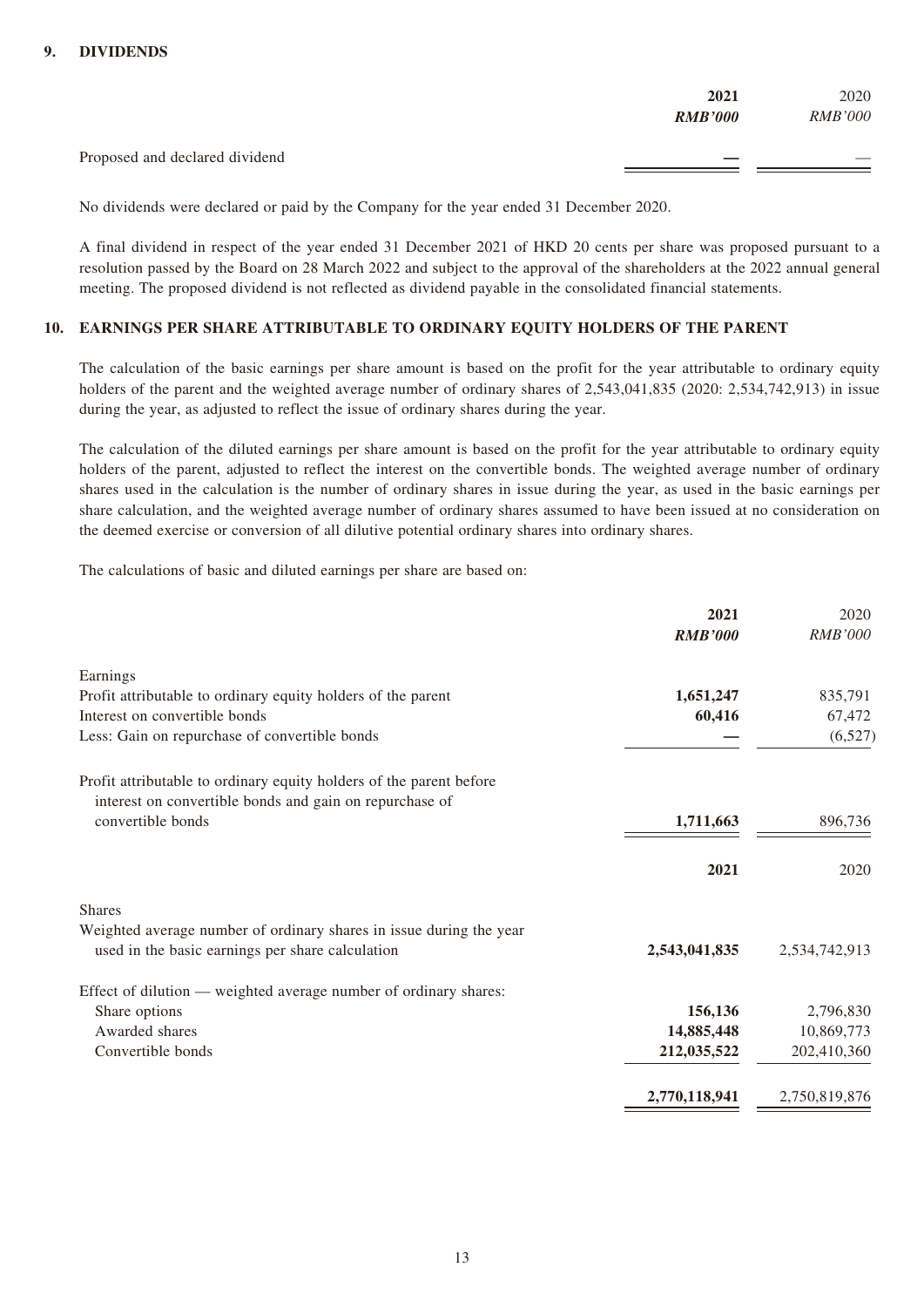## 9. DIVIDENDS

| | 2021 | 2020 |
|---|---|---|
| | ***RMB'000*** | *RMB'000* |
| Proposed and declared dividend | **—** | — |

No dividends were declared or paid by the Company for the year ended 31 December 2020.

A final dividend in respect of the year ended 31 December 2021 of HKD 20 cents per share was proposed pursuant to a resolution passed by the Board on 28 March 2022 and subject to the approval of the shareholders at the 2022 annual general meeting. The proposed dividend is not reflected as dividend payable in the consolidated financial statements.

## 10. EARNINGS PER SHARE ATTRIBUTABLE TO ORDINARY EQUITY HOLDERS OF THE PARENT

The calculation of the basic earnings per share amount is based on the profit for the year attributable to ordinary equity holders of the parent and the weighted average number of ordinary shares of 2,543,041,835 (2020: 2,534,742,913) in issue during the year, as adjusted to reflect the issue of ordinary shares during the year.

The calculation of the diluted earnings per share amount is based on the profit for the year attributable to ordinary equity holders of the parent, adjusted to reflect the interest on the convertible bonds. The weighted average number of ordinary shares used in the calculation is the number of ordinary shares in issue during the year, as used in the basic earnings per share calculation, and the weighted average number of ordinary shares assumed to have been issued at no consideration on the deemed exercise or conversion of all dilutive potential ordinary shares into ordinary shares.

The calculations of basic and diluted earnings per share are based on:

| | 2021 | 2020 |
|---|---|---|
| | ***RMB'000*** | *RMB'000* |
| Earnings | | |
| Profit attributable to ordinary equity holders of the parent | **1,651,247** | 835,791 |
| Interest on convertible bonds | **60,416** | 67,472 |
| Less: Gain on repurchase of convertible bonds | **—** | (6,527) |
| Profit attributable to ordinary equity holders of the parent before interest on convertible bonds and gain on repurchase of convertible bonds | **1,711,663** | 896,736 |

| | 2021 | 2020 |
|---|---|---|
| Shares | | |
| Weighted average number of ordinary shares in issue during the year used in the basic earnings per share calculation | **2,543,041,835** | 2,534,742,913 |
| Effect of dilution — weighted average number of ordinary shares: | | |
| Share options | **156,136** | 2,796,830 |
| Awarded shares | **14,885,448** | 10,869,773 |
| Convertible bonds | **212,035,522** | 202,410,360 |
| | **2,770,118,941** | 2,750,819,876 |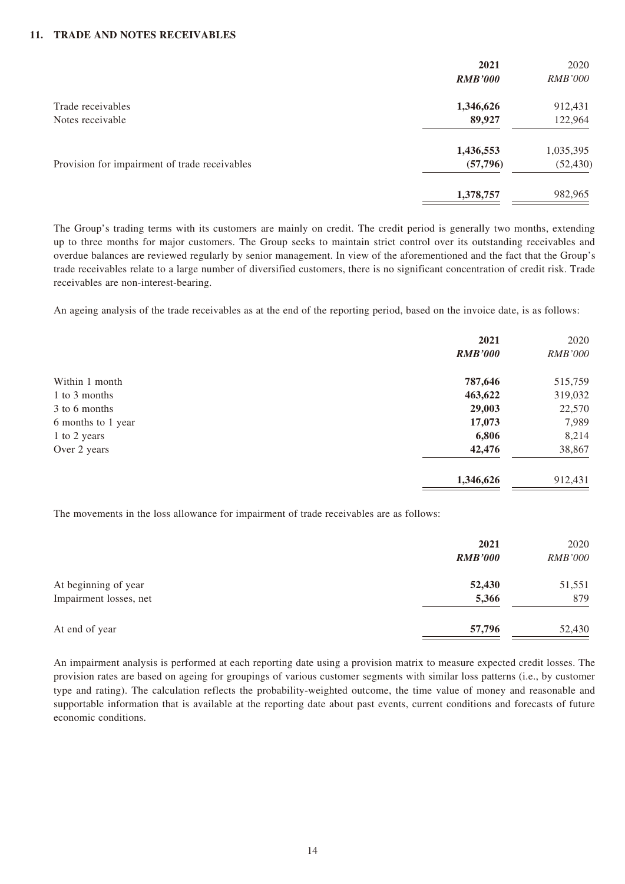## 11. TRADE AND NOTES RECEIVABLES

| | 2021 | 2020 |
|---|---|---|
| | ***RMB'000*** | *RMB'000* |
| Trade receivables | **1,346,626** | 912,431 |
| Notes receivable | **89,927** | 122,964 |
| | **1,436,553** | 1,035,395 |
| Provision for impairment of trade receivables | **(57,796)** | (52,430) |
| | **1,378,757** | 982,965 |

The Group's trading terms with its customers are mainly on credit. The credit period is generally two months, extending up to three months for major customers. The Group seeks to maintain strict control over its outstanding receivables and overdue balances are reviewed regularly by senior management. In view of the aforementioned and the fact that the Group's trade receivables relate to a large number of diversified customers, there is no significant concentration of credit risk. Trade receivables are non-interest-bearing.

An ageing analysis of the trade receivables as at the end of the reporting period, based on the invoice date, is as follows:

| | 2021 | 2020 |
|---|---|---|
| | ***RMB'000*** | *RMB'000* |
| Within 1 month | **787,646** | 515,759 |
| 1 to 3 months | **463,622** | 319,032 |
| 3 to 6 months | **29,003** | 22,570 |
| 6 months to 1 year | **17,073** | 7,989 |
| 1 to 2 years | **6,806** | 8,214 |
| Over 2 years | **42,476** | 38,867 |
| | **1,346,626** | 912,431 |

The movements in the loss allowance for impairment of trade receivables are as follows:

| | 2021 | 2020 |
|---|---|---|
| | ***RMB'000*** | *RMB'000* |
| At beginning of year | **52,430** | 51,551 |
| Impairment losses, net | **5,366** | 879 |
| At end of year | **57,796** | 52,430 |

An impairment analysis is performed at each reporting date using a provision matrix to measure expected credit losses. The provision rates are based on ageing for groupings of various customer segments with similar loss patterns (i.e., by customer type and rating). The calculation reflects the probability-weighted outcome, the time value of money and reasonable and supportable information that is available at the reporting date about past events, current conditions and forecasts of future economic conditions.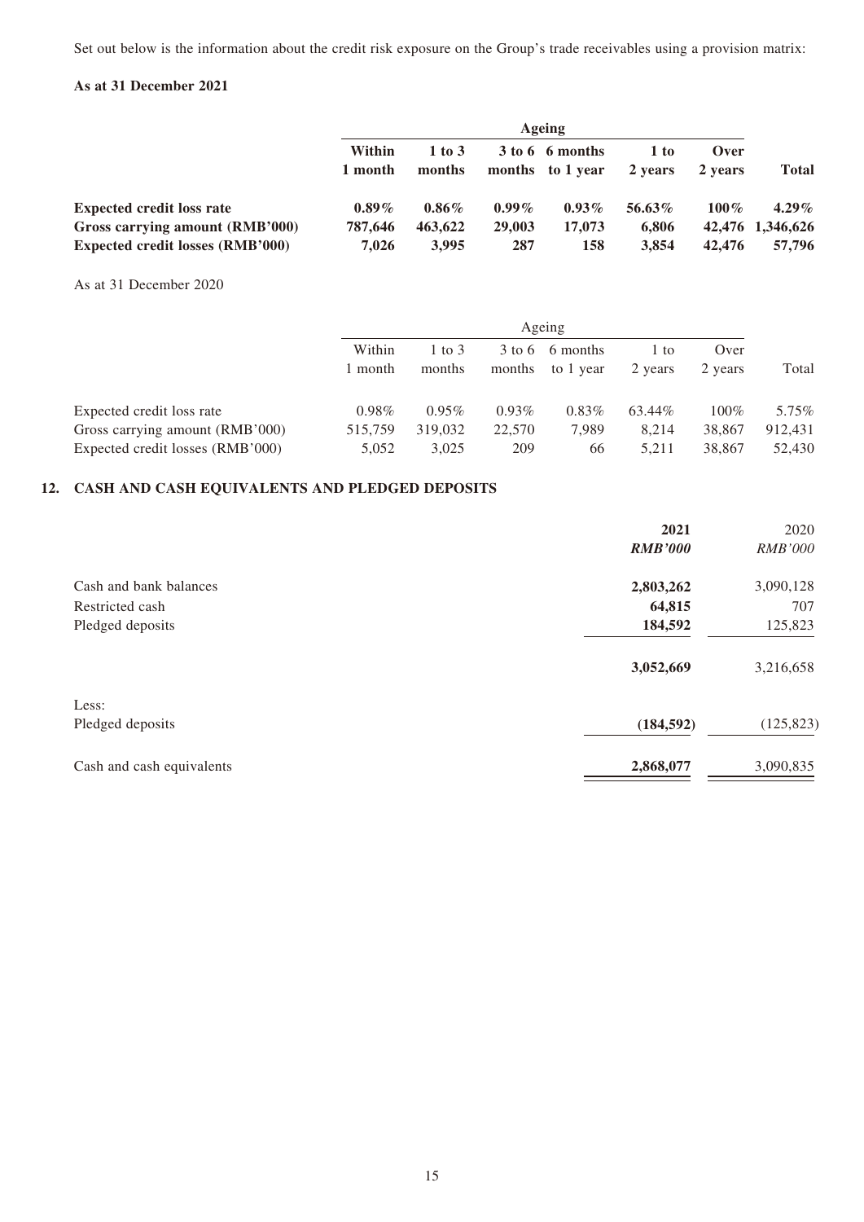Set out below is the information about the credit risk exposure on the Group's trade receivables using a provision matrix:

**As at 31 December 2021**

| | Ageing | | | | | | |
|---|---|---|---|---|---|---|---|
| | **Within 1 month** | **1 to 3 months** | **3 to 6 months** | **6 months to 1 year** | **1 to 2 years** | **Over 2 years** | **Total** |
| **Expected credit loss rate** | **0.89%** | **0.86%** | **0.99%** | **0.93%** | **56.63%** | **100%** | **4.29%** |
| **Gross carrying amount (RMB'000)** | **787,646** | **463,622** | **29,003** | **17,073** | **6,806** | **42,476** | **1,346,626** |
| **Expected credit losses (RMB'000)** | **7,026** | **3,995** | **287** | **158** | **3,854** | **42,476** | **57,796** |

As at 31 December 2020

| | Ageing | | | | | | |
|---|---|---|---|---|---|---|---|
| | Within 1 month | 1 to 3 months | 3 to 6 months | 6 months to 1 year | 1 to 2 years | Over 2 years | Total |
| Expected credit loss rate | 0.98% | 0.95% | 0.93% | 0.83% | 63.44% | 100% | 5.75% |
| Gross carrying amount (RMB'000) | 515,759 | 319,032 | 22,570 | 7,989 | 8,214 | 38,867 | 912,431 |
| Expected credit losses (RMB'000) | 5,052 | 3,025 | 209 | 66 | 5,211 | 38,867 | 52,430 |

## 12. CASH AND CASH EQUIVALENTS AND PLEDGED DEPOSITS

| | **2021** | 2020 |
|---|---|---|
| | ***RMB'000*** | *RMB'000* |
| Cash and bank balances | **2,803,262** | 3,090,128 |
| Restricted cash | **64,815** | 707 |
| Pledged deposits | **184,592** | 125,823 |
| | **3,052,669** | 3,216,658 |
| Less: | | |
| Pledged deposits | **(184,592)** | (125,823) |
| Cash and cash equivalents | **2,868,077** | 3,090,835 |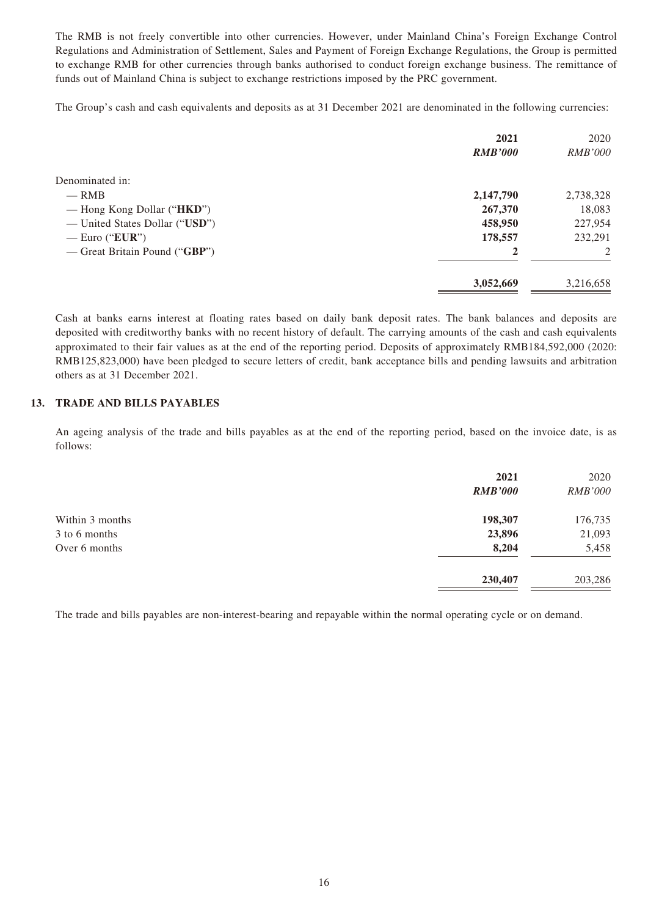The RMB is not freely convertible into other currencies. However, under Mainland China's Foreign Exchange Control Regulations and Administration of Settlement, Sales and Payment of Foreign Exchange Regulations, the Group is permitted to exchange RMB for other currencies through banks authorised to conduct foreign exchange business. The remittance of funds out of Mainland China is subject to exchange restrictions imposed by the PRC government.

The Group's cash and cash equivalents and deposits as at 31 December 2021 are denominated in the following currencies:

| | **2021** | 2020 |
|---|---|---|
| | ***RMB'000*** | *RMB'000* |
| Denominated in: | | |
| — RMB | **2,147,790** | 2,738,328 |
| — Hong Kong Dollar ("**HKD**") | **267,370** | 18,083 |
| — United States Dollar ("**USD**") | **458,950** | 227,954 |
| — Euro ("**EUR**") | **178,557** | 232,291 |
| — Great Britain Pound ("**GBP**") | **2** | 2 |
| | **3,052,669** | 3,216,658 |

Cash at banks earns interest at floating rates based on daily bank deposit rates. The bank balances and deposits are deposited with creditworthy banks with no recent history of default. The carrying amounts of the cash and cash equivalents approximated to their fair values as at the end of the reporting period. Deposits of approximately RMB184,592,000 (2020: RMB125,823,000) have been pledged to secure letters of credit, bank acceptance bills and pending lawsuits and arbitration others as at 31 December 2021.

## 13. TRADE AND BILLS PAYABLES

An ageing analysis of the trade and bills payables as at the end of the reporting period, based on the invoice date, is as follows:

| | **2021** | 2020 |
|---|---|---|
| | ***RMB'000*** | *RMB'000* |
| Within 3 months | **198,307** | 176,735 |
| 3 to 6 months | **23,896** | 21,093 |
| Over 6 months | **8,204** | 5,458 |
| | **230,407** | 203,286 |

The trade and bills payables are non-interest-bearing and repayable within the normal operating cycle or on demand.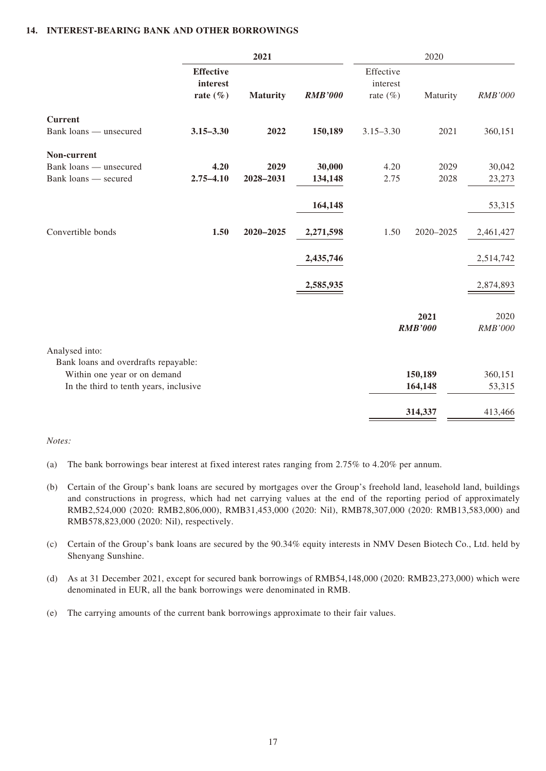### 14. INTEREST-BEARING BANK AND OTHER BORROWINGS

| | 2021 | | | 2020 | | |
|---|---|---|---|---|---|---|
| | **Effective interest rate (%)** | **Maturity** | ***RMB'000*** | Effective interest rate (%) | Maturity | *RMB'000* |
| **Current** | | | | | | |
| Bank loans — unsecured | **3.15–3.30** | **2022** | **150,189** | 3.15–3.30 | 2021 | 360,151 |
| **Non-current** | | | | | | |
| Bank loans — unsecured | **4.20** | **2029** | **30,000** | 4.20 | 2029 | 30,042 |
| Bank loans — secured | **2.75–4.10** | **2028–2031** | **134,148** | 2.75 | 2028 | 23,273 |
| | | | **164,148** | | | 53,315 |
| Convertible bonds | **1.50** | **2020–2025** | **2,271,598** | 1.50 | 2020–2025 | 2,461,427 |
| | | | **2,435,746** | | | 2,514,742 |
| | | | **2,585,935** | | | 2,874,893 |

| | **2021** | 2020 |
|---|---|---|
| | ***RMB'000*** | *RMB'000* |
| Analysed into: | | |
| Bank loans and overdrafts repayable: | | |
| Within one year or on demand | **150,189** | 360,151 |
| In the third to tenth years, inclusive | **164,148** | 53,315 |
| | **314,337** | 413,466 |

*Notes:*

(a) The bank borrowings bear interest at fixed interest rates ranging from 2.75% to 4.20% per annum.

(b) Certain of the Group's bank loans are secured by mortgages over the Group's freehold land, leasehold land, buildings and constructions in progress, which had net carrying values at the end of the reporting period of approximately RMB2,524,000 (2020: RMB2,806,000), RMB31,453,000 (2020: Nil), RMB78,307,000 (2020: RMB13,583,000) and RMB578,823,000 (2020: Nil), respectively.

(c) Certain of the Group's bank loans are secured by the 90.34% equity interests in NMV Desen Biotech Co., Ltd. held by Shenyang Sunshine.

(d) As at 31 December 2021, except for secured bank borrowings of RMB54,148,000 (2020: RMB23,273,000) which were denominated in EUR, all the bank borrowings were denominated in RMB.

(e) The carrying amounts of the current bank borrowings approximate to their fair values.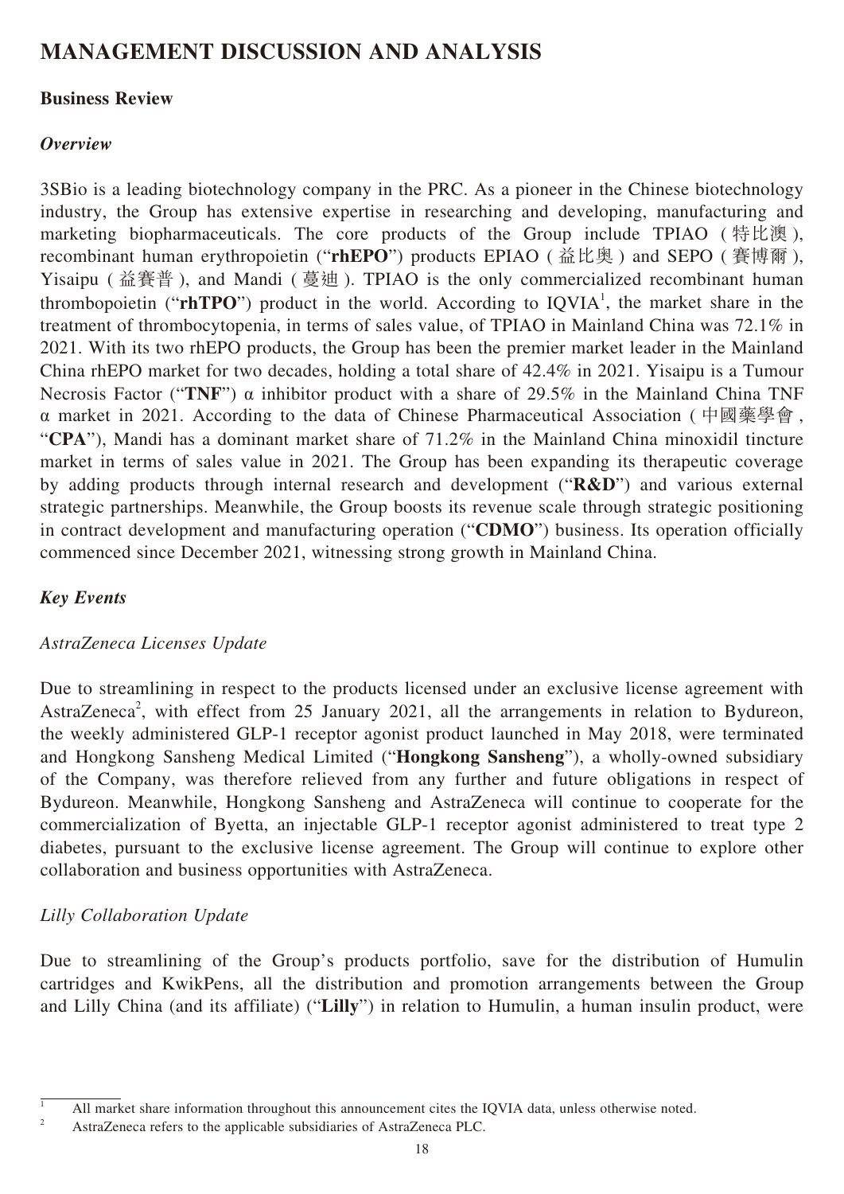# MANAGEMENT DISCUSSION AND ANALYSIS

## Business Review

### *Overview*

3SBio is a leading biotechnology company in the PRC. As a pioneer in the Chinese biotechnology industry, the Group has extensive expertise in researching and developing, manufacturing and marketing biopharmaceuticals. The core products of the Group include TPIAO (特比澳), recombinant human erythropoietin ("**rhEPO**") products EPIAO (益比奧) and SEPO (賽博爾), Yisaipu (益賽普), and Mandi (蔓迪). TPIAO is the only commercialized recombinant human thrombopoietin ("**rhTPO**") product in the world. According to IQVIA[1], the market share in the treatment of thrombocytopenia, in terms of sales value, of TPIAO in Mainland China was 72.1% in 2021. With its two rhEPO products, the Group has been the premier market leader in the Mainland China rhEPO market for two decades, holding a total share of 42.4% in 2021. Yisaipu is a Tumour Necrosis Factor ("**TNF**") α inhibitor product with a share of 29.5% in the Mainland China TNF α market in 2021. According to the data of Chinese Pharmaceutical Association (中國藥學會, "**CPA**"), Mandi has a dominant market share of 71.2% in the Mainland China minoxidil tincture market in terms of sales value in 2021. The Group has been expanding its therapeutic coverage by adding products through internal research and development ("**R&D**") and various external strategic partnerships. Meanwhile, the Group boosts its revenue scale through strategic positioning in contract development and manufacturing operation ("**CDMO**") business. Its operation officially commenced since December 2021, witnessing strong growth in Mainland China.

### *Key Events*

*AstraZeneca Licenses Update*

Due to streamlining in respect to the products licensed under an exclusive license agreement with AstraZeneca[2], with effect from 25 January 2021, all the arrangements in relation to Bydureon, the weekly administered GLP-1 receptor agonist product launched in May 2018, were terminated and Hongkong Sansheng Medical Limited ("**Hongkong Sansheng**"), a wholly-owned subsidiary of the Company, was therefore relieved from any further and future obligations in respect of Bydureon. Meanwhile, Hongkong Sansheng and AstraZeneca will continue to cooperate for the commercialization of Byetta, an injectable GLP-1 receptor agonist administered to treat type 2 diabetes, pursuant to the exclusive license agreement. The Group will continue to explore other collaboration and business opportunities with AstraZeneca.

*Lilly Collaboration Update*

Due to streamlining of the Group's products portfolio, save for the distribution of Humulin cartridges and KwikPens, all the distribution and promotion arrangements between the Group and Lilly China (and its affiliate) ("**Lilly**") in relation to Humulin, a human insulin product, were

[1] All market share information throughout this announcement cites the IQVIA data, unless otherwise noted.

[2] AstraZeneca refers to the applicable subsidiaries of AstraZeneca PLC.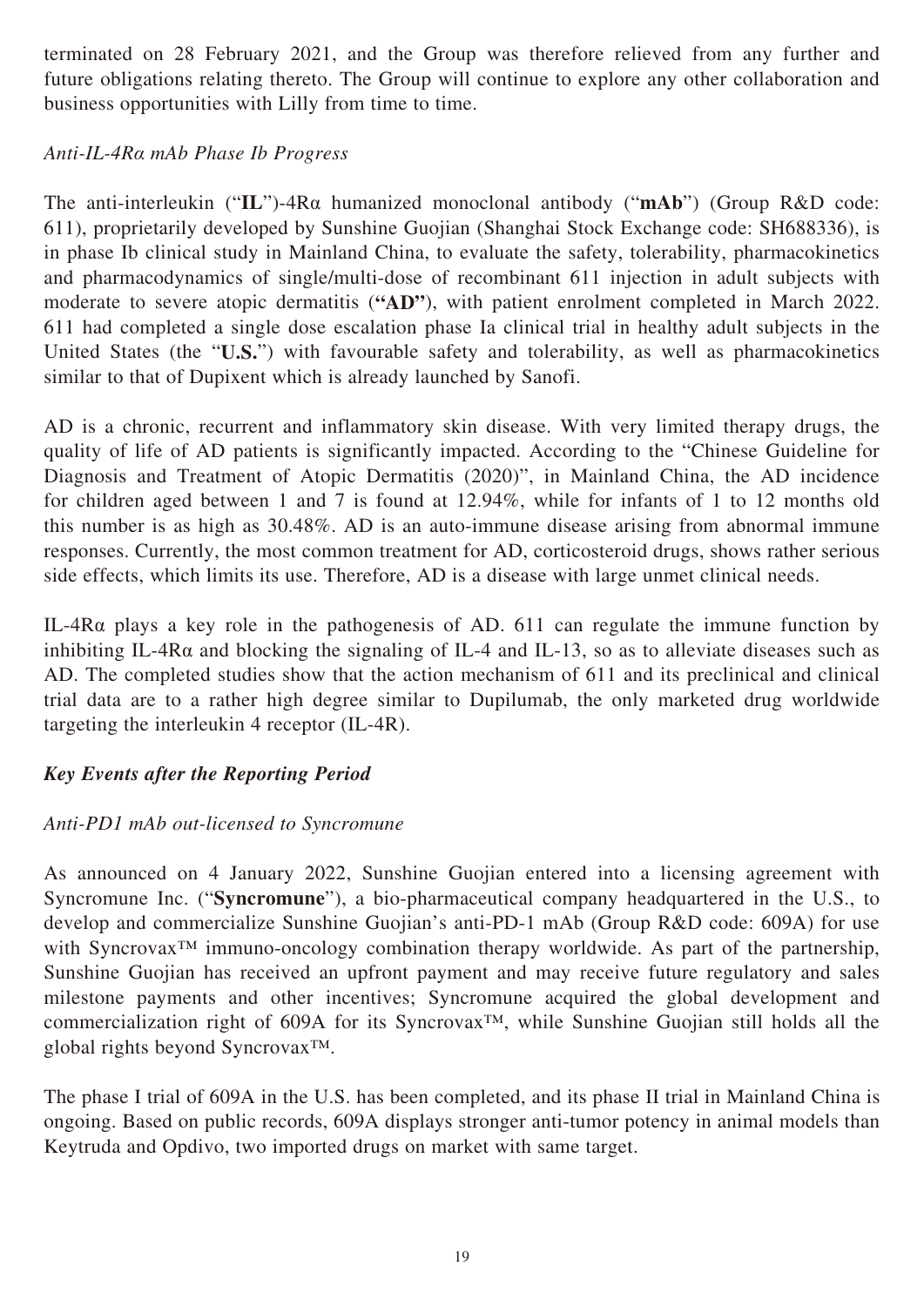terminated on 28 February 2021, and the Group was therefore relieved from any further and future obligations relating thereto. The Group will continue to explore any other collaboration and business opportunities with Lilly from time to time.

*Anti-IL-4Rα mAb Phase Ib Progress*

The anti-interleukin ("**IL**")-4Rα humanized monoclonal antibody ("**mAb**") (Group R&D code: 611), proprietarily developed by Sunshine Guojian (Shanghai Stock Exchange code: SH688336), is in phase Ib clinical study in Mainland China, to evaluate the safety, tolerability, pharmacokinetics and pharmacodynamics of single/multi-dose of recombinant 611 injection in adult subjects with moderate to severe atopic dermatitis (**"AD"**), with patient enrolment completed in March 2022. 611 had completed a single dose escalation phase Ia clinical trial in healthy adult subjects in the United States (the "**U.S.**") with favourable safety and tolerability, as well as pharmacokinetics similar to that of Dupixent which is already launched by Sanofi.

AD is a chronic, recurrent and inflammatory skin disease. With very limited therapy drugs, the quality of life of AD patients is significantly impacted. According to the "Chinese Guideline for Diagnosis and Treatment of Atopic Dermatitis (2020)", in Mainland China, the AD incidence for children aged between 1 and 7 is found at 12.94%, while for infants of 1 to 12 months old this number is as high as 30.48%. AD is an auto-immune disease arising from abnormal immune responses. Currently, the most common treatment for AD, corticosteroid drugs, shows rather serious side effects, which limits its use. Therefore, AD is a disease with large unmet clinical needs.

IL-4Rα plays a key role in the pathogenesis of AD. 611 can regulate the immune function by inhibiting IL-4Rα and blocking the signaling of IL-4 and IL-13, so as to alleviate diseases such as AD. The completed studies show that the action mechanism of 611 and its preclinical and clinical trial data are to a rather high degree similar to Dupilumab, the only marketed drug worldwide targeting the interleukin 4 receptor (IL-4R).

***Key Events after the Reporting Period***

*Anti-PD1 mAb out-licensed to Syncromune*

As announced on 4 January 2022, Sunshine Guojian entered into a licensing agreement with Syncromune Inc. ("**Syncromune**"), a bio-pharmaceutical company headquartered in the U.S., to develop and commercialize Sunshine Guojian's anti-PD-1 mAb (Group R&D code: 609A) for use with Syncrovax™ immuno-oncology combination therapy worldwide. As part of the partnership, Sunshine Guojian has received an upfront payment and may receive future regulatory and sales milestone payments and other incentives; Syncromune acquired the global development and commercialization right of 609A for its Syncrovax™, while Sunshine Guojian still holds all the global rights beyond Syncrovax™.

The phase I trial of 609A in the U.S. has been completed, and its phase II trial in Mainland China is ongoing. Based on public records, 609A displays stronger anti-tumor potency in animal models than Keytruda and Opdivo, two imported drugs on market with same target.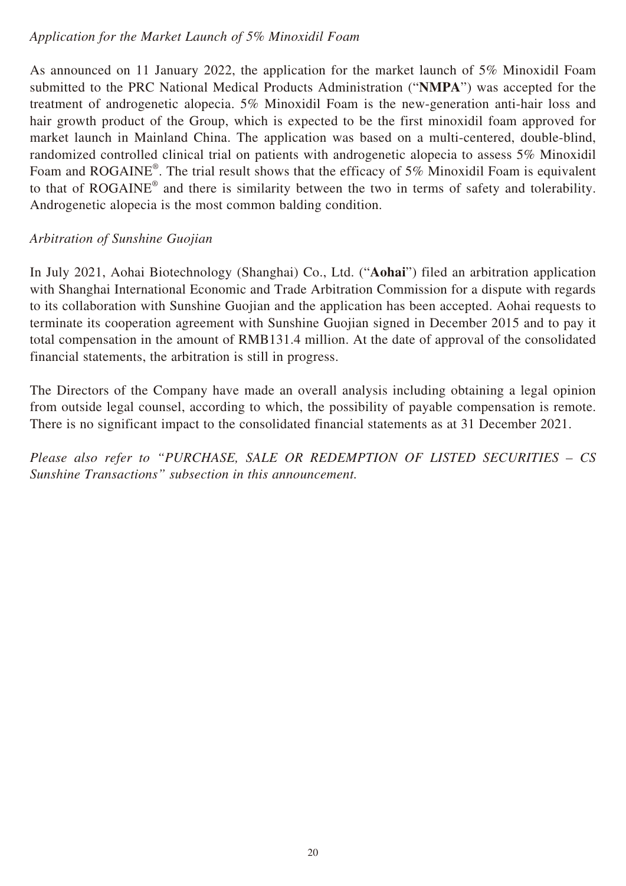*Application for the Market Launch of 5% Minoxidil Foam*

As announced on 11 January 2022, the application for the market launch of 5% Minoxidil Foam submitted to the PRC National Medical Products Administration ("**NMPA**") was accepted for the treatment of androgenetic alopecia. 5% Minoxidil Foam is the new-generation anti-hair loss and hair growth product of the Group, which is expected to be the first minoxidil foam approved for market launch in Mainland China. The application was based on a multi-centered, double-blind, randomized controlled clinical trial on patients with androgenetic alopecia to assess 5% Minoxidil Foam and ROGAINE®. The trial result shows that the efficacy of 5% Minoxidil Foam is equivalent to that of ROGAINE® and there is similarity between the two in terms of safety and tolerability. Androgenetic alopecia is the most common balding condition.

*Arbitration of Sunshine Guojian*

In July 2021, Aohai Biotechnology (Shanghai) Co., Ltd. ("**Aohai**") filed an arbitration application with Shanghai International Economic and Trade Arbitration Commission for a dispute with regards to its collaboration with Sunshine Guojian and the application has been accepted. Aohai requests to terminate its cooperation agreement with Sunshine Guojian signed in December 2015 and to pay it total compensation in the amount of RMB131.4 million. At the date of approval of the consolidated financial statements, the arbitration is still in progress.

The Directors of the Company have made an overall analysis including obtaining a legal opinion from outside legal counsel, according to which, the possibility of payable compensation is remote. There is no significant impact to the consolidated financial statements as at 31 December 2021.

*Please also refer to "PURCHASE, SALE OR REDEMPTION OF LISTED SECURITIES – CS Sunshine Transactions" subsection in this announcement.*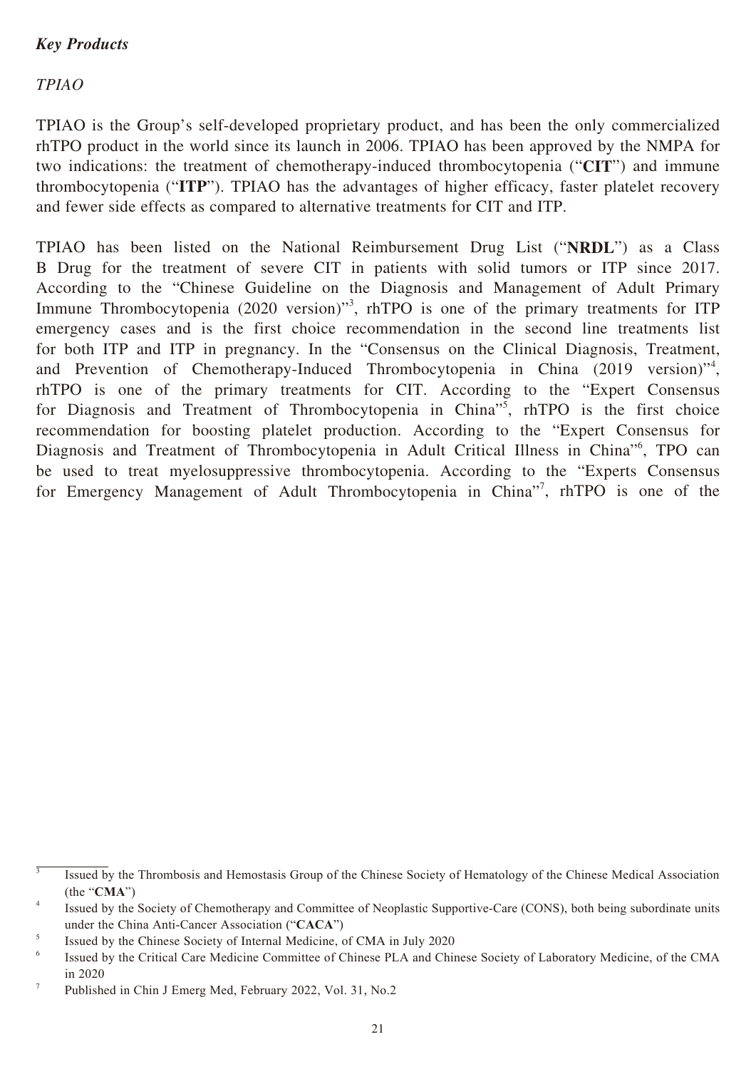***Key Products***

*TPIAO*

TPIAO is the Group's self-developed proprietary product, and has been the only commercialized rhTPO product in the world since its launch in 2006. TPIAO has been approved by the NMPA for two indications: the treatment of chemotherapy-induced thrombocytopenia ("**CIT**") and immune thrombocytopenia ("**ITP**"). TPIAO has the advantages of higher efficacy, faster platelet recovery and fewer side effects as compared to alternative treatments for CIT and ITP.

TPIAO has been listed on the National Reimbursement Drug List ("**NRDL**") as a Class B Drug for the treatment of severe CIT in patients with solid tumors or ITP since 2017. According to the "Chinese Guideline on the Diagnosis and Management of Adult Primary Immune Thrombocytopenia (2020 version)"[3], rhTPO is one of the primary treatments for ITP emergency cases and is the first choice recommendation in the second line treatments list for both ITP and ITP in pregnancy. In the "Consensus on the Clinical Diagnosis, Treatment, and Prevention of Chemotherapy-Induced Thrombocytopenia in China (2019 version)"[4], rhTPO is one of the primary treatments for CIT. According to the "Expert Consensus for Diagnosis and Treatment of Thrombocytopenia in China"[5], rhTPO is the first choice recommendation for boosting platelet production. According to the "Expert Consensus for Diagnosis and Treatment of Thrombocytopenia in Adult Critical Illness in China"[6], TPO can be used to treat myelosuppressive thrombocytopenia. According to the "Experts Consensus for Emergency Management of Adult Thrombocytopenia in China"[7], rhTPO is one of the

---

[3] Issued by the Thrombosis and Hemostasis Group of the Chinese Society of Hematology of the Chinese Medical Association (the "**CMA**")

[4] Issued by the Society of Chemotherapy and Committee of Neoplastic Supportive-Care (CONS), both being subordinate units under the China Anti-Cancer Association ("**CACA**")

[5] Issued by the Chinese Society of Internal Medicine, of CMA in July 2020

[6] Issued by the Critical Care Medicine Committee of Chinese PLA and Chinese Society of Laboratory Medicine, of the CMA in 2020

[7] Published in Chin J Emerg Med, February 2022, Vol. 31, No.2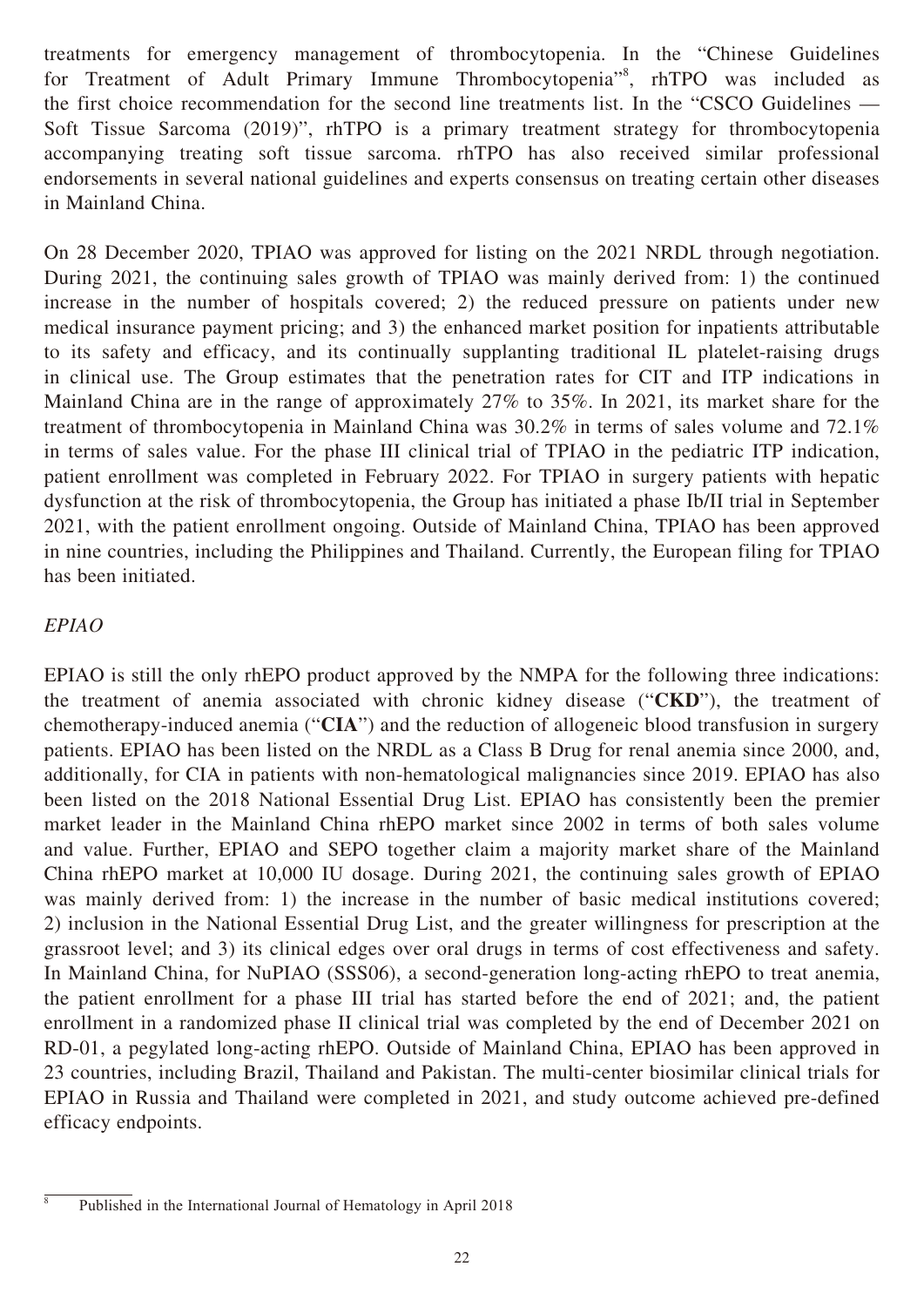treatments for emergency management of thrombocytopenia. In the "Chinese Guidelines for Treatment of Adult Primary Immune Thrombocytopenia"[8], rhTPO was included as the first choice recommendation for the second line treatments list. In the "CSCO Guidelines — Soft Tissue Sarcoma (2019)", rhTPO is a primary treatment strategy for thrombocytopenia accompanying treating soft tissue sarcoma. rhTPO has also received similar professional endorsements in several national guidelines and experts consensus on treating certain other diseases in Mainland China.

On 28 December 2020, TPIAO was approved for listing on the 2021 NRDL through negotiation. During 2021, the continuing sales growth of TPIAO was mainly derived from: 1) the continued increase in the number of hospitals covered; 2) the reduced pressure on patients under new medical insurance payment pricing; and 3) the enhanced market position for inpatients attributable to its safety and efficacy, and its continually supplanting traditional IL platelet-raising drugs in clinical use. The Group estimates that the penetration rates for CIT and ITP indications in Mainland China are in the range of approximately 27% to 35%. In 2021, its market share for the treatment of thrombocytopenia in Mainland China was 30.2% in terms of sales volume and 72.1% in terms of sales value. For the phase III clinical trial of TPIAO in the pediatric ITP indication, patient enrollment was completed in February 2022. For TPIAO in surgery patients with hepatic dysfunction at the risk of thrombocytopenia, the Group has initiated a phase Ib/II trial in September 2021, with the patient enrollment ongoing. Outside of Mainland China, TPIAO has been approved in nine countries, including the Philippines and Thailand. Currently, the European filing for TPIAO has been initiated.

*EPIAO*

EPIAO is still the only rhEPO product approved by the NMPA for the following three indications: the treatment of anemia associated with chronic kidney disease ("**CKD**"), the treatment of chemotherapy-induced anemia ("**CIA**") and the reduction of allogeneic blood transfusion in surgery patients. EPIAO has been listed on the NRDL as a Class B Drug for renal anemia since 2000, and, additionally, for CIA in patients with non-hematological malignancies since 2019. EPIAO has also been listed on the 2018 National Essential Drug List. EPIAO has consistently been the premier market leader in the Mainland China rhEPO market since 2002 in terms of both sales volume and value. Further, EPIAO and SEPO together claim a majority market share of the Mainland China rhEPO market at 10,000 IU dosage. During 2021, the continuing sales growth of EPIAO was mainly derived from: 1) the increase in the number of basic medical institutions covered; 2) inclusion in the National Essential Drug List, and the greater willingness for prescription at the grassroot level; and 3) its clinical edges over oral drugs in terms of cost effectiveness and safety. In Mainland China, for NuPIAO (SSS06), a second-generation long-acting rhEPO to treat anemia, the patient enrollment for a phase III trial has started before the end of 2021; and, the patient enrollment in a randomized phase II clinical trial was completed by the end of December 2021 on RD-01, a pegylated long-acting rhEPO. Outside of Mainland China, EPIAO has been approved in 23 countries, including Brazil, Thailand and Pakistan. The multi-center biosimilar clinical trials for EPIAO in Russia and Thailand were completed in 2021, and study outcome achieved pre-defined efficacy endpoints.

[8] Published in the International Journal of Hematology in April 2018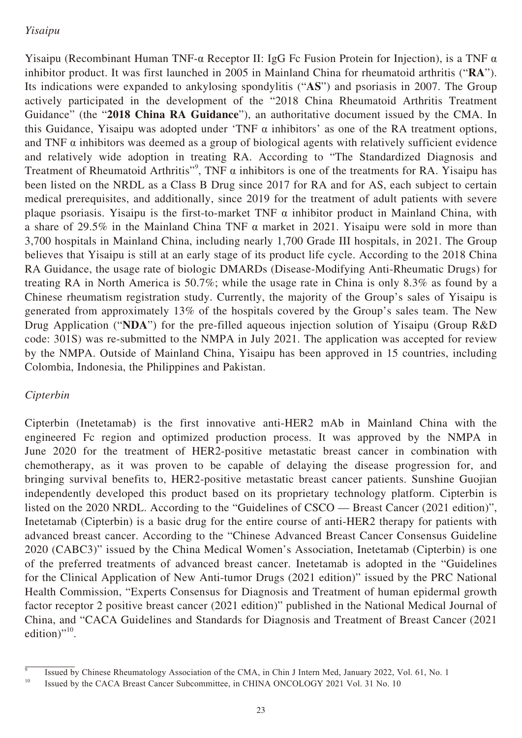*Yisaipu*

Yisaipu (Recombinant Human TNF-α Receptor II: IgG Fc Fusion Protein for Injection), is a TNF α inhibitor product. It was first launched in 2005 in Mainland China for rheumatoid arthritis ("**RA**"). Its indications were expanded to ankylosing spondylitis ("**AS**") and psoriasis in 2007. The Group actively participated in the development of the "2018 China Rheumatoid Arthritis Treatment Guidance" (the "**2018 China RA Guidance**"), an authoritative document issued by the CMA. In this Guidance, Yisaipu was adopted under 'TNF α inhibitors' as one of the RA treatment options, and TNF α inhibitors was deemed as a group of biological agents with relatively sufficient evidence and relatively wide adoption in treating RA. According to "The Standardized Diagnosis and Treatment of Rheumatoid Arthritis"[9], TNF α inhibitors is one of the treatments for RA. Yisaipu has been listed on the NRDL as a Class B Drug since 2017 for RA and for AS, each subject to certain medical prerequisites, and additionally, since 2019 for the treatment of adult patients with severe plaque psoriasis. Yisaipu is the first-to-market TNF α inhibitor product in Mainland China, with a share of 29.5% in the Mainland China TNF α market in 2021. Yisaipu were sold in more than 3,700 hospitals in Mainland China, including nearly 1,700 Grade III hospitals, in 2021. The Group believes that Yisaipu is still at an early stage of its product life cycle. According to the 2018 China RA Guidance, the usage rate of biologic DMARDs (Disease-Modifying Anti-Rheumatic Drugs) for treating RA in North America is 50.7%; while the usage rate in China is only 8.3% as found by a Chinese rheumatism registration study. Currently, the majority of the Group's sales of Yisaipu is generated from approximately 13% of the hospitals covered by the Group's sales team. The New Drug Application ("**NDA**") for the pre-filled aqueous injection solution of Yisaipu (Group R&D code: 301S) was re-submitted to the NMPA in July 2021. The application was accepted for review by the NMPA. Outside of Mainland China, Yisaipu has been approved in 15 countries, including Colombia, Indonesia, the Philippines and Pakistan.

*Cipterbin*

Cipterbin (Inetetamab) is the first innovative anti-HER2 mAb in Mainland China with the engineered Fc region and optimized production process. It was approved by the NMPA in June 2020 for the treatment of HER2-positive metastatic breast cancer in combination with chemotherapy, as it was proven to be capable of delaying the disease progression for, and bringing survival benefits to, HER2-positive metastatic breast cancer patients. Sunshine Guojian independently developed this product based on its proprietary technology platform. Cipterbin is listed on the 2020 NRDL. According to the "Guidelines of CSCO — Breast Cancer (2021 edition)", Inetetamab (Cipterbin) is a basic drug for the entire course of anti-HER2 therapy for patients with advanced breast cancer. According to the "Chinese Advanced Breast Cancer Consensus Guideline 2020 (CABC3)" issued by the China Medical Women's Association, Inetetamab (Cipterbin) is one of the preferred treatments of advanced breast cancer. Inetetamab is adopted in the "Guidelines for the Clinical Application of New Anti-tumor Drugs (2021 edition)" issued by the PRC National Health Commission, "Experts Consensus for Diagnosis and Treatment of human epidermal growth factor receptor 2 positive breast cancer (2021 edition)" published in the National Medical Journal of China, and "CACA Guidelines and Standards for Diagnosis and Treatment of Breast Cancer (2021 edition)"[10].

---

[9] Issued by Chinese Rheumatology Association of the CMA, in Chin J Intern Med, January 2022, Vol. 61, No. 1

[10] Issued by the CACA Breast Cancer Subcommittee, in CHINA ONCOLOGY 2021 Vol. 31 No. 10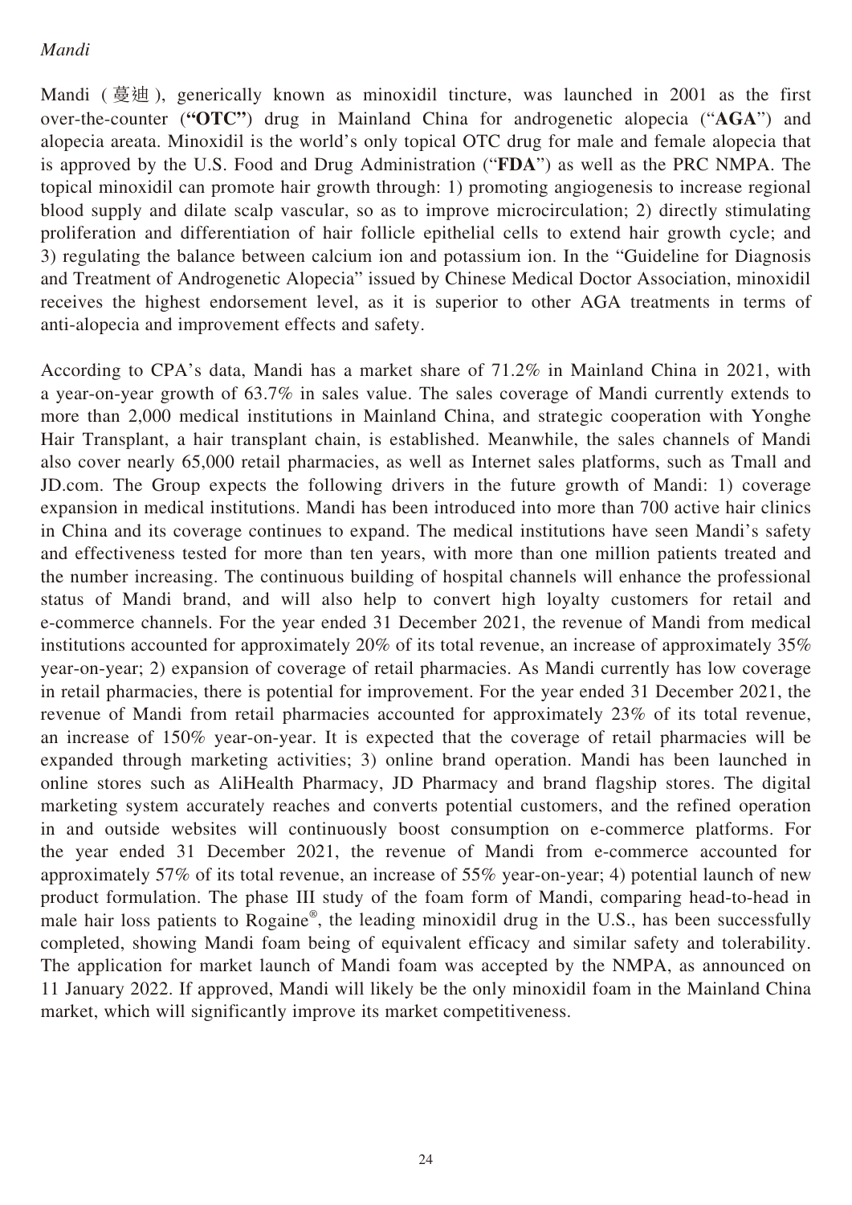*Mandi*

Mandi ( 蔓迪 ), generically known as minoxidil tincture, was launched in 2001 as the first over-the-counter (**"OTC"**) drug in Mainland China for androgenetic alopecia ("**AGA**") and alopecia areata. Minoxidil is the world's only topical OTC drug for male and female alopecia that is approved by the U.S. Food and Drug Administration ("**FDA**") as well as the PRC NMPA. The topical minoxidil can promote hair growth through: 1) promoting angiogenesis to increase regional blood supply and dilate scalp vascular, so as to improve microcirculation; 2) directly stimulating proliferation and differentiation of hair follicle epithelial cells to extend hair growth cycle; and 3) regulating the balance between calcium ion and potassium ion. In the "Guideline for Diagnosis and Treatment of Androgenetic Alopecia" issued by Chinese Medical Doctor Association, minoxidil receives the highest endorsement level, as it is superior to other AGA treatments in terms of anti-alopecia and improvement effects and safety.

According to CPA's data, Mandi has a market share of 71.2% in Mainland China in 2021, with a year-on-year growth of 63.7% in sales value. The sales coverage of Mandi currently extends to more than 2,000 medical institutions in Mainland China, and strategic cooperation with Yonghe Hair Transplant, a hair transplant chain, is established. Meanwhile, the sales channels of Mandi also cover nearly 65,000 retail pharmacies, as well as Internet sales platforms, such as Tmall and JD.com. The Group expects the following drivers in the future growth of Mandi: 1) coverage expansion in medical institutions. Mandi has been introduced into more than 700 active hair clinics in China and its coverage continues to expand. The medical institutions have seen Mandi's safety and effectiveness tested for more than ten years, with more than one million patients treated and the number increasing. The continuous building of hospital channels will enhance the professional status of Mandi brand, and will also help to convert high loyalty customers for retail and e-commerce channels. For the year ended 31 December 2021, the revenue of Mandi from medical institutions accounted for approximately 20% of its total revenue, an increase of approximately 35% year-on-year; 2) expansion of coverage of retail pharmacies. As Mandi currently has low coverage in retail pharmacies, there is potential for improvement. For the year ended 31 December 2021, the revenue of Mandi from retail pharmacies accounted for approximately 23% of its total revenue, an increase of 150% year-on-year. It is expected that the coverage of retail pharmacies will be expanded through marketing activities; 3) online brand operation. Mandi has been launched in online stores such as AliHealth Pharmacy, JD Pharmacy and brand flagship stores. The digital marketing system accurately reaches and converts potential customers, and the refined operation in and outside websites will continuously boost consumption on e-commerce platforms. For the year ended 31 December 2021, the revenue of Mandi from e-commerce accounted for approximately 57% of its total revenue, an increase of 55% year-on-year; 4) potential launch of new product formulation. The phase III study of the foam form of Mandi, comparing head-to-head in male hair loss patients to Rogaine®, the leading minoxidil drug in the U.S., has been successfully completed, showing Mandi foam being of equivalent efficacy and similar safety and tolerability. The application for market launch of Mandi foam was accepted by the NMPA, as announced on 11 January 2022. If approved, Mandi will likely be the only minoxidil foam in the Mainland China market, which will significantly improve its market competitiveness.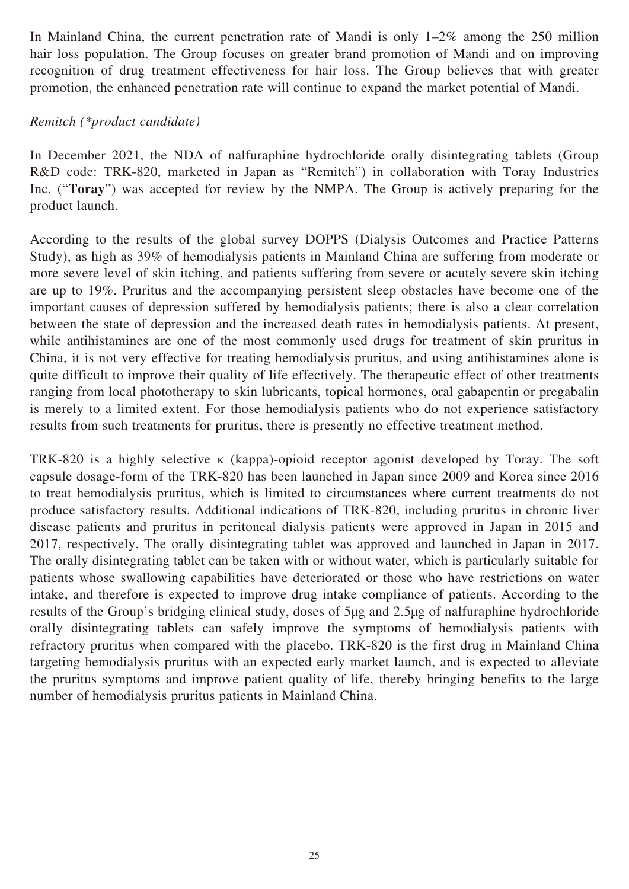In Mainland China, the current penetration rate of Mandi is only 1–2% among the 250 million hair loss population. The Group focuses on greater brand promotion of Mandi and on improving recognition of drug treatment effectiveness for hair loss. The Group believes that with greater promotion, the enhanced penetration rate will continue to expand the market potential of Mandi.

*Remitch (*product candidate)*

In December 2021, the NDA of nalfuraphine hydrochloride orally disintegrating tablets (Group R&D code: TRK-820, marketed in Japan as "Remitch") in collaboration with Toray Industries Inc. ("**Toray**") was accepted for review by the NMPA. The Group is actively preparing for the product launch.

According to the results of the global survey DOPPS (Dialysis Outcomes and Practice Patterns Study), as high as 39% of hemodialysis patients in Mainland China are suffering from moderate or more severe level of skin itching, and patients suffering from severe or acutely severe skin itching are up to 19%. Pruritus and the accompanying persistent sleep obstacles have become one of the important causes of depression suffered by hemodialysis patients; there is also a clear correlation between the state of depression and the increased death rates in hemodialysis patients. At present, while antihistamines are one of the most commonly used drugs for treatment of skin pruritus in China, it is not very effective for treating hemodialysis pruritus, and using antihistamines alone is quite difficult to improve their quality of life effectively. The therapeutic effect of other treatments ranging from local phototherapy to skin lubricants, topical hormones, oral gabapentin or pregabalin is merely to a limited extent. For those hemodialysis patients who do not experience satisfactory results from such treatments for pruritus, there is presently no effective treatment method.

TRK-820 is a highly selective κ (kappa)-opioid receptor agonist developed by Toray. The soft capsule dosage-form of the TRK-820 has been launched in Japan since 2009 and Korea since 2016 to treat hemodialysis pruritus, which is limited to circumstances where current treatments do not produce satisfactory results. Additional indications of TRK-820, including pruritus in chronic liver disease patients and pruritus in peritoneal dialysis patients were approved in Japan in 2015 and 2017, respectively. The orally disintegrating tablet was approved and launched in Japan in 2017. The orally disintegrating tablet can be taken with or without water, which is particularly suitable for patients whose swallowing capabilities have deteriorated or those who have restrictions on water intake, and therefore is expected to improve drug intake compliance of patients. According to the results of the Group's bridging clinical study, doses of 5μg and 2.5μg of nalfuraphine hydrochloride orally disintegrating tablets can safely improve the symptoms of hemodialysis patients with refractory pruritus when compared with the placebo. TRK-820 is the first drug in Mainland China targeting hemodialysis pruritus with an expected early market launch, and is expected to alleviate the pruritus symptoms and improve patient quality of life, thereby bringing benefits to the large number of hemodialysis pruritus patients in Mainland China.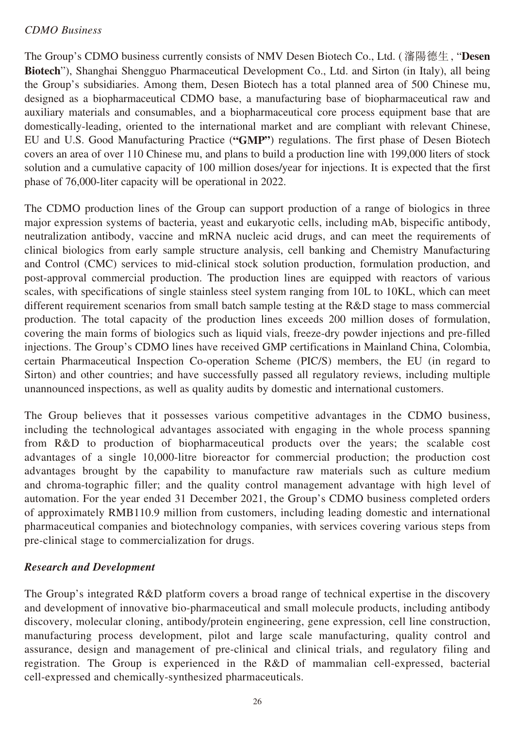*CDMO Business*

The Group's CDMO business currently consists of NMV Desen Biotech Co., Ltd. (濬陽德生, "**Desen Biotech**"), Shanghai Shengguo Pharmaceutical Development Co., Ltd. and Sirton (in Italy), all being the Group's subsidiaries. Among them, Desen Biotech has a total planned area of 500 Chinese mu, designed as a biopharmaceutical CDMO base, a manufacturing base of biopharmaceutical raw and auxiliary materials and consumables, and a biopharmaceutical core process equipment base that are domestically-leading, oriented to the international market and are compliant with relevant Chinese, EU and U.S. Good Manufacturing Practice (**"GMP"**) regulations. The first phase of Desen Biotech covers an area of over 110 Chinese mu, and plans to build a production line with 199,000 liters of stock solution and a cumulative capacity of 100 million doses/year for injections. It is expected that the first phase of 76,000-liter capacity will be operational in 2022.

The CDMO production lines of the Group can support production of a range of biologics in three major expression systems of bacteria, yeast and eukaryotic cells, including mAb, bispecific antibody, neutralization antibody, vaccine and mRNA nucleic acid drugs, and can meet the requirements of clinical biologics from early sample structure analysis, cell banking and Chemistry Manufacturing and Control (CMC) services to mid-clinical stock solution production, formulation production, and post-approval commercial production. The production lines are equipped with reactors of various scales, with specifications of single stainless steel system ranging from 10L to 10KL, which can meet different requirement scenarios from small batch sample testing at the R&D stage to mass commercial production. The total capacity of the production lines exceeds 200 million doses of formulation, covering the main forms of biologics such as liquid vials, freeze-dry powder injections and pre-filled injections. The Group's CDMO lines have received GMP certifications in Mainland China, Colombia, certain Pharmaceutical Inspection Co-operation Scheme (PIC/S) members, the EU (in regard to Sirton) and other countries; and have successfully passed all regulatory reviews, including multiple unannounced inspections, as well as quality audits by domestic and international customers.

The Group believes that it possesses various competitive advantages in the CDMO business, including the technological advantages associated with engaging in the whole process spanning from R&D to production of biopharmaceutical products over the years; the scalable cost advantages of a single 10,000-litre bioreactor for commercial production; the production cost advantages brought by the capability to manufacture raw materials such as culture medium and chroma-tographic filler; and the quality control management advantage with high level of automation. For the year ended 31 December 2021, the Group's CDMO business completed orders of approximately RMB110.9 million from customers, including leading domestic and international pharmaceutical companies and biotechnology companies, with services covering various steps from pre-clinical stage to commercialization for drugs.

***Research and Development***

The Group's integrated R&D platform covers a broad range of technical expertise in the discovery and development of innovative bio-pharmaceutical and small molecule products, including antibody discovery, molecular cloning, antibody/protein engineering, gene expression, cell line construction, manufacturing process development, pilot and large scale manufacturing, quality control and assurance, design and management of pre-clinical and clinical trials, and regulatory filing and registration. The Group is experienced in the R&D of mammalian cell-expressed, bacterial cell-expressed and chemically-synthesized pharmaceuticals.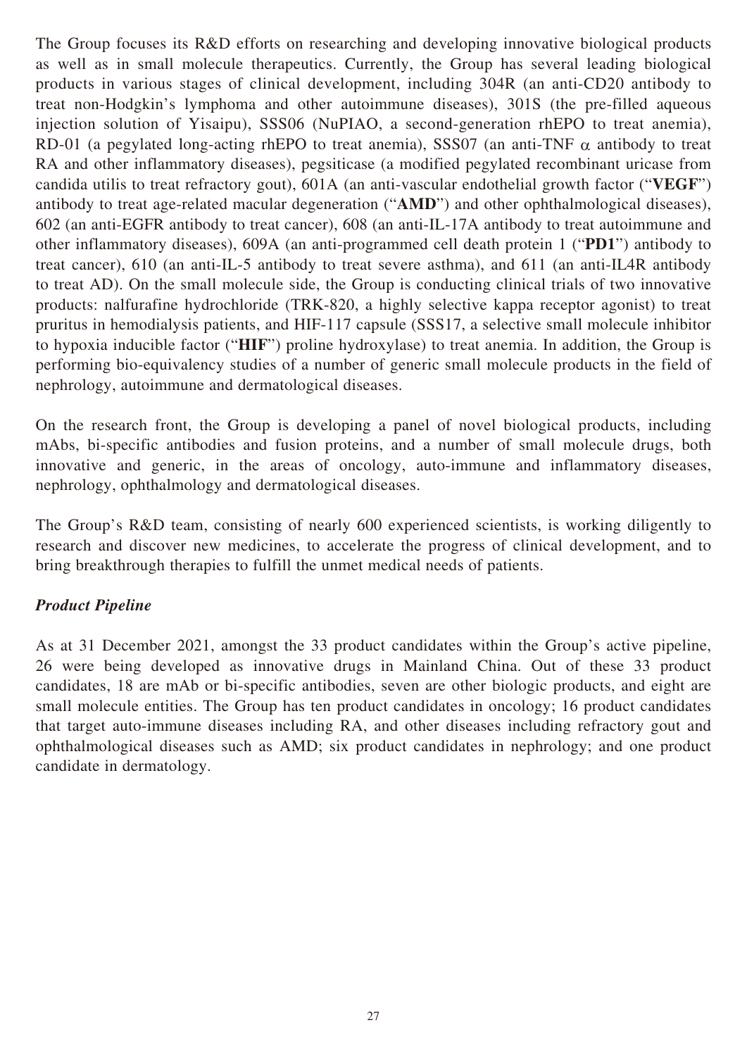The Group focuses its R&D efforts on researching and developing innovative biological products as well as in small molecule therapeutics. Currently, the Group has several leading biological products in various stages of clinical development, including 304R (an anti-CD20 antibody to treat non-Hodgkin's lymphoma and other autoimmune diseases), 301S (the pre-filled aqueous injection solution of Yisaipu), SSS06 (NuPIAO, a second-generation rhEPO to treat anemia), RD-01 (a pegylated long-acting rhEPO to treat anemia), SSS07 (an anti-TNF $\alpha$ antibody to treat RA and other inflammatory diseases), pegsiticase (a modified pegylated recombinant uricase from candida utilis to treat refractory gout), 601A (an anti-vascular endothelial growth factor ("**VEGF**") antibody to treat age-related macular degeneration ("**AMD**") and other ophthalmological diseases), 602 (an anti-EGFR antibody to treat cancer), 608 (an anti-IL-17A antibody to treat autoimmune and other inflammatory diseases), 609A (an anti-programmed cell death protein 1 ("**PD1**") antibody to treat cancer), 610 (an anti-IL-5 antibody to treat severe asthma), and 611 (an anti-IL4R antibody to treat AD). On the small molecule side, the Group is conducting clinical trials of two innovative products: nalfurafine hydrochloride (TRK-820, a highly selective kappa receptor agonist) to treat pruritus in hemodialysis patients, and HIF-117 capsule (SSS17, a selective small molecule inhibitor to hypoxia inducible factor ("**HIF**") proline hydroxylase) to treat anemia. In addition, the Group is performing bio-equivalency studies of a number of generic small molecule products in the field of nephrology, autoimmune and dermatological diseases.

On the research front, the Group is developing a panel of novel biological products, including mAbs, bi-specific antibodies and fusion proteins, and a number of small molecule drugs, both innovative and generic, in the areas of oncology, auto-immune and inflammatory diseases, nephrology, ophthalmology and dermatological diseases.

The Group's R&D team, consisting of nearly 600 experienced scientists, is working diligently to research and discover new medicines, to accelerate the progress of clinical development, and to bring breakthrough therapies to fulfill the unmet medical needs of patients.

***Product Pipeline***

As at 31 December 2021, amongst the 33 product candidates within the Group's active pipeline, 26 were being developed as innovative drugs in Mainland China. Out of these 33 product candidates, 18 are mAb or bi-specific antibodies, seven are other biologic products, and eight are small molecule entities. The Group has ten product candidates in oncology; 16 product candidates that target auto-immune diseases including RA, and other diseases including refractory gout and ophthalmological diseases such as AMD; six product candidates in nephrology; and one product candidate in dermatology.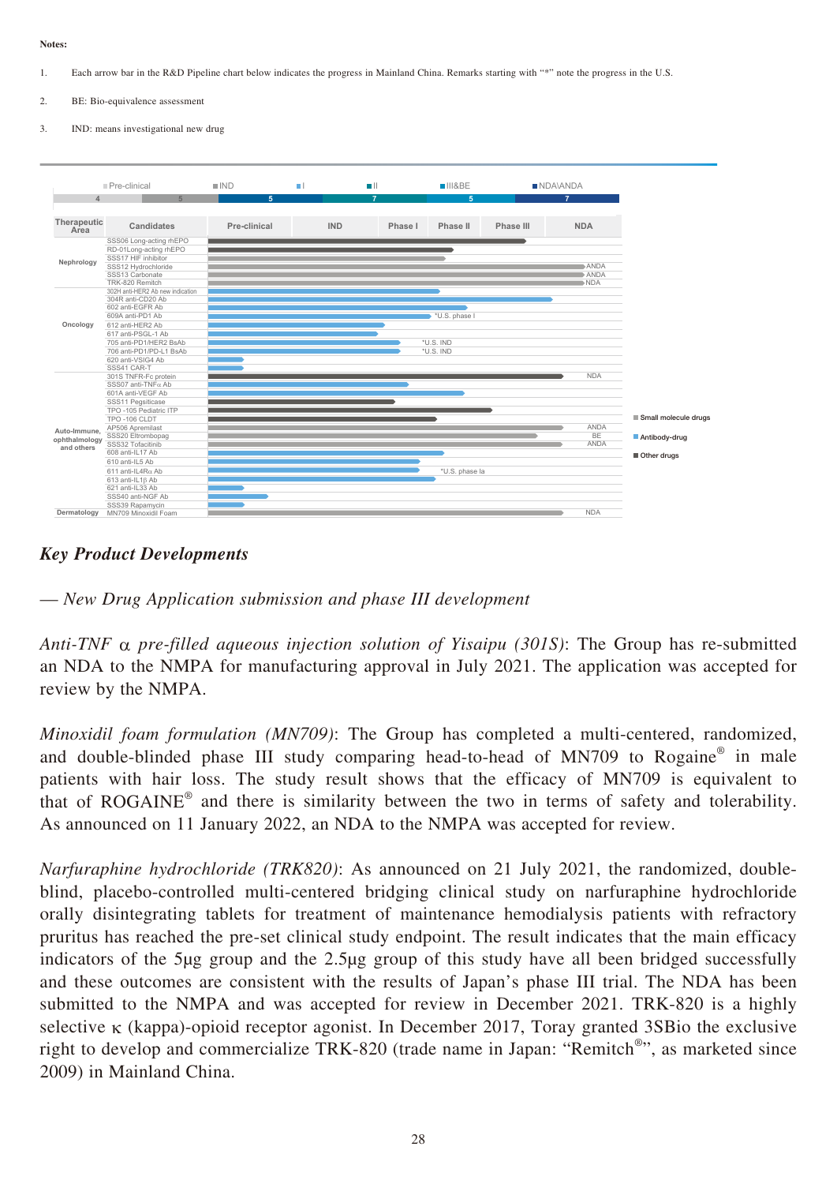**Notes:**

1. Each arrow bar in the R&D Pipeline chart below indicates the progress in Mainland China. Remarks starting with "*" note the progress in the U.S.

2. BE: Bio-equivalence assessment

3. IND: means investigational new drug

Pre-clinical 4 5
IND 5
I 7
II 5
III&BE 7
NDA\ANDA

Therapeutic Area
Candidates
Pre-clinical
IND
Phase I
Phase II
Phase III
NDA

Nephrology
SSS06 Long-acting rhEPO
RD-01Long-acting rhEPO
SSS17 HIF inhibitor
SSS12 Hydrochloride ANDA
SSS13 Carbonate ANDA
TRK-820 Remitch NDA

Oncology
302H anti-HER2 Ab new indication
304R anti-CD20 Ab
602 anti-EGFR Ab
609A anti-PD1 Ab *U.S. phase I
612 anti-HER2 Ab
617 anti-PSGL-1 Ab
705 anti-PD1/HER2 BsAb *U.S. IND
706 anti-PD1/PD-L1 BsAb *U.S. IND
620 anti-VSIG4 Ab
SSS41 CAR-T

Auto-immune, ophthalmology and others
301S TNFR-Fc protein NDA
SSS07 anti-TNFα Ab
601A anti-VEGF Ab
SSS11 Pegsiticase
TPO -105 Pediatric ITP
TPO -106 CLDT
AP506 Apremilast ANDA
SSS20 Eltrombopag BE
SSS32 Tofacitinib ANDA
608 anti-IL17 Ab
610 anti-IL5 Ab
611 anti-IL4Rα Ab *U.S. phase Ia
613 anti-IL1β Ab
621 anti-IL33 Ab
SSS40 anti-NGF Ab
SSS39 Rapamycin

Dermatology
MN709 Minoxidil Foam NDA

Small molecule drugs
Antibody-drug
Other drugs

### *Key Product Developments*

*— New Drug Application submission and phase III development*

*Anti-TNF α pre-filled aqueous injection solution of Yisaipu (301S)*: The Group has re-submitted an NDA to the NMPA for manufacturing approval in July 2021. The application was accepted for review by the NMPA.

*Minoxidil foam formulation (MN709)*: The Group has completed a multi-centered, randomized, and double-blinded phase III study comparing head-to-head of MN709 to Rogaine® in male patients with hair loss. The study result shows that the efficacy of MN709 is equivalent to that of ROGAINE® and there is similarity between the two in terms of safety and tolerability. As announced on 11 January 2022, an NDA to the NMPA was accepted for review.

*Narfuraphine hydrochloride (TRK820)*: As announced on 21 July 2021, the randomized, double-blind, placebo-controlled multi-centered bridging clinical study on narfuraphine hydrochloride orally disintegrating tablets for treatment of maintenance hemodialysis patients with refractory pruritus has reached the pre-set clinical study endpoint. The result indicates that the main efficacy indicators of the 5μg group and the 2.5μg group of this study have all been bridged successfully and these outcomes are consistent with the results of Japan's phase III trial. The NDA has been submitted to the NMPA and was accepted for review in December 2021. TRK-820 is a highly selective κ (kappa)-opioid receptor agonist. In December 2017, Toray granted 3SBio the exclusive right to develop and commercialize TRK-820 (trade name in Japan: "Remitch®", as marketed since 2009) in Mainland China.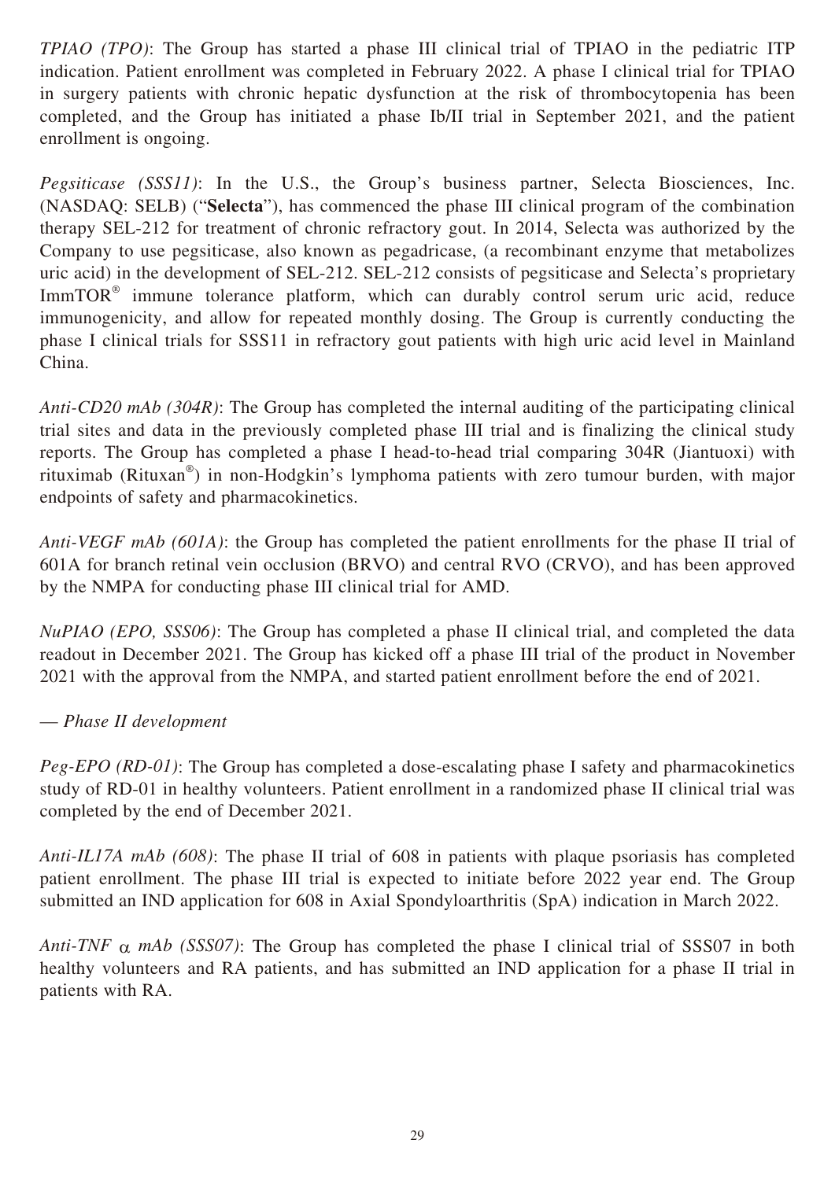*TPIAO (TPO)*: The Group has started a phase III clinical trial of TPIAO in the pediatric ITP indication. Patient enrollment was completed in February 2022. A phase I clinical trial for TPIAO in surgery patients with chronic hepatic dysfunction at the risk of thrombocytopenia has been completed, and the Group has initiated a phase Ib/II trial in September 2021, and the patient enrollment is ongoing.

*Pegsiticase (SSS11)*: In the U.S., the Group's business partner, Selecta Biosciences, Inc. (NASDAQ: SELB) ("**Selecta**"), has commenced the phase III clinical program of the combination therapy SEL-212 for treatment of chronic refractory gout. In 2014, Selecta was authorized by the Company to use pegsiticase, also known as pegadricase, (a recombinant enzyme that metabolizes uric acid) in the development of SEL-212. SEL-212 consists of pegsiticase and Selecta's proprietary ImmTOR® immune tolerance platform, which can durably control serum uric acid, reduce immunogenicity, and allow for repeated monthly dosing. The Group is currently conducting the phase I clinical trials for SSS11 in refractory gout patients with high uric acid level in Mainland China.

*Anti-CD20 mAb (304R)*: The Group has completed the internal auditing of the participating clinical trial sites and data in the previously completed phase III trial and is finalizing the clinical study reports. The Group has completed a phase I head-to-head trial comparing 304R (Jiantuoxi) with rituximab (Rituxan®) in non-Hodgkin's lymphoma patients with zero tumour burden, with major endpoints of safety and pharmacokinetics.

*Anti-VEGF mAb (601A)*: the Group has completed the patient enrollments for the phase II trial of 601A for branch retinal vein occlusion (BRVO) and central RVO (CRVO), and has been approved by the NMPA for conducting phase III clinical trial for AMD.

*NuPIAO (EPO, SSS06)*: The Group has completed a phase II clinical trial, and completed the data readout in December 2021. The Group has kicked off a phase III trial of the product in November 2021 with the approval from the NMPA, and started patient enrollment before the end of 2021.

— *Phase II development*

*Peg-EPO (RD-01)*: The Group has completed a dose-escalating phase I safety and pharmacokinetics study of RD-01 in healthy volunteers. Patient enrollment in a randomized phase II clinical trial was completed by the end of December 2021.

*Anti-IL17A mAb (608)*: The phase II trial of 608 in patients with plaque psoriasis has completed patient enrollment. The phase III trial is expected to initiate before 2022 year end. The Group submitted an IND application for 608 in Axial Spondyloarthritis (SpA) indication in March 2022.

*Anti-TNF $\alpha$ mAb (SSS07)*: The Group has completed the phase I clinical trial of SSS07 in both healthy volunteers and RA patients, and has submitted an IND application for a phase II trial in patients with RA.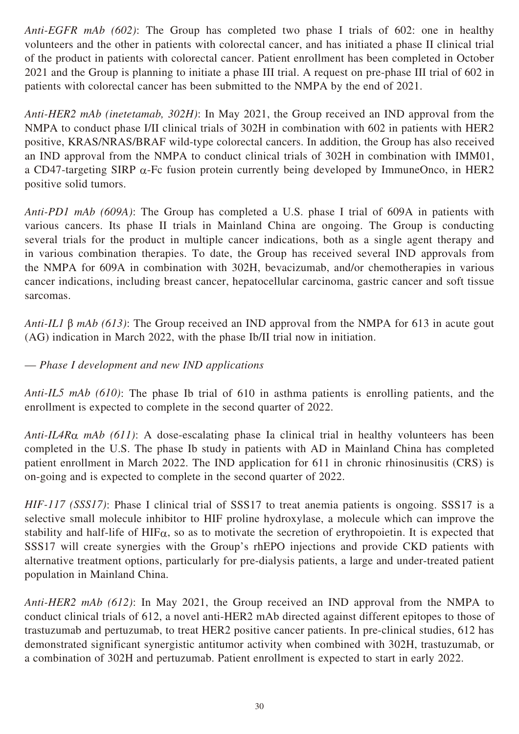*Anti-EGFR mAb (602)*: The Group has completed two phase I trials of 602: one in healthy volunteers and the other in patients with colorectal cancer, and has initiated a phase II clinical trial of the product in patients with colorectal cancer. Patient enrollment has been completed in October 2021 and the Group is planning to initiate a phase III trial. A request on pre-phase III trial of 602 in patients with colorectal cancer has been submitted to the NMPA by the end of 2021.

*Anti-HER2 mAb (inetetamab, 302H)*: In May 2021, the Group received an IND approval from the NMPA to conduct phase I/II clinical trials of 302H in combination with 602 in patients with HER2 positive, KRAS/NRAS/BRAF wild-type colorectal cancers. In addition, the Group has also received an IND approval from the NMPA to conduct clinical trials of 302H in combination with IMM01, a CD47-targeting SIRP $\alpha$-Fc fusion protein currently being developed by ImmuneOnco, in HER2 positive solid tumors.

*Anti-PD1 mAb (609A)*: The Group has completed a U.S. phase I trial of 609A in patients with various cancers. Its phase II trials in Mainland China are ongoing. The Group is conducting several trials for the product in multiple cancer indications, both as a single agent therapy and in various combination therapies. To date, the Group has received several IND approvals from the NMPA for 609A in combination with 302H, bevacizumab, and/or chemotherapies in various cancer indications, including breast cancer, hepatocellular carcinoma, gastric cancer and soft tissue sarcomas.

*Anti-IL1 β mAb (613)*: The Group received an IND approval from the NMPA for 613 in acute gout (AG) indication in March 2022, with the phase Ib/II trial now in initiation.

— *Phase I development and new IND applications*

*Anti-IL5 mAb (610)*: The phase Ib trial of 610 in asthma patients is enrolling patients, and the enrollment is expected to complete in the second quarter of 2022.

*Anti-IL4Rα mAb (611)*: A dose-escalating phase Ia clinical trial in healthy volunteers has been completed in the U.S. The phase Ib study in patients with AD in Mainland China has completed patient enrollment in March 2022. The IND application for 611 in chronic rhinosinusitis (CRS) is on-going and is expected to complete in the second quarter of 2022.

*HIF-117 (SSS17)*: Phase I clinical trial of SSS17 to treat anemia patients is ongoing. SSS17 is a selective small molecule inhibitor to HIF proline hydroxylase, a molecule which can improve the stability and half-life of $HIF_{\alpha}$, so as to motivate the secretion of erythropoietin. It is expected that SSS17 will create synergies with the Group's rhEPO injections and provide CKD patients with alternative treatment options, particularly for pre-dialysis patients, a large and under-treated patient population in Mainland China.

*Anti-HER2 mAb (612)*: In May 2021, the Group received an IND approval from the NMPA to conduct clinical trials of 612, a novel anti-HER2 mAb directed against different epitopes to those of trastuzumab and pertuzumab, to treat HER2 positive cancer patients. In pre-clinical studies, 612 has demonstrated significant synergistic antitumor activity when combined with 302H, trastuzumab, or a combination of 302H and pertuzumab. Patient enrollment is expected to start in early 2022.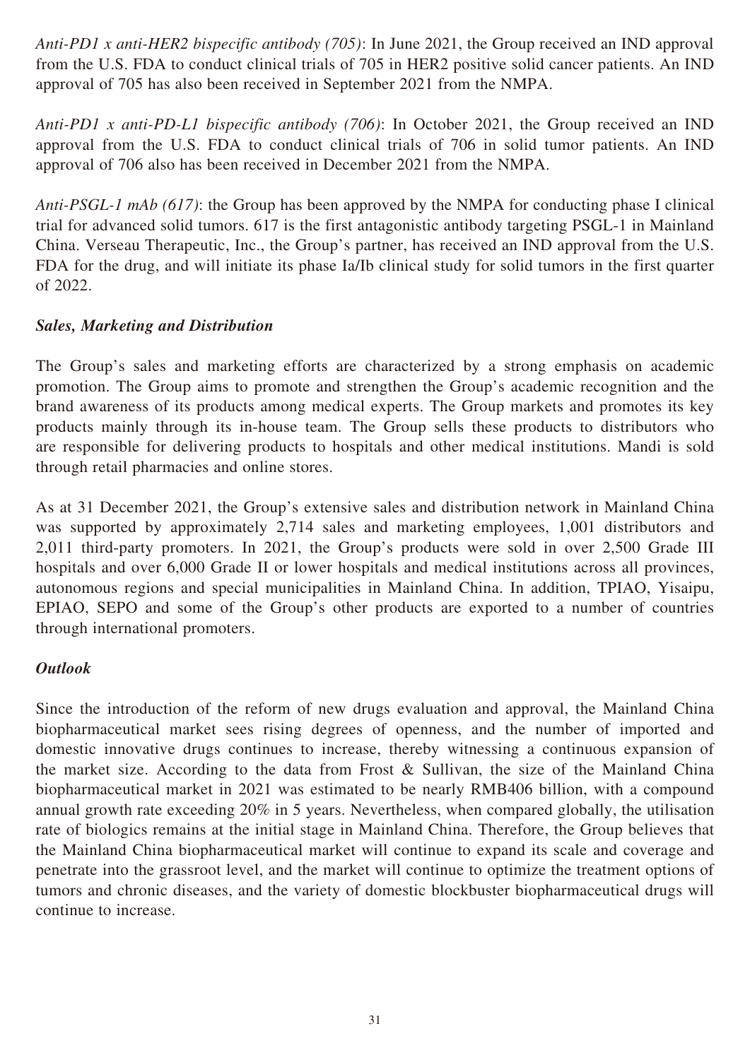*Anti-PD1 x anti-HER2 bispecific antibody (705)*: In June 2021, the Group received an IND approval from the U.S. FDA to conduct clinical trials of 705 in HER2 positive solid cancer patients. An IND approval of 705 has also been received in September 2021 from the NMPA.

*Anti-PD1 x anti-PD-L1 bispecific antibody (706)*: In October 2021, the Group received an IND approval from the U.S. FDA to conduct clinical trials of 706 in solid tumor patients. An IND approval of 706 also has been received in December 2021 from the NMPA.

*Anti-PSGL-1 mAb (617)*: the Group has been approved by the NMPA for conducting phase I clinical trial for advanced solid tumors. 617 is the first antagonistic antibody targeting PSGL-1 in Mainland China. Verseau Therapeutic, Inc., the Group's partner, has received an IND approval from the U.S. FDA for the drug, and will initiate its phase Ia/Ib clinical study for solid tumors in the first quarter of 2022.

***Sales, Marketing and Distribution***

The Group's sales and marketing efforts are characterized by a strong emphasis on academic promotion. The Group aims to promote and strengthen the Group's academic recognition and the brand awareness of its products among medical experts. The Group markets and promotes its key products mainly through its in-house team. The Group sells these products to distributors who are responsible for delivering products to hospitals and other medical institutions. Mandi is sold through retail pharmacies and online stores.

As at 31 December 2021, the Group's extensive sales and distribution network in Mainland China was supported by approximately 2,714 sales and marketing employees, 1,001 distributors and 2,011 third-party promoters. In 2021, the Group's products were sold in over 2,500 Grade III hospitals and over 6,000 Grade II or lower hospitals and medical institutions across all provinces, autonomous regions and special municipalities in Mainland China. In addition, TPIAO, Yisaipu, EPIAO, SEPO and some of the Group's other products are exported to a number of countries through international promoters.

***Outlook***

Since the introduction of the reform of new drugs evaluation and approval, the Mainland China biopharmaceutical market sees rising degrees of openness, and the number of imported and domestic innovative drugs continues to increase, thereby witnessing a continuous expansion of the market size. According to the data from Frost & Sullivan, the size of the Mainland China biopharmaceutical market in 2021 was estimated to be nearly RMB406 billion, with a compound annual growth rate exceeding 20% in 5 years. Nevertheless, when compared globally, the utilisation rate of biologics remains at the initial stage in Mainland China. Therefore, the Group believes that the Mainland China biopharmaceutical market will continue to expand its scale and coverage and penetrate into the grassroot level, and the market will continue to optimize the treatment options of tumors and chronic diseases, and the variety of domestic blockbuster biopharmaceutical drugs will continue to increase.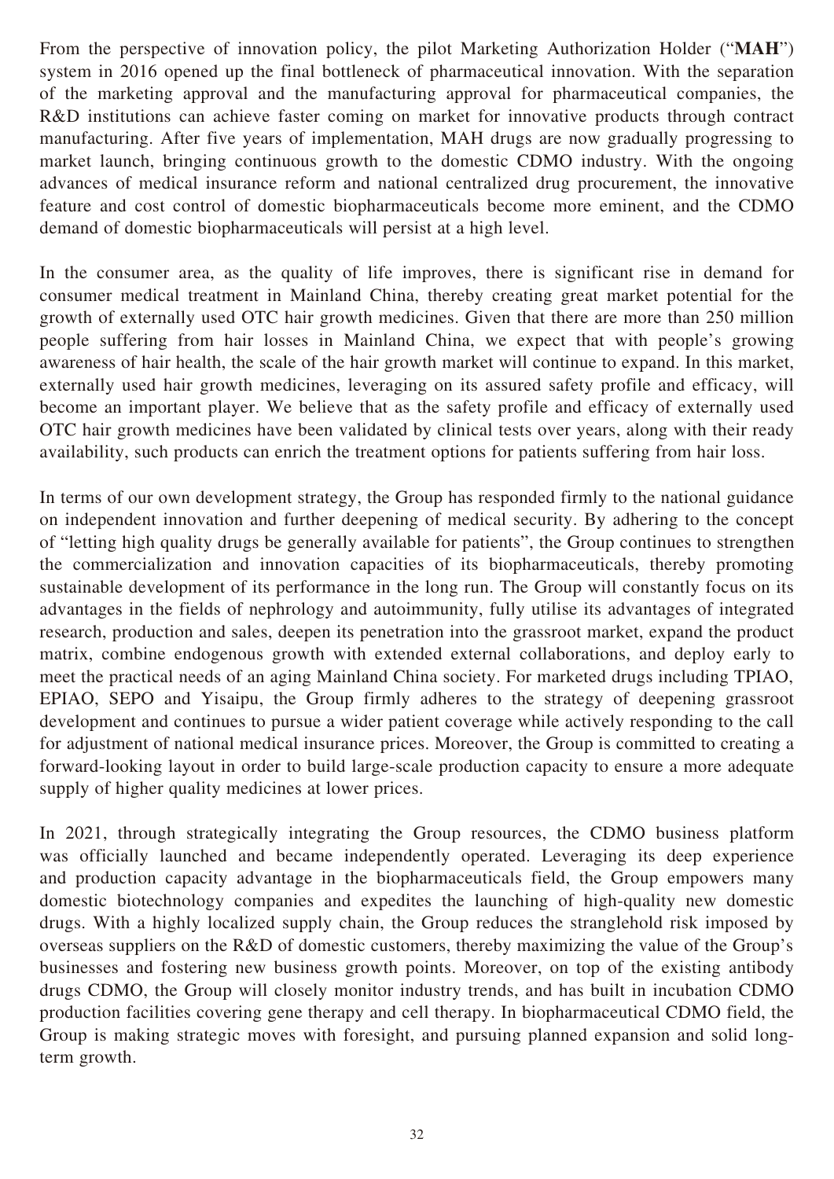From the perspective of innovation policy, the pilot Marketing Authorization Holder ("**MAH**") system in 2016 opened up the final bottleneck of pharmaceutical innovation. With the separation of the marketing approval and the manufacturing approval for pharmaceutical companies, the R&D institutions can achieve faster coming on market for innovative products through contract manufacturing. After five years of implementation, MAH drugs are now gradually progressing to market launch, bringing continuous growth to the domestic CDMO industry. With the ongoing advances of medical insurance reform and national centralized drug procurement, the innovative feature and cost control of domestic biopharmaceuticals become more eminent, and the CDMO demand of domestic biopharmaceuticals will persist at a high level.

In the consumer area, as the quality of life improves, there is significant rise in demand for consumer medical treatment in Mainland China, thereby creating great market potential for the growth of externally used OTC hair growth medicines. Given that there are more than 250 million people suffering from hair losses in Mainland China, we expect that with people's growing awareness of hair health, the scale of the hair growth market will continue to expand. In this market, externally used hair growth medicines, leveraging on its assured safety profile and efficacy, will become an important player. We believe that as the safety profile and efficacy of externally used OTC hair growth medicines have been validated by clinical tests over years, along with their ready availability, such products can enrich the treatment options for patients suffering from hair loss.

In terms of our own development strategy, the Group has responded firmly to the national guidance on independent innovation and further deepening of medical security. By adhering to the concept of "letting high quality drugs be generally available for patients", the Group continues to strengthen the commercialization and innovation capacities of its biopharmaceuticals, thereby promoting sustainable development of its performance in the long run. The Group will constantly focus on its advantages in the fields of nephrology and autoimmunity, fully utilise its advantages of integrated research, production and sales, deepen its penetration into the grassroot market, expand the product matrix, combine endogenous growth with extended external collaborations, and deploy early to meet the practical needs of an aging Mainland China society. For marketed drugs including TPIAO, EPIAO, SEPO and Yisaipu, the Group firmly adheres to the strategy of deepening grassroot development and continues to pursue a wider patient coverage while actively responding to the call for adjustment of national medical insurance prices. Moreover, the Group is committed to creating a forward-looking layout in order to build large-scale production capacity to ensure a more adequate supply of higher quality medicines at lower prices.

In 2021, through strategically integrating the Group resources, the CDMO business platform was officially launched and became independently operated. Leveraging its deep experience and production capacity advantage in the biopharmaceuticals field, the Group empowers many domestic biotechnology companies and expedites the launching of high-quality new domestic drugs. With a highly localized supply chain, the Group reduces the stranglehold risk imposed by overseas suppliers on the R&D of domestic customers, thereby maximizing the value of the Group's businesses and fostering new business growth points. Moreover, on top of the existing antibody drugs CDMO, the Group will closely monitor industry trends, and has built in incubation CDMO production facilities covering gene therapy and cell therapy. In biopharmaceutical CDMO field, the Group is making strategic moves with foresight, and pursuing planned expansion and solid long-term growth.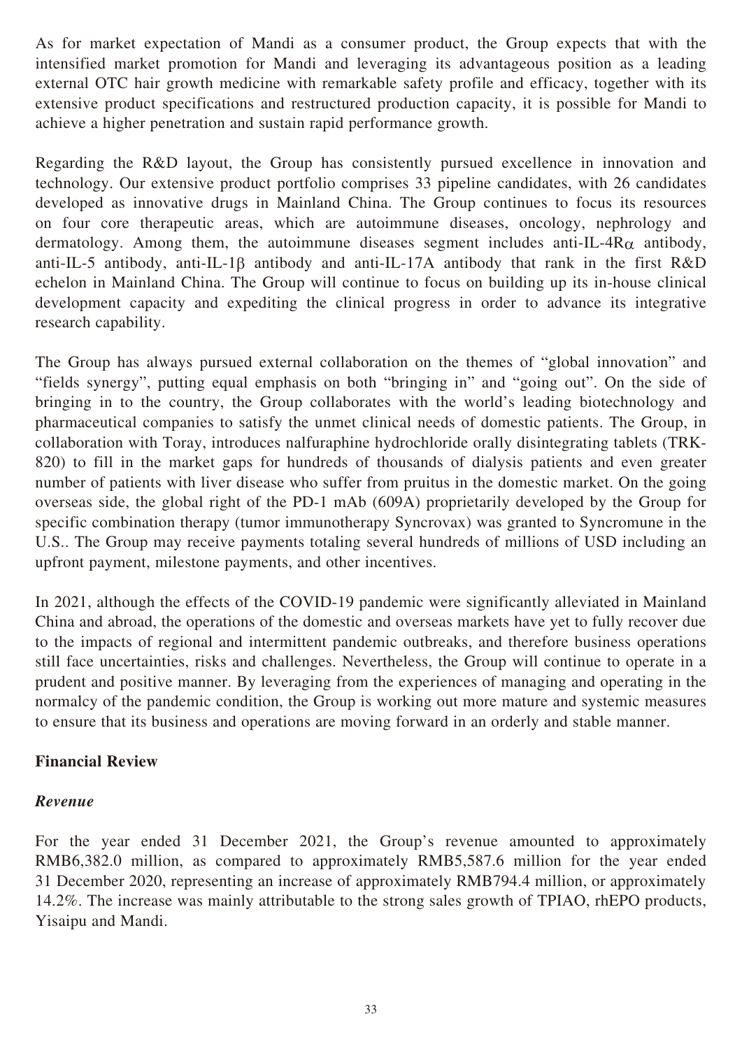As for market expectation of Mandi as a consumer product, the Group expects that with the intensified market promotion for Mandi and leveraging its advantageous position as a leading external OTC hair growth medicine with remarkable safety profile and efficacy, together with its extensive product specifications and restructured production capacity, it is possible for Mandi to achieve a higher penetration and sustain rapid performance growth.

Regarding the R&D layout, the Group has consistently pursued excellence in innovation and technology. Our extensive product portfolio comprises 33 pipeline candidates, with 26 candidates developed as innovative drugs in Mainland China. The Group continues to focus its resources on four core therapeutic areas, which are autoimmune diseases, oncology, nephrology and dermatology. Among them, the autoimmune diseases segment includes anti-IL-4R$\alpha$ antibody, anti-IL-5 antibody, anti-IL-1$\beta$ antibody and anti-IL-17A antibody that rank in the first R&D echelon in Mainland China. The Group will continue to focus on building up its in-house clinical development capacity and expediting the clinical progress in order to advance its integrative research capability.

The Group has always pursued external collaboration on the themes of "global innovation" and "fields synergy", putting equal emphasis on both "bringing in" and "going out". On the side of bringing in to the country, the Group collaborates with the world's leading biotechnology and pharmaceutical companies to satisfy the unmet clinical needs of domestic patients. The Group, in collaboration with Toray, introduces nalfuraphine hydrochloride orally disintegrating tablets (TRK-820) to fill in the market gaps for hundreds of thousands of dialysis patients and even greater number of patients with liver disease who suffer from pruitus in the domestic market. On the going overseas side, the global right of the PD-1 mAb (609A) proprietarily developed by the Group for specific combination therapy (tumor immunotherapy Syncrovax) was granted to Syncromune in the U.S.. The Group may receive payments totaling several hundreds of millions of USD including an upfront payment, milestone payments, and other incentives.

In 2021, although the effects of the COVID-19 pandemic were significantly alleviated in Mainland China and abroad, the operations of the domestic and overseas markets have yet to fully recover due to the impacts of regional and intermittent pandemic outbreaks, and therefore business operations still face uncertainties, risks and challenges. Nevertheless, the Group will continue to operate in a prudent and positive manner. By leveraging from the experiences of managing and operating in the normalcy of the pandemic condition, the Group is working out more mature and systemic measures to ensure that its business and operations are moving forward in an orderly and stable manner.

## Financial Review

### *Revenue*

For the year ended 31 December 2021, the Group's revenue amounted to approximately RMB6,382.0 million, as compared to approximately RMB5,587.6 million for the year ended 31 December 2020, representing an increase of approximately RMB794.4 million, or approximately 14.2%. The increase was mainly attributable to the strong sales growth of TPIAO, rhEPO products, Yisaipu and Mandi.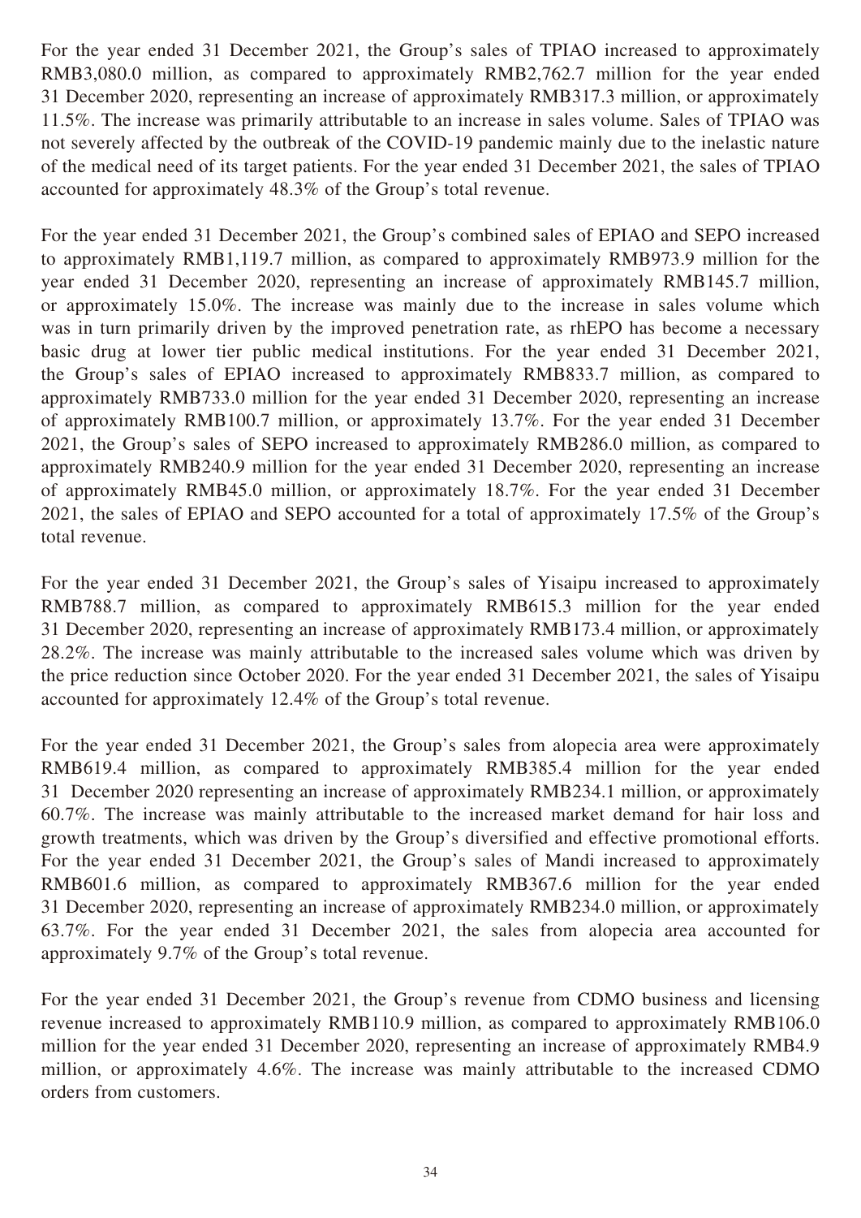For the year ended 31 December 2021, the Group's sales of TPIAO increased to approximately RMB3,080.0 million, as compared to approximately RMB2,762.7 million for the year ended 31 December 2020, representing an increase of approximately RMB317.3 million, or approximately 11.5%. The increase was primarily attributable to an increase in sales volume. Sales of TPIAO was not severely affected by the outbreak of the COVID-19 pandemic mainly due to the inelastic nature of the medical need of its target patients. For the year ended 31 December 2021, the sales of TPIAO accounted for approximately 48.3% of the Group's total revenue.

For the year ended 31 December 2021, the Group's combined sales of EPIAO and SEPO increased to approximately RMB1,119.7 million, as compared to approximately RMB973.9 million for the year ended 31 December 2020, representing an increase of approximately RMB145.7 million, or approximately 15.0%. The increase was mainly due to the increase in sales volume which was in turn primarily driven by the improved penetration rate, as rhEPO has become a necessary basic drug at lower tier public medical institutions. For the year ended 31 December 2021, the Group's sales of EPIAO increased to approximately RMB833.7 million, as compared to approximately RMB733.0 million for the year ended 31 December 2020, representing an increase of approximately RMB100.7 million, or approximately 13.7%. For the year ended 31 December 2021, the Group's sales of SEPO increased to approximately RMB286.0 million, as compared to approximately RMB240.9 million for the year ended 31 December 2020, representing an increase of approximately RMB45.0 million, or approximately 18.7%. For the year ended 31 December 2021, the sales of EPIAO and SEPO accounted for a total of approximately 17.5% of the Group's total revenue.

For the year ended 31 December 2021, the Group's sales of Yisaipu increased to approximately RMB788.7 million, as compared to approximately RMB615.3 million for the year ended 31 December 2020, representing an increase of approximately RMB173.4 million, or approximately 28.2%. The increase was mainly attributable to the increased sales volume which was driven by the price reduction since October 2020. For the year ended 31 December 2021, the sales of Yisaipu accounted for approximately 12.4% of the Group's total revenue.

For the year ended 31 December 2021, the Group's sales from alopecia area were approximately RMB619.4 million, as compared to approximately RMB385.4 million for the year ended 31 December 2020 representing an increase of approximately RMB234.1 million, or approximately 60.7%. The increase was mainly attributable to the increased market demand for hair loss and growth treatments, which was driven by the Group's diversified and effective promotional efforts. For the year ended 31 December 2021, the Group's sales of Mandi increased to approximately RMB601.6 million, as compared to approximately RMB367.6 million for the year ended 31 December 2020, representing an increase of approximately RMB234.0 million, or approximately 63.7%. For the year ended 31 December 2021, the sales from alopecia area accounted for approximately 9.7% of the Group's total revenue.

For the year ended 31 December 2021, the Group's revenue from CDMO business and licensing revenue increased to approximately RMB110.9 million, as compared to approximately RMB106.0 million for the year ended 31 December 2020, representing an increase of approximately RMB4.9 million, or approximately 4.6%. The increase was mainly attributable to the increased CDMO orders from customers.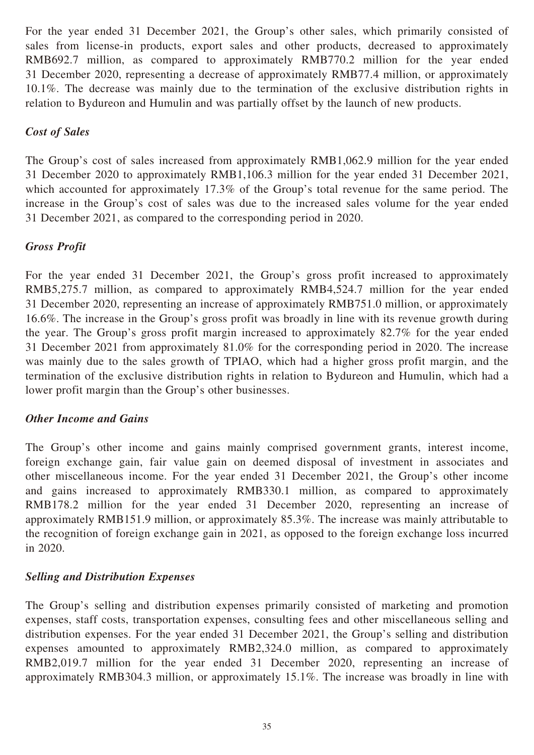For the year ended 31 December 2021, the Group's other sales, which primarily consisted of sales from license-in products, export sales and other products, decreased to approximately RMB692.7 million, as compared to approximately RMB770.2 million for the year ended 31 December 2020, representing a decrease of approximately RMB77.4 million, or approximately 10.1%. The decrease was mainly due to the termination of the exclusive distribution rights in relation to Bydureon and Humulin and was partially offset by the launch of new products.

### *Cost of Sales*

The Group's cost of sales increased from approximately RMB1,062.9 million for the year ended 31 December 2020 to approximately RMB1,106.3 million for the year ended 31 December 2021, which accounted for approximately 17.3% of the Group's total revenue for the same period. The increase in the Group's cost of sales was due to the increased sales volume for the year ended 31 December 2021, as compared to the corresponding period in 2020.

### *Gross Profit*

For the year ended 31 December 2021, the Group's gross profit increased to approximately RMB5,275.7 million, as compared to approximately RMB4,524.7 million for the year ended 31 December 2020, representing an increase of approximately RMB751.0 million, or approximately 16.6%. The increase in the Group's gross profit was broadly in line with its revenue growth during the year. The Group's gross profit margin increased to approximately 82.7% for the year ended 31 December 2021 from approximately 81.0% for the corresponding period in 2020. The increase was mainly due to the sales growth of TPIAO, which had a higher gross profit margin, and the termination of the exclusive distribution rights in relation to Bydureon and Humulin, which had a lower profit margin than the Group's other businesses.

### *Other Income and Gains*

The Group's other income and gains mainly comprised government grants, interest income, foreign exchange gain, fair value gain on deemed disposal of investment in associates and other miscellaneous income. For the year ended 31 December 2021, the Group's other income and gains increased to approximately RMB330.1 million, as compared to approximately RMB178.2 million for the year ended 31 December 2020, representing an increase of approximately RMB151.9 million, or approximately 85.3%. The increase was mainly attributable to the recognition of foreign exchange gain in 2021, as opposed to the foreign exchange loss incurred in 2020.

### *Selling and Distribution Expenses*

The Group's selling and distribution expenses primarily consisted of marketing and promotion expenses, staff costs, transportation expenses, consulting fees and other miscellaneous selling and distribution expenses. For the year ended 31 December 2021, the Group's selling and distribution expenses amounted to approximately RMB2,324.0 million, as compared to approximately RMB2,019.7 million for the year ended 31 December 2020, representing an increase of approximately RMB304.3 million, or approximately 15.1%. The increase was broadly in line with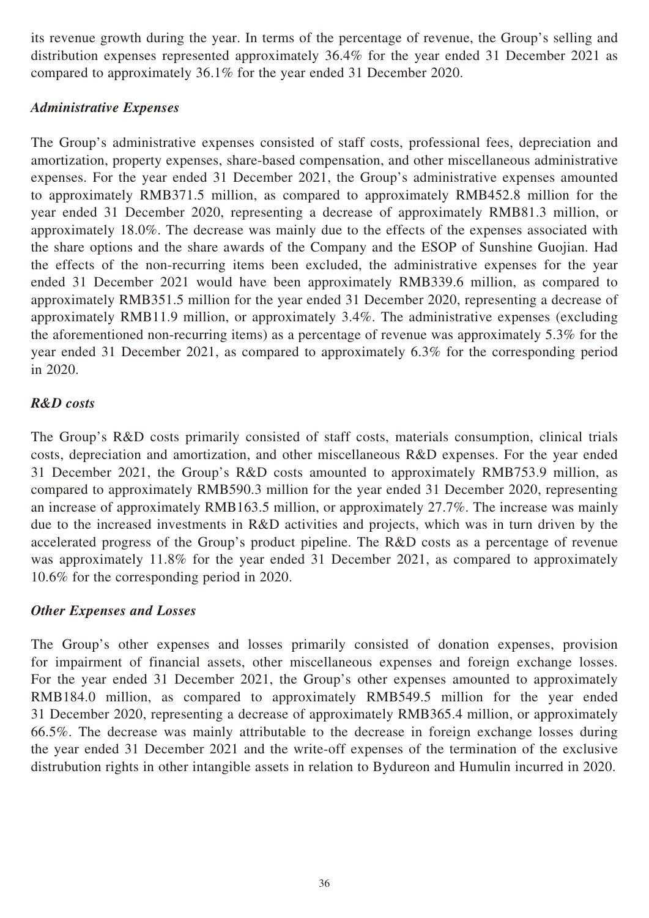its revenue growth during the year. In terms of the percentage of revenue, the Group's selling and distribution expenses represented approximately 36.4% for the year ended 31 December 2021 as compared to approximately 36.1% for the year ended 31 December 2020.

### *Administrative Expenses*

The Group's administrative expenses consisted of staff costs, professional fees, depreciation and amortization, property expenses, share-based compensation, and other miscellaneous administrative expenses. For the year ended 31 December 2021, the Group's administrative expenses amounted to approximately RMB371.5 million, as compared to approximately RMB452.8 million for the year ended 31 December 2020, representing a decrease of approximately RMB81.3 million, or approximately 18.0%. The decrease was mainly due to the effects of the expenses associated with the share options and the share awards of the Company and the ESOP of Sunshine Guojian. Had the effects of the non-recurring items been excluded, the administrative expenses for the year ended 31 December 2021 would have been approximately RMB339.6 million, as compared to approximately RMB351.5 million for the year ended 31 December 2020, representing a decrease of approximately RMB11.9 million, or approximately 3.4%. The administrative expenses (excluding the aforementioned non-recurring items) as a percentage of revenue was approximately 5.3% for the year ended 31 December 2021, as compared to approximately 6.3% for the corresponding period in 2020.

### *R&D costs*

The Group's R&D costs primarily consisted of staff costs, materials consumption, clinical trials costs, depreciation and amortization, and other miscellaneous R&D expenses. For the year ended 31 December 2021, the Group's R&D costs amounted to approximately RMB753.9 million, as compared to approximately RMB590.3 million for the year ended 31 December 2020, representing an increase of approximately RMB163.5 million, or approximately 27.7%. The increase was mainly due to the increased investments in R&D activities and projects, which was in turn driven by the accelerated progress of the Group's product pipeline. The R&D costs as a percentage of revenue was approximately 11.8% for the year ended 31 December 2021, as compared to approximately 10.6% for the corresponding period in 2020.

### *Other Expenses and Losses*

The Group's other expenses and losses primarily consisted of donation expenses, provision for impairment of financial assets, other miscellaneous expenses and foreign exchange losses. For the year ended 31 December 2021, the Group's other expenses amounted to approximately RMB184.0 million, as compared to approximately RMB549.5 million for the year ended 31 December 2020, representing a decrease of approximately RMB365.4 million, or approximately 66.5%. The decrease was mainly attributable to the decrease in foreign exchange losses during the year ended 31 December 2021 and the write-off expenses of the termination of the exclusive distrubution rights in other intangible assets in relation to Bydureon and Humulin incurred in 2020.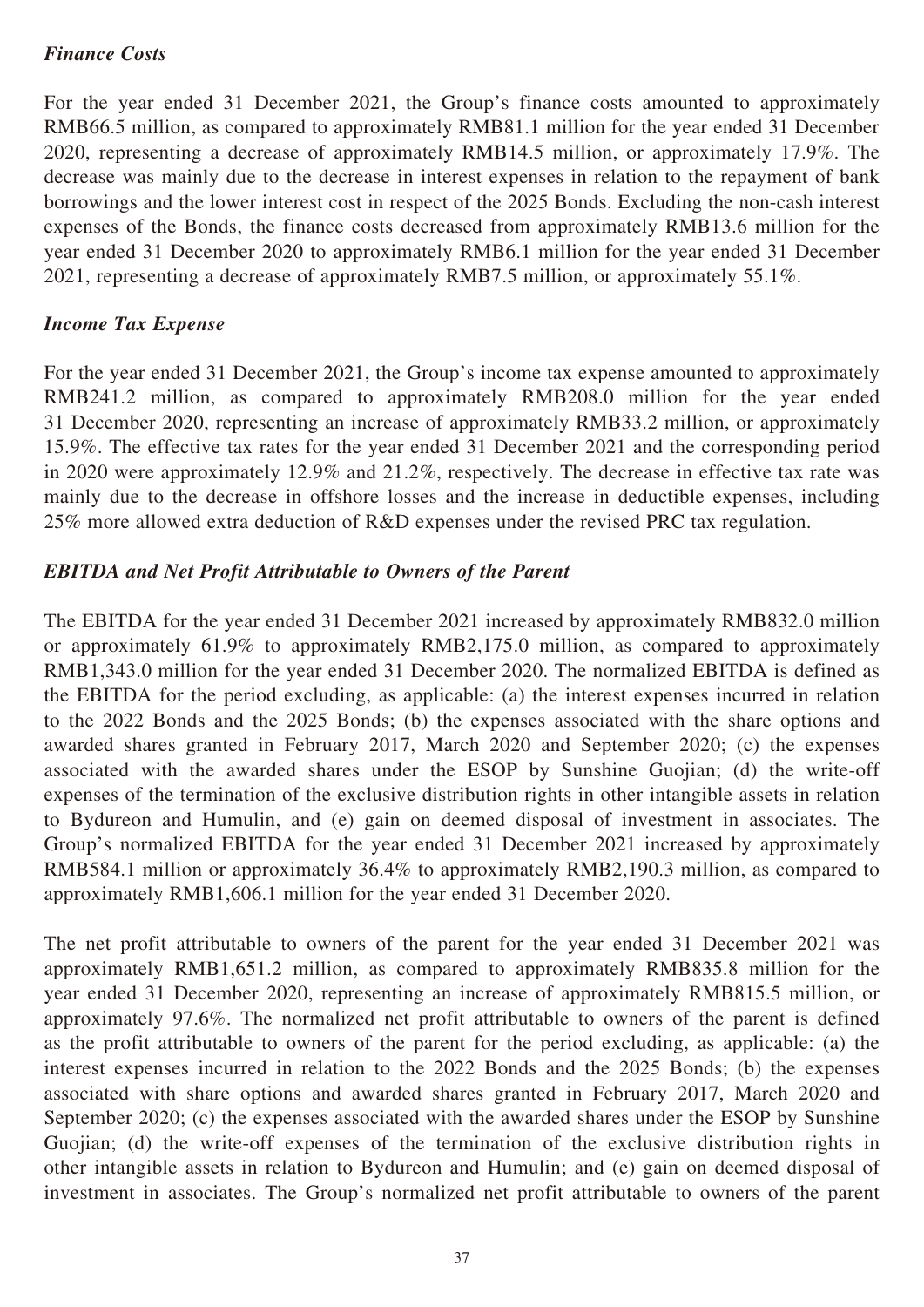### *Finance Costs*

For the year ended 31 December 2021, the Group's finance costs amounted to approximately RMB66.5 million, as compared to approximately RMB81.1 million for the year ended 31 December 2020, representing a decrease of approximately RMB14.5 million, or approximately 17.9%. The decrease was mainly due to the decrease in interest expenses in relation to the repayment of bank borrowings and the lower interest cost in respect of the 2025 Bonds. Excluding the non-cash interest expenses of the Bonds, the finance costs decreased from approximately RMB13.6 million for the year ended 31 December 2020 to approximately RMB6.1 million for the year ended 31 December 2021, representing a decrease of approximately RMB7.5 million, or approximately 55.1%.

### *Income Tax Expense*

For the year ended 31 December 2021, the Group's income tax expense amounted to approximately RMB241.2 million, as compared to approximately RMB208.0 million for the year ended 31 December 2020, representing an increase of approximately RMB33.2 million, or approximately 15.9%. The effective tax rates for the year ended 31 December 2021 and the corresponding period in 2020 were approximately 12.9% and 21.2%, respectively. The decrease in effective tax rate was mainly due to the decrease in offshore losses and the increase in deductible expenses, including 25% more allowed extra deduction of R&D expenses under the revised PRC tax regulation.

### *EBITDA and Net Profit Attributable to Owners of the Parent*

The EBITDA for the year ended 31 December 2021 increased by approximately RMB832.0 million or approximately 61.9% to approximately RMB2,175.0 million, as compared to approximately RMB1,343.0 million for the year ended 31 December 2020. The normalized EBITDA is defined as the EBITDA for the period excluding, as applicable: (a) the interest expenses incurred in relation to the 2022 Bonds and the 2025 Bonds; (b) the expenses associated with the share options and awarded shares granted in February 2017, March 2020 and September 2020; (c) the expenses associated with the awarded shares under the ESOP by Sunshine Guojian; (d) the write-off expenses of the termination of the exclusive distribution rights in other intangible assets in relation to Bydureon and Humulin, and (e) gain on deemed disposal of investment in associates. The Group's normalized EBITDA for the year ended 31 December 2021 increased by approximately RMB584.1 million or approximately 36.4% to approximately RMB2,190.3 million, as compared to approximately RMB1,606.1 million for the year ended 31 December 2020.

The net profit attributable to owners of the parent for the year ended 31 December 2021 was approximately RMB1,651.2 million, as compared to approximately RMB835.8 million for the year ended 31 December 2020, representing an increase of approximately RMB815.5 million, or approximately 97.6%. The normalized net profit attributable to owners of the parent is defined as the profit attributable to owners of the parent for the period excluding, as applicable: (a) the interest expenses incurred in relation to the 2022 Bonds and the 2025 Bonds; (b) the expenses associated with share options and awarded shares granted in February 2017, March 2020 and September 2020; (c) the expenses associated with the awarded shares under the ESOP by Sunshine Guojian; (d) the write-off expenses of the termination of the exclusive distribution rights in other intangible assets in relation to Bydureon and Humulin; and (e) gain on deemed disposal of investment in associates. The Group's normalized net profit attributable to owners of the parent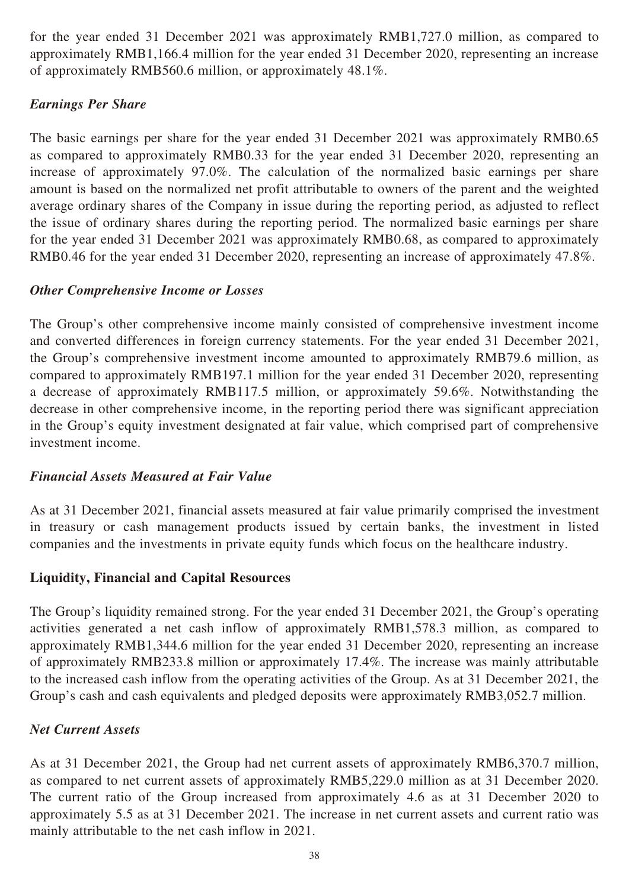for the year ended 31 December 2021 was approximately RMB1,727.0 million, as compared to approximately RMB1,166.4 million for the year ended 31 December 2020, representing an increase of approximately RMB560.6 million, or approximately 48.1%.

### *Earnings Per Share*

The basic earnings per share for the year ended 31 December 2021 was approximately RMB0.65 as compared to approximately RMB0.33 for the year ended 31 December 2020, representing an increase of approximately 97.0%. The calculation of the normalized basic earnings per share amount is based on the normalized net profit attributable to owners of the parent and the weighted average ordinary shares of the Company in issue during the reporting period, as adjusted to reflect the issue of ordinary shares during the reporting period. The normalized basic earnings per share for the year ended 31 December 2021 was approximately RMB0.68, as compared to approximately RMB0.46 for the year ended 31 December 2020, representing an increase of approximately 47.8%.

### *Other Comprehensive Income or Losses*

The Group's other comprehensive income mainly consisted of comprehensive investment income and converted differences in foreign currency statements. For the year ended 31 December 2021, the Group's comprehensive investment income amounted to approximately RMB79.6 million, as compared to approximately RMB197.1 million for the year ended 31 December 2020, representing a decrease of approximately RMB117.5 million, or approximately 59.6%. Notwithstanding the decrease in other comprehensive income, in the reporting period there was significant appreciation in the Group's equity investment designated at fair value, which comprised part of comprehensive investment income.

### *Financial Assets Measured at Fair Value*

As at 31 December 2021, financial assets measured at fair value primarily comprised the investment in treasury or cash management products issued by certain banks, the investment in listed companies and the investments in private equity funds which focus on the healthcare industry.

## Liquidity, Financial and Capital Resources

The Group's liquidity remained strong. For the year ended 31 December 2021, the Group's operating activities generated a net cash inflow of approximately RMB1,578.3 million, as compared to approximately RMB1,344.6 million for the year ended 31 December 2020, representing an increase of approximately RMB233.8 million or approximately 17.4%. The increase was mainly attributable to the increased cash inflow from the operating activities of the Group. As at 31 December 2021, the Group's cash and cash equivalents and pledged deposits were approximately RMB3,052.7 million.

### *Net Current Assets*

As at 31 December 2021, the Group had net current assets of approximately RMB6,370.7 million, as compared to net current assets of approximately RMB5,229.0 million as at 31 December 2020. The current ratio of the Group increased from approximately 4.6 as at 31 December 2020 to approximately 5.5 as at 31 December 2021. The increase in net current assets and current ratio was mainly attributable to the net cash inflow in 2021.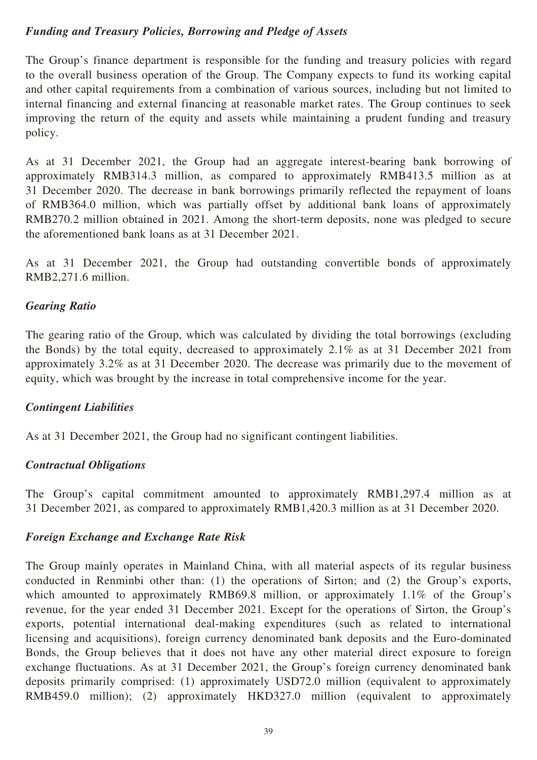### *Funding and Treasury Policies, Borrowing and Pledge of Assets*

The Group's finance department is responsible for the funding and treasury policies with regard to the overall business operation of the Group. The Company expects to fund its working capital and other capital requirements from a combination of various sources, including but not limited to internal financing and external financing at reasonable market rates. The Group continues to seek improving the return of the equity and assets while maintaining a prudent funding and treasury policy.

As at 31 December 2021, the Group had an aggregate interest-bearing bank borrowing of approximately RMB314.3 million, as compared to approximately RMB413.5 million as at 31 December 2020. The decrease in bank borrowings primarily reflected the repayment of loans of RMB364.0 million, which was partially offset by additional bank loans of approximately RMB270.2 million obtained in 2021. Among the short-term deposits, none was pledged to secure the aforementioned bank loans as at 31 December 2021.

As at 31 December 2021, the Group had outstanding convertible bonds of approximately RMB2,271.6 million.

### *Gearing Ratio*

The gearing ratio of the Group, which was calculated by dividing the total borrowings (excluding the Bonds) by the total equity, decreased to approximately 2.1% as at 31 December 2021 from approximately 3.2% as at 31 December 2020. The decrease was primarily due to the movement of equity, which was brought by the increase in total comprehensive income for the year.

### *Contingent Liabilities*

As at 31 December 2021, the Group had no significant contingent liabilities.

### *Contractual Obligations*

The Group's capital commitment amounted to approximately RMB1,297.4 million as at 31 December 2021, as compared to approximately RMB1,420.3 million as at 31 December 2020.

### *Foreign Exchange and Exchange Rate Risk*

The Group mainly operates in Mainland China, with all material aspects of its regular business conducted in Renminbi other than: (1) the operations of Sirton; and (2) the Group's exports, which amounted to approximately RMB69.8 million, or approximately 1.1% of the Group's revenue, for the year ended 31 December 2021. Except for the operations of Sirton, the Group's exports, potential international deal-making expenditures (such as related to international licensing and acquisitions), foreign currency denominated bank deposits and the Euro-dominated Bonds, the Group believes that it does not have any other material direct exposure to foreign exchange fluctuations. As at 31 December 2021, the Group's foreign currency denominated bank deposits primarily comprised: (1) approximately USD72.0 million (equivalent to approximately RMB459.0 million); (2) approximately HKD327.0 million (equivalent to approximately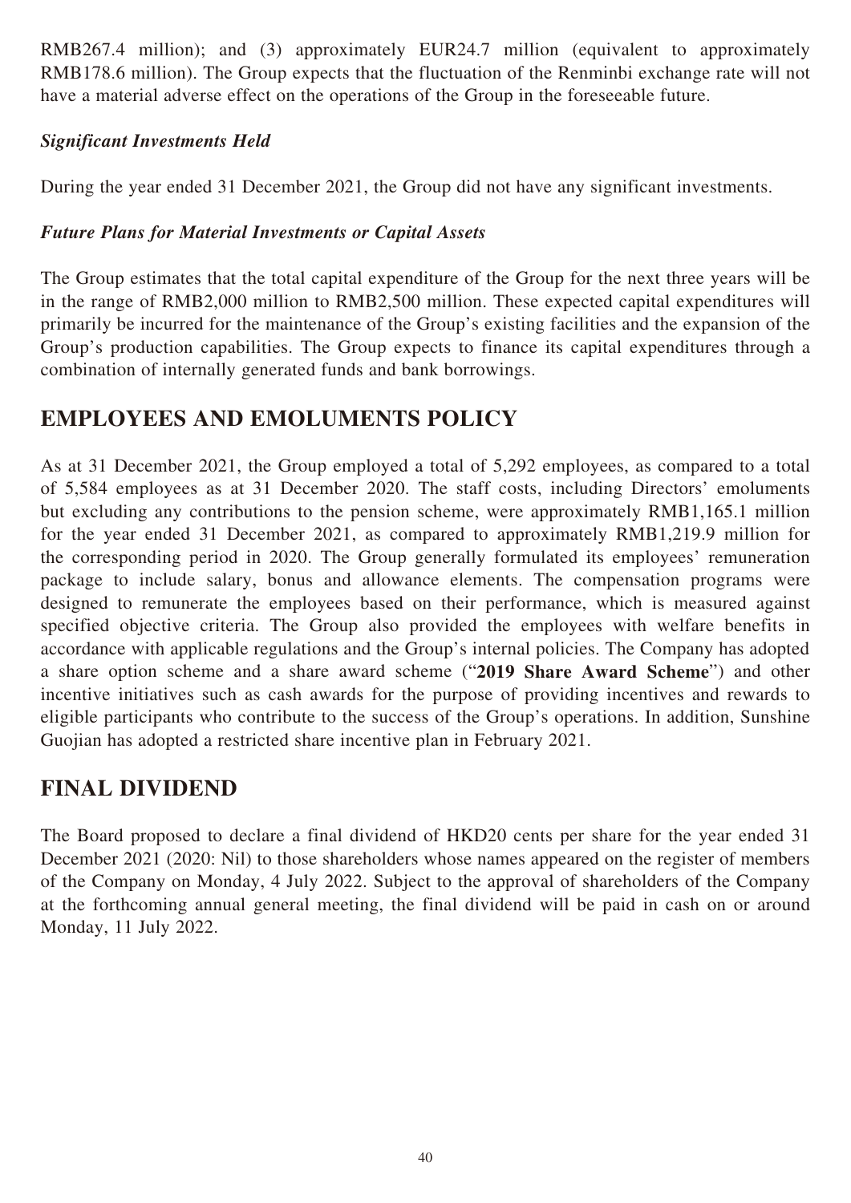RMB267.4 million); and (3) approximately EUR24.7 million (equivalent to approximately RMB178.6 million). The Group expects that the fluctuation of the Renminbi exchange rate will not have a material adverse effect on the operations of the Group in the foreseeable future.

***Significant Investments Held***

During the year ended 31 December 2021, the Group did not have any significant investments.

***Future Plans for Material Investments or Capital Assets***

The Group estimates that the total capital expenditure of the Group for the next three years will be in the range of RMB2,000 million to RMB2,500 million. These expected capital expenditures will primarily be incurred for the maintenance of the Group's existing facilities and the expansion of the Group's production capabilities. The Group expects to finance its capital expenditures through a combination of internally generated funds and bank borrowings.

## EMPLOYEES AND EMOLUMENTS POLICY

As at 31 December 2021, the Group employed a total of 5,292 employees, as compared to a total of 5,584 employees as at 31 December 2020. The staff costs, including Directors' emoluments but excluding any contributions to the pension scheme, were approximately RMB1,165.1 million for the year ended 31 December 2021, as compared to approximately RMB1,219.9 million for the corresponding period in 2020. The Group generally formulated its employees' remuneration package to include salary, bonus and allowance elements. The compensation programs were designed to remunerate the employees based on their performance, which is measured against specified objective criteria. The Group also provided the employees with welfare benefits in accordance with applicable regulations and the Group's internal policies. The Company has adopted a share option scheme and a share award scheme ("**2019 Share Award Scheme**") and other incentive initiatives such as cash awards for the purpose of providing incentives and rewards to eligible participants who contribute to the success of the Group's operations. In addition, Sunshine Guojian has adopted a restricted share incentive plan in February 2021.

## FINAL DIVIDEND

The Board proposed to declare a final dividend of HKD20 cents per share for the year ended 31 December 2021 (2020: Nil) to those shareholders whose names appeared on the register of members of the Company on Monday, 4 July 2022. Subject to the approval of shareholders of the Company at the forthcoming annual general meeting, the final dividend will be paid in cash on or around Monday, 11 July 2022.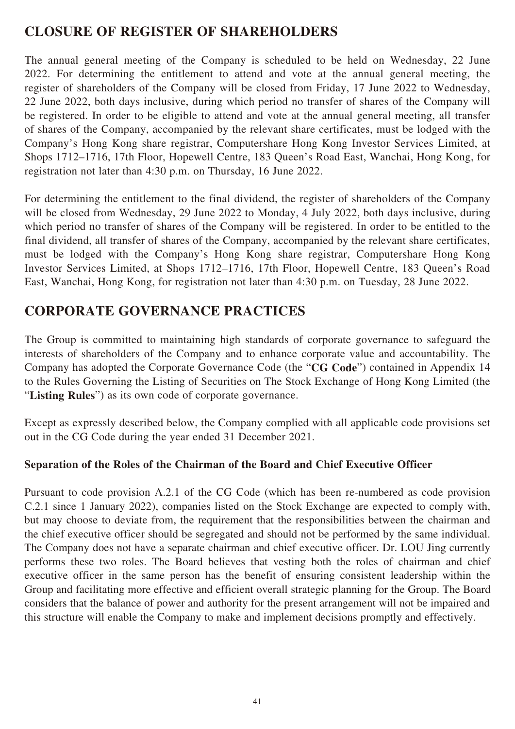## CLOSURE OF REGISTER OF SHAREHOLDERS

The annual general meeting of the Company is scheduled to be held on Wednesday, 22 June 2022. For determining the entitlement to attend and vote at the annual general meeting, the register of shareholders of the Company will be closed from Friday, 17 June 2022 to Wednesday, 22 June 2022, both days inclusive, during which period no transfer of shares of the Company will be registered. In order to be eligible to attend and vote at the annual general meeting, all transfer of shares of the Company, accompanied by the relevant share certificates, must be lodged with the Company's Hong Kong share registrar, Computershare Hong Kong Investor Services Limited, at Shops 1712–1716, 17th Floor, Hopewell Centre, 183 Queen's Road East, Wanchai, Hong Kong, for registration not later than 4:30 p.m. on Thursday, 16 June 2022.

For determining the entitlement to the final dividend, the register of shareholders of the Company will be closed from Wednesday, 29 June 2022 to Monday, 4 July 2022, both days inclusive, during which period no transfer of shares of the Company will be registered. In order to be entitled to the final dividend, all transfer of shares of the Company, accompanied by the relevant share certificates, must be lodged with the Company's Hong Kong share registrar, Computershare Hong Kong Investor Services Limited, at Shops 1712–1716, 17th Floor, Hopewell Centre, 183 Queen's Road East, Wanchai, Hong Kong, for registration not later than 4:30 p.m. on Tuesday, 28 June 2022.

## CORPORATE GOVERNANCE PRACTICES

The Group is committed to maintaining high standards of corporate governance to safeguard the interests of shareholders of the Company and to enhance corporate value and accountability. The Company has adopted the Corporate Governance Code (the "**CG Code**") contained in Appendix 14 to the Rules Governing the Listing of Securities on The Stock Exchange of Hong Kong Limited (the "**Listing Rules**") as its own code of corporate governance.

Except as expressly described below, the Company complied with all applicable code provisions set out in the CG Code during the year ended 31 December 2021.

### Separation of the Roles of the Chairman of the Board and Chief Executive Officer

Pursuant to code provision A.2.1 of the CG Code (which has been re-numbered as code provision C.2.1 since 1 January 2022), companies listed on the Stock Exchange are expected to comply with, but may choose to deviate from, the requirement that the responsibilities between the chairman and the chief executive officer should be segregated and should not be performed by the same individual. The Company does not have a separate chairman and chief executive officer. Dr. LOU Jing currently performs these two roles. The Board believes that vesting both the roles of chairman and chief executive officer in the same person has the benefit of ensuring consistent leadership within the Group and facilitating more effective and efficient overall strategic planning for the Group. The Board considers that the balance of power and authority for the present arrangement will not be impaired and this structure will enable the Company to make and implement decisions promptly and effectively.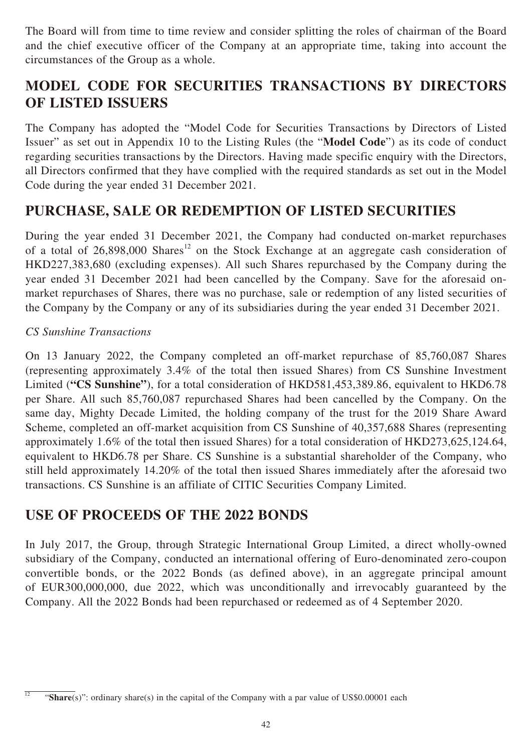The Board will from time to time review and consider splitting the roles of chairman of the Board and the chief executive officer of the Company at an appropriate time, taking into account the circumstances of the Group as a whole.

## MODEL CODE FOR SECURITIES TRANSACTIONS BY DIRECTORS OF LISTED ISSUERS

The Company has adopted the "Model Code for Securities Transactions by Directors of Listed Issuer" as set out in Appendix 10 to the Listing Rules (the "**Model Code**") as its code of conduct regarding securities transactions by the Directors. Having made specific enquiry with the Directors, all Directors confirmed that they have complied with the required standards as set out in the Model Code during the year ended 31 December 2021.

## PURCHASE, SALE OR REDEMPTION OF LISTED SECURITIES

During the year ended 31 December 2021, the Company had conducted on-market repurchases of a total of 26,898,000 Shares[12] on the Stock Exchange at an aggregate cash consideration of HKD227,383,680 (excluding expenses). All such Shares repurchased by the Company during the year ended 31 December 2021 had been cancelled by the Company. Save for the aforesaid on-market repurchases of Shares, there was no purchase, sale or redemption of any listed securities of the Company by the Company or any of its subsidiaries during the year ended 31 December 2021.

*CS Sunshine Transactions*

On 13 January 2022, the Company completed an off-market repurchase of 85,760,087 Shares (representing approximately 3.4% of the total then issued Shares) from CS Sunshine Investment Limited (**"CS Sunshine"**), for a total consideration of HKD581,453,389.86, equivalent to HKD6.78 per Share. All such 85,760,087 repurchased Shares had been cancelled by the Company. On the same day, Mighty Decade Limited, the holding company of the trust for the 2019 Share Award Scheme, completed an off-market acquisition from CS Sunshine of 40,357,688 Shares (representing approximately 1.6% of the total then issued Shares) for a total consideration of HKD273,625,124.64, equivalent to HKD6.78 per Share. CS Sunshine is a substantial shareholder of the Company, who still held approximately 14.20% of the total then issued Shares immediately after the aforesaid two transactions. CS Sunshine is an affiliate of CITIC Securities Company Limited.

## USE OF PROCEEDS OF THE 2022 BONDS

In July 2017, the Group, through Strategic International Group Limited, a direct wholly-owned subsidiary of the Company, conducted an international offering of Euro-denominated zero-coupon convertible bonds, or the 2022 Bonds (as defined above), in an aggregate principal amount of EUR300,000,000, due 2022, which was unconditionally and irrevocably guaranteed by the Company. All the 2022 Bonds had been repurchased or redeemed as of 4 September 2020.

[12] "**Share**(s)": ordinary share(s) in the capital of the Company with a par value of US$0.00001 each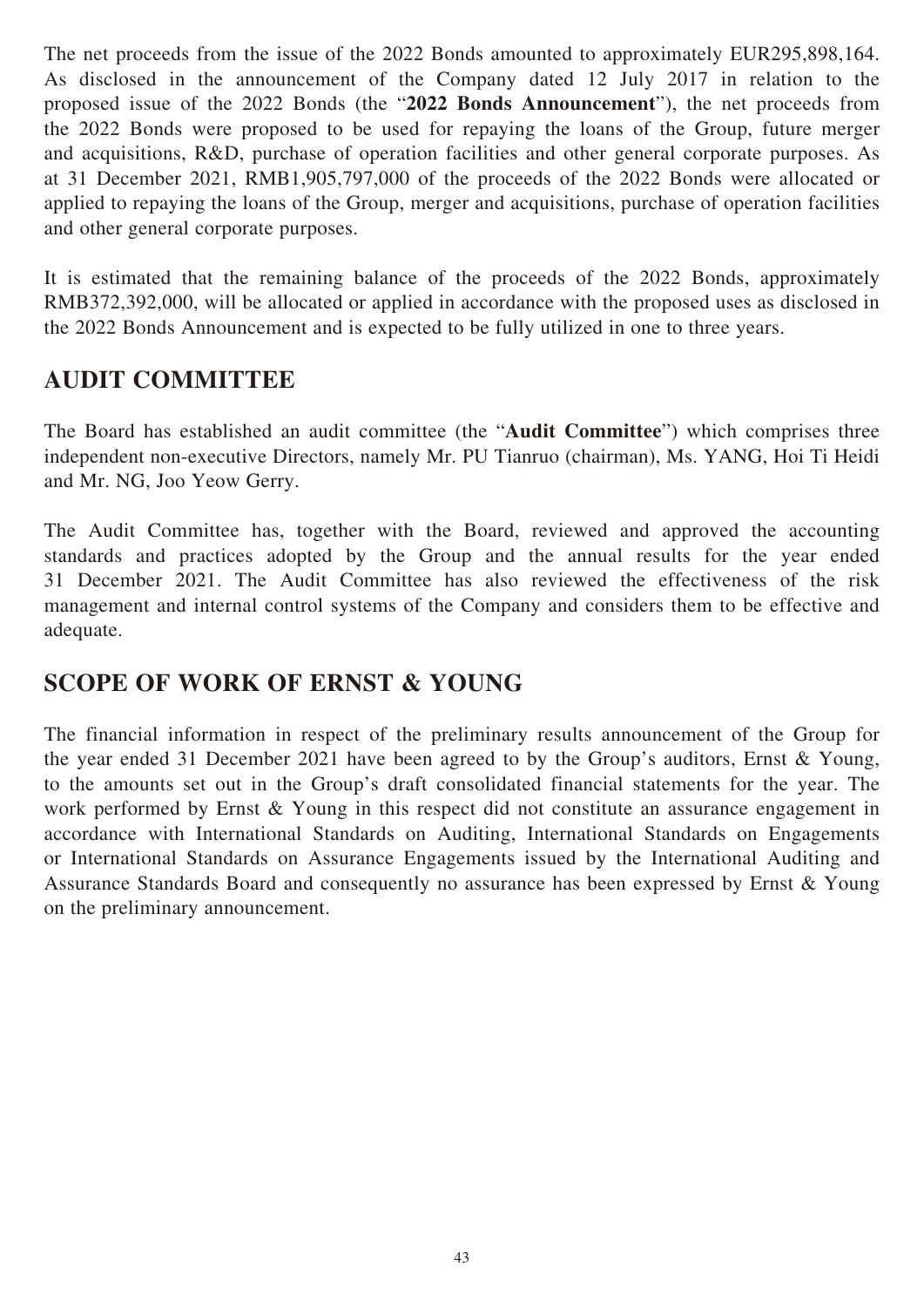The net proceeds from the issue of the 2022 Bonds amounted to approximately EUR295,898,164. As disclosed in the announcement of the Company dated 12 July 2017 in relation to the proposed issue of the 2022 Bonds (the "**2022 Bonds Announcement**"), the net proceeds from the 2022 Bonds were proposed to be used for repaying the loans of the Group, future merger and acquisitions, R&D, purchase of operation facilities and other general corporate purposes. As at 31 December 2021, RMB1,905,797,000 of the proceeds of the 2022 Bonds were allocated or applied to repaying the loans of the Group, merger and acquisitions, purchase of operation facilities and other general corporate purposes.

It is estimated that the remaining balance of the proceeds of the 2022 Bonds, approximately RMB372,392,000, will be allocated or applied in accordance with the proposed uses as disclosed in the 2022 Bonds Announcement and is expected to be fully utilized in one to three years.

## AUDIT COMMITTEE

The Board has established an audit committee (the "**Audit Committee**") which comprises three independent non-executive Directors, namely Mr. PU Tianruo (chairman), Ms. YANG, Hoi Ti Heidi and Mr. NG, Joo Yeow Gerry.

The Audit Committee has, together with the Board, reviewed and approved the accounting standards and practices adopted by the Group and the annual results for the year ended 31 December 2021. The Audit Committee has also reviewed the effectiveness of the risk management and internal control systems of the Company and considers them to be effective and adequate.

## SCOPE OF WORK OF ERNST & YOUNG

The financial information in respect of the preliminary results announcement of the Group for the year ended 31 December 2021 have been agreed to by the Group's auditors, Ernst & Young, to the amounts set out in the Group's draft consolidated financial statements for the year. The work performed by Ernst & Young in this respect did not constitute an assurance engagement in accordance with International Standards on Auditing, International Standards on Engagements or International Standards on Assurance Engagements issued by the International Auditing and Assurance Standards Board and consequently no assurance has been expressed by Ernst & Young on the preliminary announcement.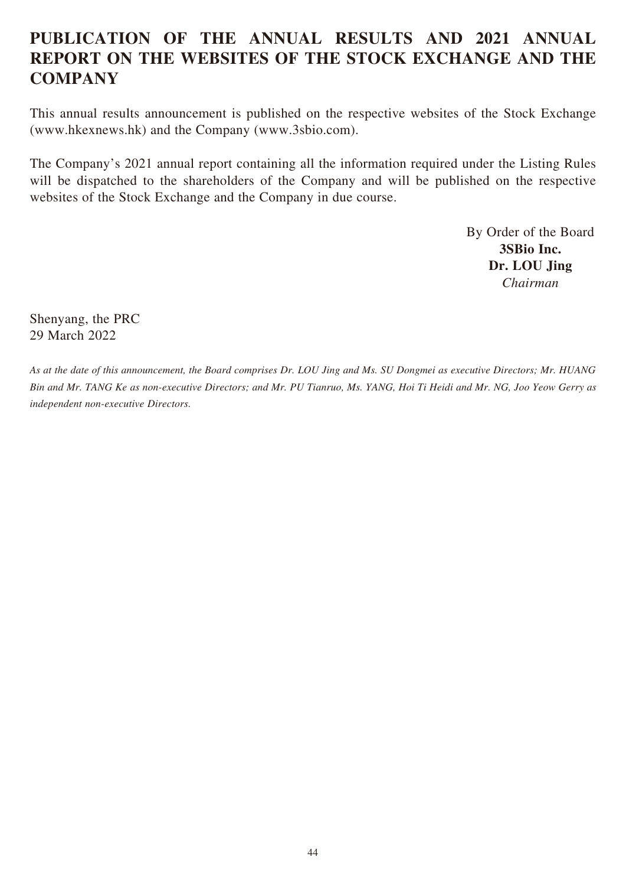## PUBLICATION OF THE ANNUAL RESULTS AND 2021 ANNUAL REPORT ON THE WEBSITES OF THE STOCK EXCHANGE AND THE COMPANY

This annual results announcement is published on the respective websites of the Stock Exchange (www.hkexnews.hk) and the Company (www.3sbio.com).

The Company's 2021 annual report containing all the information required under the Listing Rules will be dispatched to the shareholders of the Company and will be published on the respective websites of the Stock Exchange and the Company in due course.

By Order of the Board
**3SBio Inc.**
**Dr. LOU Jing**
*Chairman*

Shenyang, the PRC
29 March 2022

*As at the date of this announcement, the Board comprises Dr. LOU Jing and Ms. SU Dongmei as executive Directors; Mr. HUANG Bin and Mr. TANG Ke as non-executive Directors; and Mr. PU Tianruo, Ms. YANG, Hoi Ti Heidi and Mr. NG, Joo Yeow Gerry as independent non-executive Directors.*